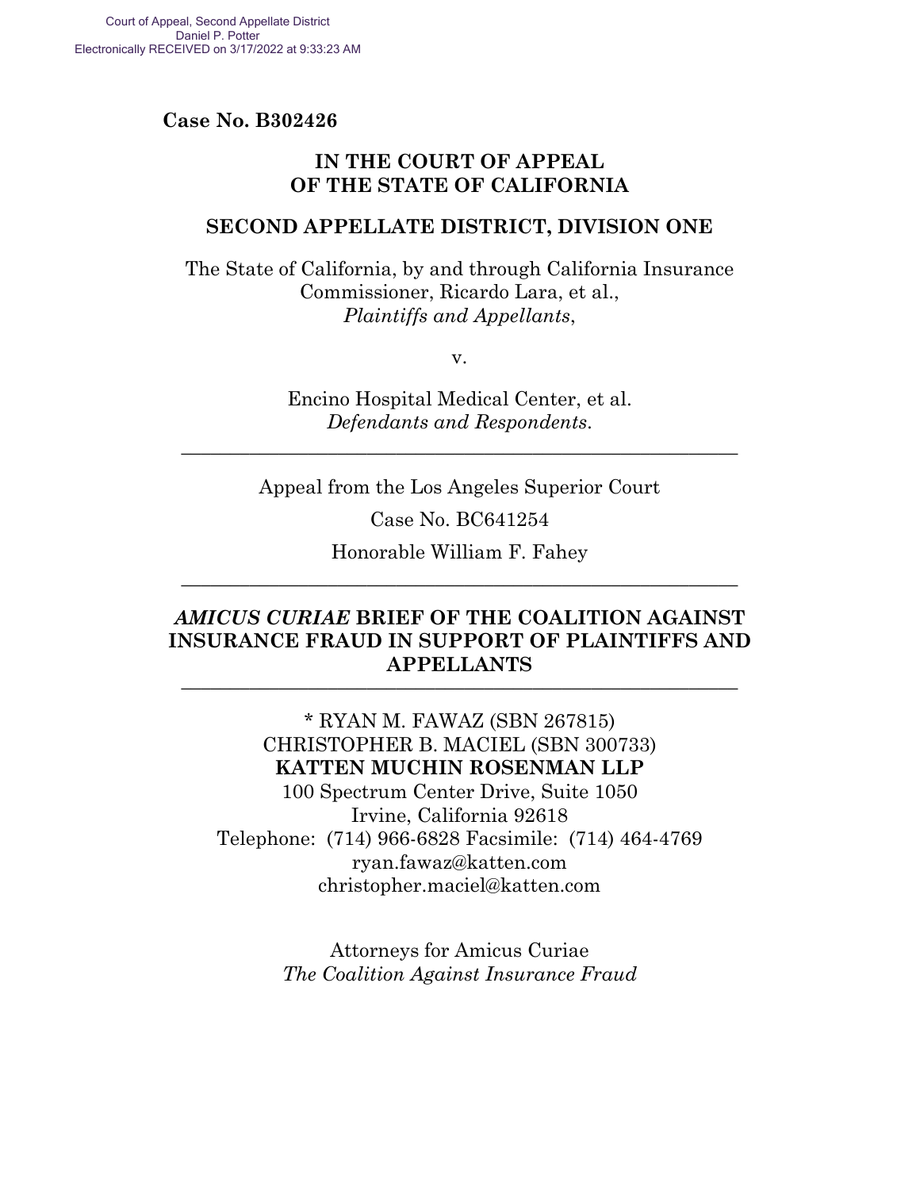Court of Appeal, Second Appellate District
Daniel P. Potter
Electronically RECEIVED on 3/17/2022 at 9:33:23 AM

**Case No. B302426**

**IN THE COURT OF APPEAL**
**OF THE STATE OF CALIFORNIA**

**SECOND APPELLATE DISTRICT, DIVISION ONE**

The State of California, by and through California Insurance Commissioner, Ricardo Lara, et al.,
*Plaintiffs and Appellants*,

v.

Encino Hospital Medical Center, et al.
*Defendants and Respondents*.

---

Appeal from the Los Angeles Superior Court

Case No. BC641254

Honorable William F. Fahey

---

***AMICUS CURIAE* BRIEF OF THE COALITION AGAINST INSURANCE FRAUD IN SUPPORT OF PLAINTIFFS AND APPELLANTS**

---

* RYAN M. FAWAZ (SBN 267815)
CHRISTOPHER B. MACIEL (SBN 300733)
**KATTEN MUCHIN ROSENMAN LLP**
100 Spectrum Center Drive, Suite 1050
Irvine, California 92618
Telephone: (714) 966-6828 Facsimile: (714) 464-4769
ryan.fawaz@katten.com
christopher.maciel@katten.com

Attorneys for Amicus Curiae
*The Coalition Against Insurance Fraud*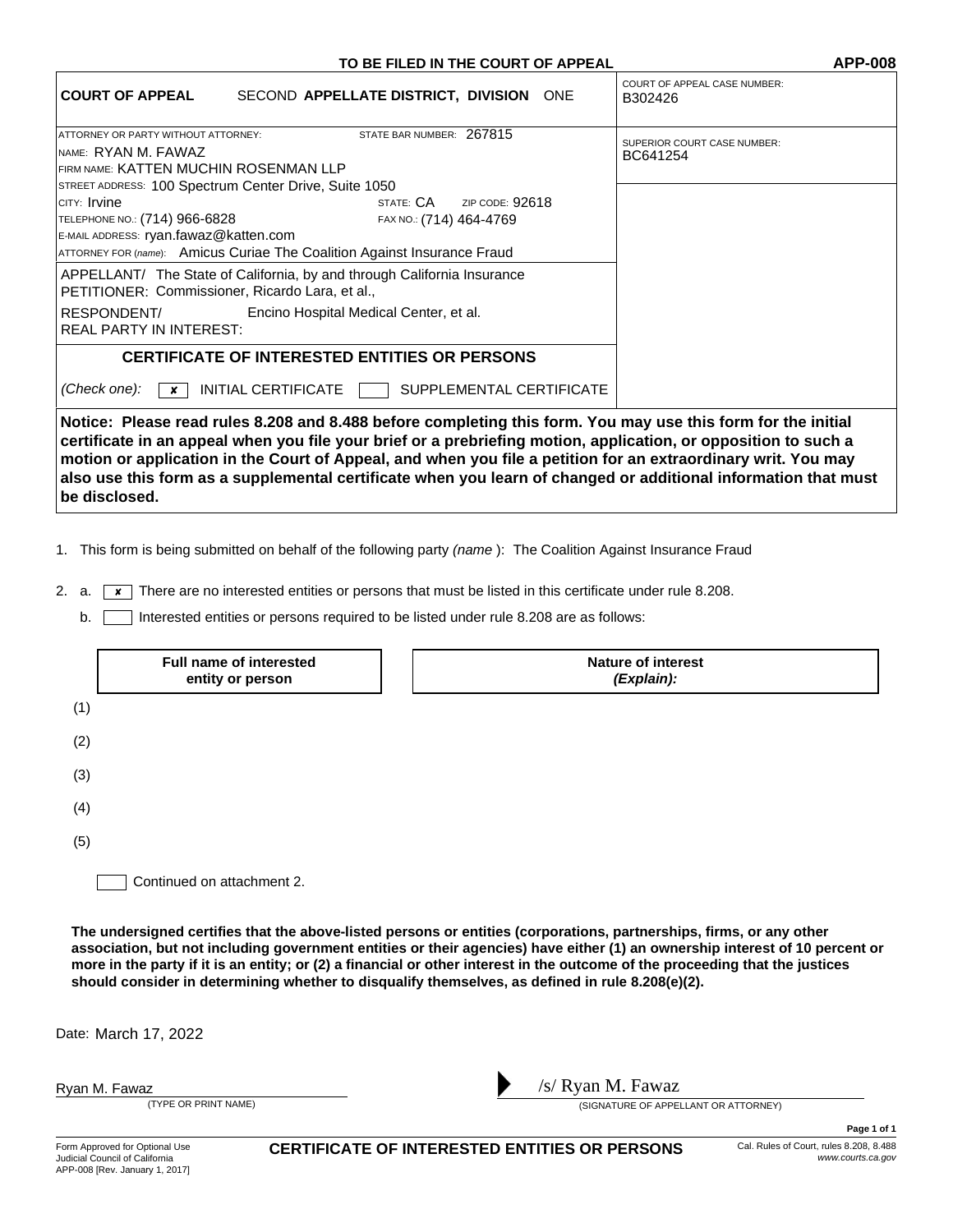**TO BE FILED IN THE COURT OF APPEAL** **APP-008**

| **COURT OF APPEAL** SECOND **APPELLATE DISTRICT, DIVISION** ONE | COURT OF APPEAL CASE NUMBER: B302426 |
|---|---|
| ATTORNEY OR PARTY WITHOUT ATTORNEY: STATE BAR NUMBER: 267815<br>NAME: RYAN M. FAWAZ<br>FIRM NAME: KATTEN MUCHIN ROSENMAN LLP<br>STREET ADDRESS: 100 Spectrum Center Drive, Suite 1050<br>CITY: Irvine STATE: CA ZIP CODE: 92618<br>TELEPHONE NO.: (714) 966-6828 FAX NO.: (714) 464-4769<br>E-MAIL ADDRESS: ryan.fawaz@katten.com<br>ATTORNEY FOR (name): Amicus Curiae The Coalition Against Insurance Fraud | SUPERIOR COURT CASE NUMBER: BC641254 |
| APPELLANT/ PETITIONER: The State of California, by and through California Insurance Commissioner, Ricardo Lara, et al.,<br>RESPONDENT/ REAL PARTY IN INTEREST: Encino Hospital Medical Center, et al. | |

## CERTIFICATE OF INTERESTED ENTITIES OR PERSONS

*(Check one):* [x] INITIAL CERTIFICATE [ ] SUPPLEMENTAL CERTIFICATE

**Notice: Please read rules 8.208 and 8.488 before completing this form. You may use this form for the initial certificate in an appeal when you file your brief or a prebriefing motion, application, or opposition to such a motion or application in the Court of Appeal, and when you file a petition for an extraordinary writ. You may also use this form as a supplemental certificate when you learn of changed or additional information that must be disclosed.**

1. This form is being submitted on behalf of the following party *(name)*: The Coalition Against Insurance Fraud

2. a. [x] There are no interested entities or persons that must be listed in this certificate under rule 8.208.

   b. [ ] Interested entities or persons required to be listed under rule 8.208 are as follows:

| | Full name of interested entity or person | Nature of interest *(Explain):* |
|---|---|---|
| (1) | | |
| (2) | | |
| (3) | | |
| (4) | | |
| (5) | | |

[ ] Continued on attachment 2.

**The undersigned certifies that the above-listed persons or entities (corporations, partnerships, firms, or any other association, but not including government entities or their agencies) have either (1) an ownership interest of 10 percent or more in the party if it is an entity; or (2) a financial or other interest in the outcome of the proceeding that the justices should consider in determining whether to disqualify themselves, as defined in rule 8.208(e)(2).**

Date: March 17, 2022

Ryan M. Fawaz
(TYPE OR PRINT NAME)

/s/ Ryan M. Fawaz
(SIGNATURE OF APPELLANT OR ATTORNEY)

Form Approved for Optional Use
Judicial Council of California
APP-008 [Rev. January 1, 2017]

**CERTIFICATE OF INTERESTED ENTITIES OR PERSONS**

Cal. Rules of Court, rules 8.208, 8.488
*www.courts.ca.gov*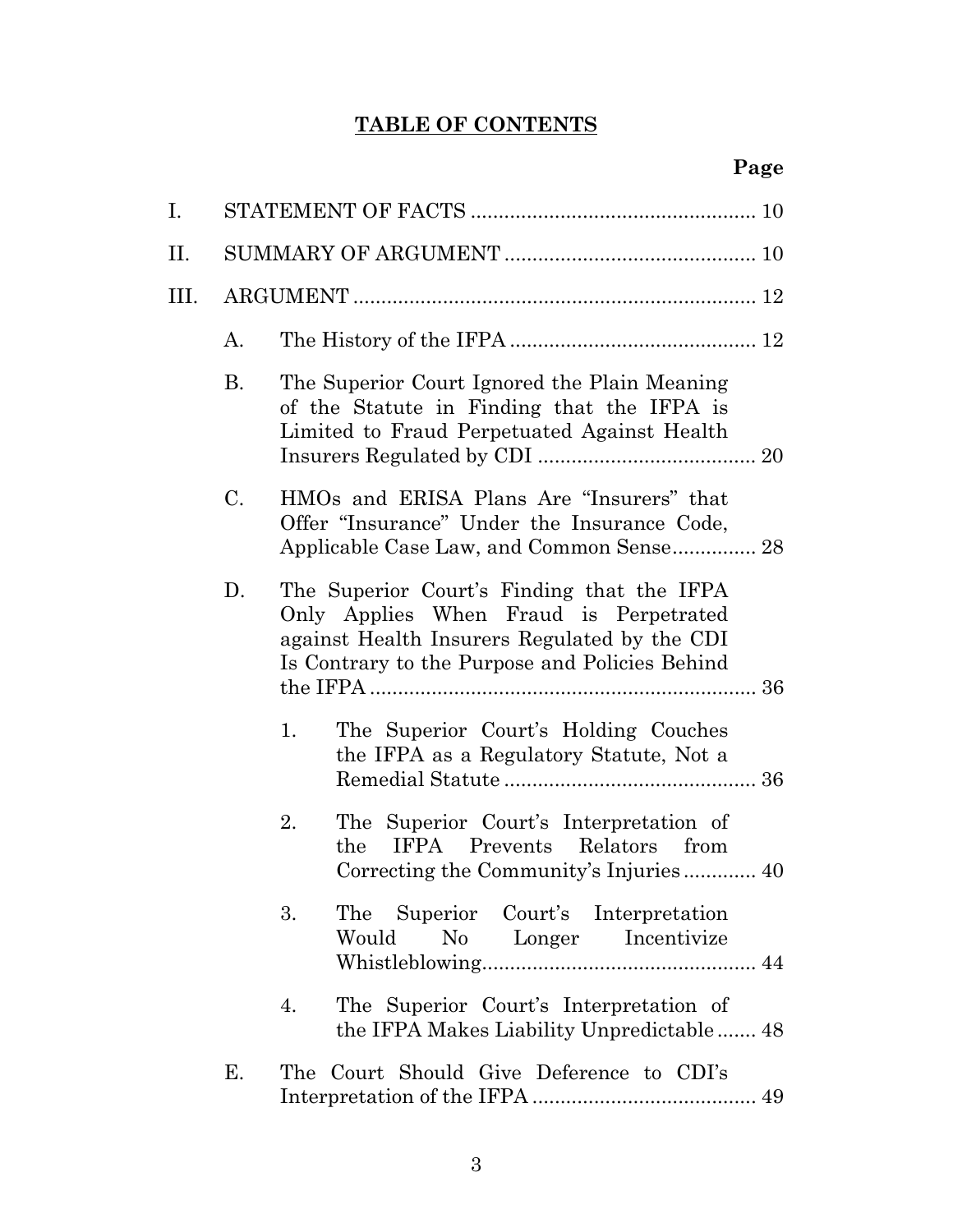# TABLE OF CONTENTS

**Page**

I. STATEMENT OF FACTS .................................................. 10

II. SUMMARY OF ARGUMENT ............................................ 10

III. ARGUMENT ....................................................................... 12

- A. The History of the IFPA ............................................ 12
- B. The Superior Court Ignored the Plain Meaning of the Statute in Finding that the IFPA is Limited to Fraud Perpetuated Against Health Insurers Regulated by CDI ...................................... 20
- C. HMOs and ERISA Plans Are "Insurers" that Offer "Insurance" Under the Insurance Code, Applicable Case Law, and Common Sense............... 28
- D. The Superior Court's Finding that the IFPA Only Applies When Fraud is Perpetrated against Health Insurers Regulated by the CDI Is Contrary to the Purpose and Policies Behind the IFPA ...................................................................... 36
  1. The Superior Court's Holding Couches the IFPA as a Regulatory Statute, Not a Remedial Statute ............................................. 36
  2. The Superior Court's Interpretation of the IFPA Prevents Relators from Correcting the Community's Injuries ............. 40
  3. The Superior Court's Interpretation Would No Longer Incentivize Whistleblowing................................................. 44
  4. The Superior Court's Interpretation of the IFPA Makes Liability Unpredictable ....... 48
- E. The Court Should Give Deference to CDI's Interpretation of the IFPA ........................................ 49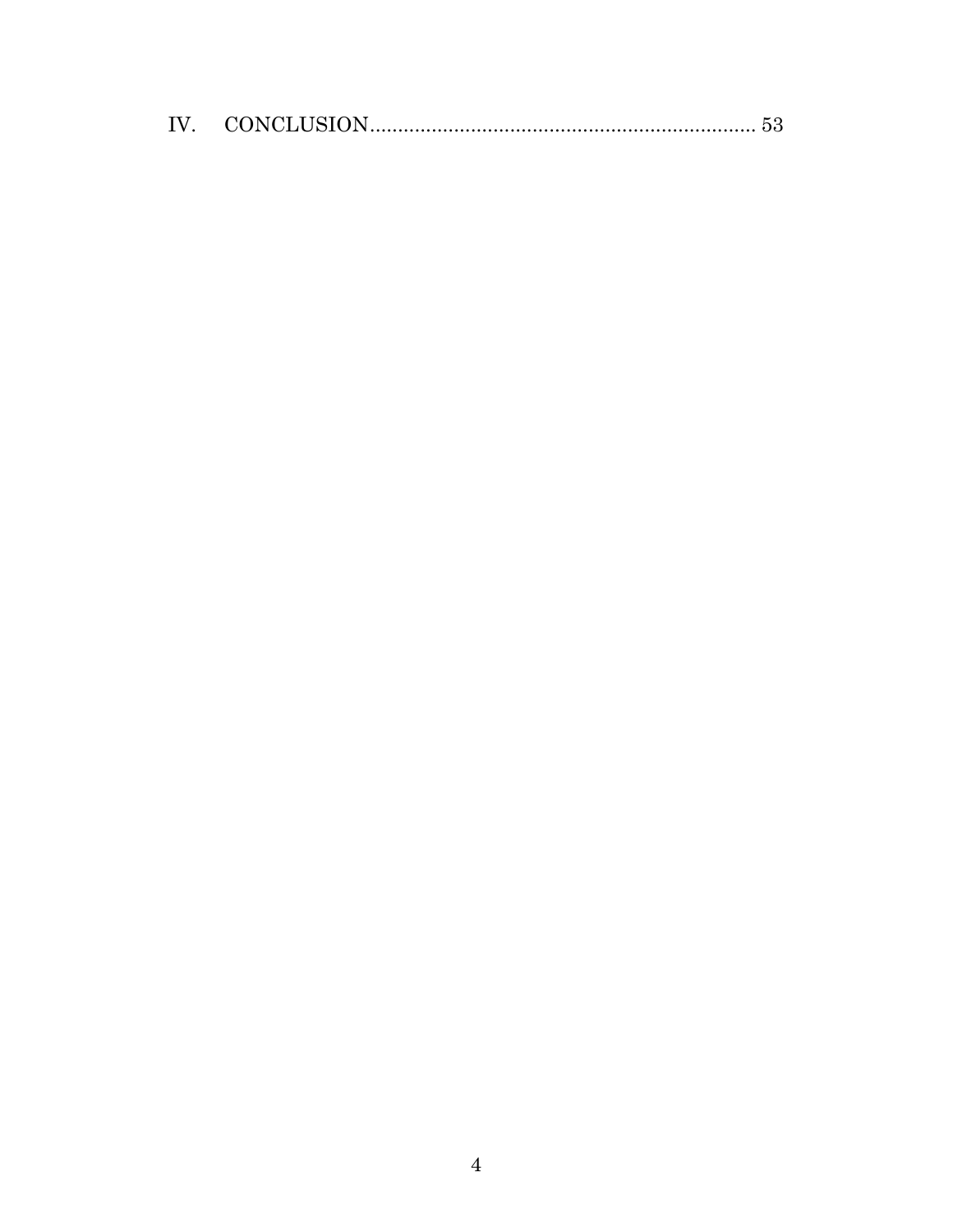IV. CONCLUSION ...................................................................... 53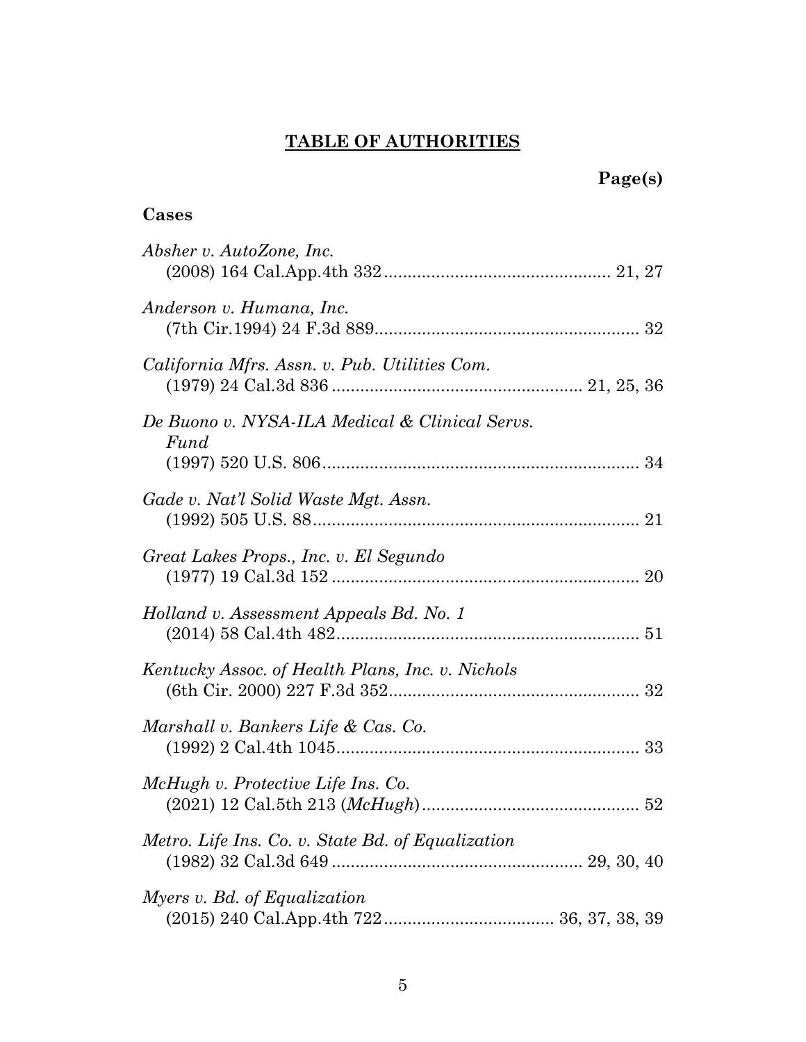# TABLE OF AUTHORITIES

**Page(s)**

**Cases**

*Absher v. AutoZone, Inc.*
(2008) 164 Cal.App.4th 332 ................................................ 21, 27

*Anderson v. Humana, Inc.*
(7th Cir.1994) 24 F.3d 889 ........................................................ 32

*California Mfrs. Assn. v. Pub. Utilities Com.*
(1979) 24 Cal.3d 836 .................................................... 21, 25, 36

*De Buono v. NYSA-ILA Medical & Clinical Servs. Fund*
(1997) 520 U.S. 806 ................................................................... 34

*Gade v. Nat'l Solid Waste Mgt. Assn.*
(1992) 505 U.S. 88 ..................................................................... 21

*Great Lakes Props., Inc. v. El Segundo*
(1977) 19 Cal.3d 152 ................................................................. 20

*Holland v. Assessment Appeals Bd. No. 1*
(2014) 58 Cal.4th 482 ................................................................ 51

*Kentucky Assoc. of Health Plans, Inc. v. Nichols*
(6th Cir. 2000) 227 F.3d 352 ..................................................... 32

*Marshall v. Bankers Life & Cas. Co.*
(1992) 2 Cal.4th 1045 ................................................................ 33

*McHugh v. Protective Life Ins. Co.*
(2021) 12 Cal.5th 213 (*McHugh*) .............................................. 52

*Metro. Life Ins. Co. v. State Bd. of Equalization*
(1982) 32 Cal.3d 649 ..................................................... 29, 30, 40

*Myers v. Bd. of Equalization*
(2015) 240 Cal.App.4th 722 .................................... 36, 37, 38, 39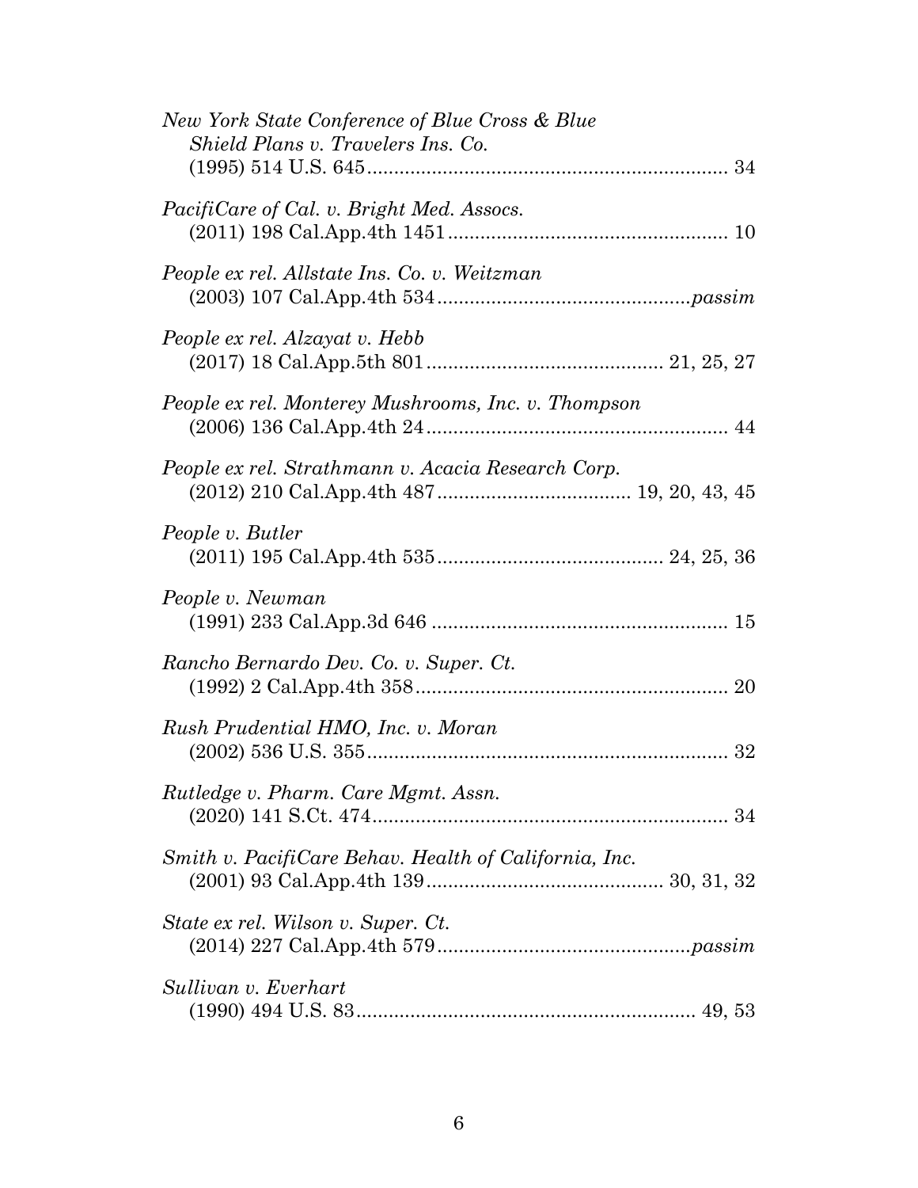*New York State Conference of Blue Cross & Blue Shield Plans v. Travelers Ins. Co.*
(1995) 514 U.S. 645 .................................................................. 34

*PacifiCare of Cal. v. Bright Med. Assocs.*
(2011) 198 Cal.App.4th 1451 .................................................... 10

*People ex rel. Allstate Ins. Co. v. Weitzman*
(2003) 107 Cal.App.4th 534 ..............................................*passim*

*People ex rel. Alzayat v. Hebb*
(2017) 18 Cal.App.5th 801 ........................................... 21, 25, 27

*People ex rel. Monterey Mushrooms, Inc. v. Thompson*
(2006) 136 Cal.App.4th 24 ........................................................ 44

*People ex rel. Strathmann v. Acacia Research Corp.*
(2012) 210 Cal.App.4th 487 .................................... 19, 20, 43, 45

*People v. Butler*
(2011) 195 Cal.App.4th 535 ......................................... 24, 25, 36

*People v. Newman*
(1991) 233 Cal.App.3d 646 ....................................................... 15

*Rancho Bernardo Dev. Co. v. Super. Ct.*
(1992) 2 Cal.App.4th 358 .......................................................... 20

*Rush Prudential HMO, Inc. v. Moran*
(2002) 536 U.S. 355 .................................................................. 32

*Rutledge v. Pharm. Care Mgmt. Assn.*
(2020) 141 S.Ct. 474 .................................................................. 34

*Smith v. PacifiCare Behav. Health of California, Inc.*
(2001) 93 Cal.App.4th 139 ........................................... 30, 31, 32

*State ex rel. Wilson v. Super. Ct.*
(2014) 227 Cal.App.4th 579 ..............................................*passim*

*Sullivan v. Everhart*
(1990) 494 U.S. 83 ............................................................... 49, 53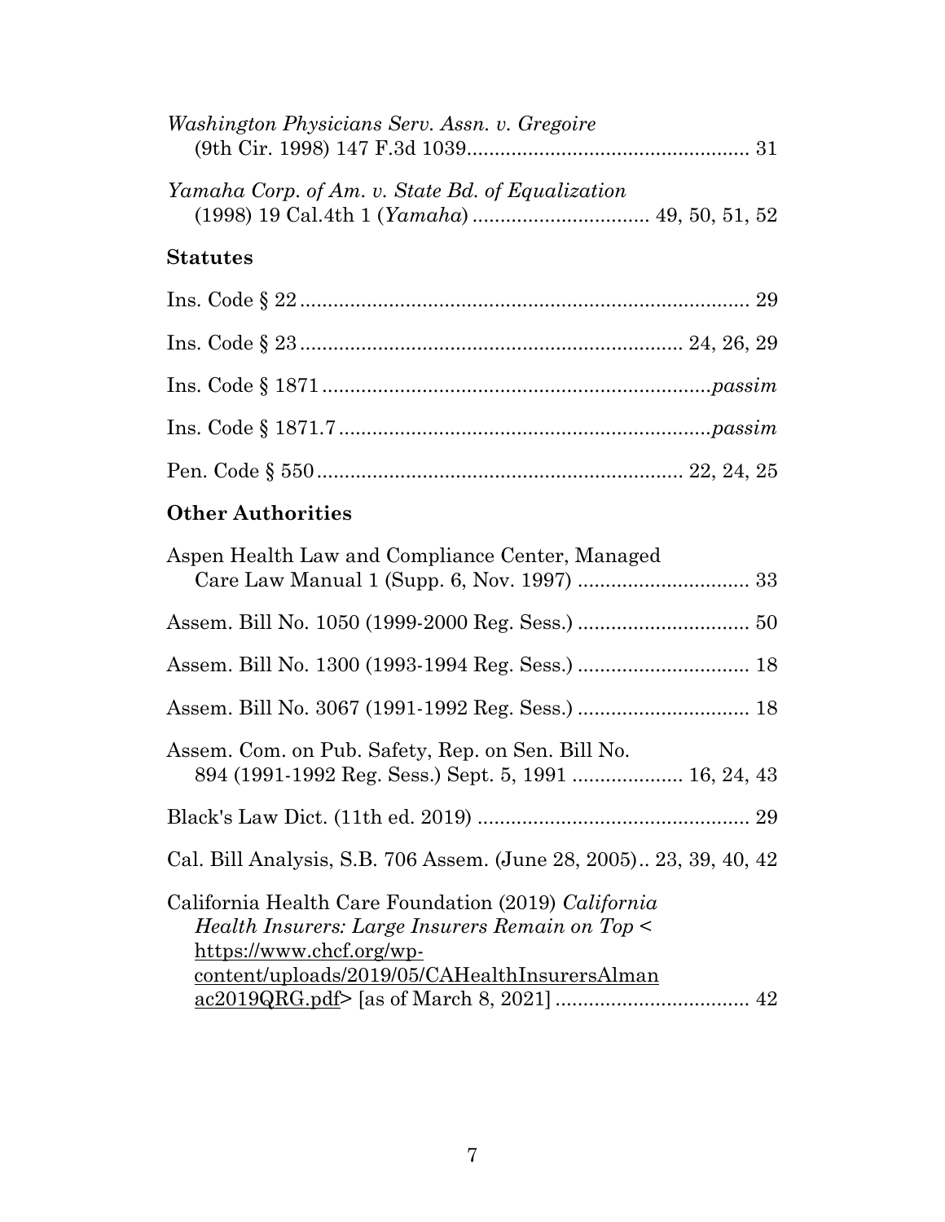*Washington Physicians Serv. Assn. v. Gregoire* (9th Cir. 1998) 147 F.3d 1039.................................................. 31

*Yamaha Corp. of Am. v. State Bd. of Equalization* (1998) 19 Cal.4th 1 (*Yamaha*) ................................ 49, 50, 51, 52

### Statutes

Ins. Code § 22 ................................................................................ 29

Ins. Code § 23 ................................................................... 24, 26, 29

Ins. Code § 1871 .................................................................... *passim*

Ins. Code § 1871.7 .................................................................. *passim*

Pen. Code § 550 ................................................................. 22, 24, 25

### Other Authorities

Aspen Health Law and Compliance Center, Managed Care Law Manual 1 (Supp. 6, Nov. 1997) .............................. 33

Assem. Bill No. 1050 (1999-2000 Reg. Sess.) .............................. 50

Assem. Bill No. 1300 (1993-1994 Reg. Sess.) .............................. 18

Assem. Bill No. 3067 (1991-1992 Reg. Sess.) .............................. 18

Assem. Com. on Pub. Safety, Rep. on Sen. Bill No. 894 (1991-1992 Reg. Sess.) Sept. 5, 1991 ................... 16, 24, 43

Black's Law Dict. (11th ed. 2019) ................................................ 29

Cal. Bill Analysis, S.B. 706 Assem. (June 28, 2005).. 23, 39, 40, 42

California Health Care Foundation (2019) *California Health Insurers: Large Insurers Remain on Top* < https://www.chcf.org/wp-content/uploads/2019/05/CAHealthInsurersAlmanac2019QRG.pdf> [as of March 8, 2021] .................................. 42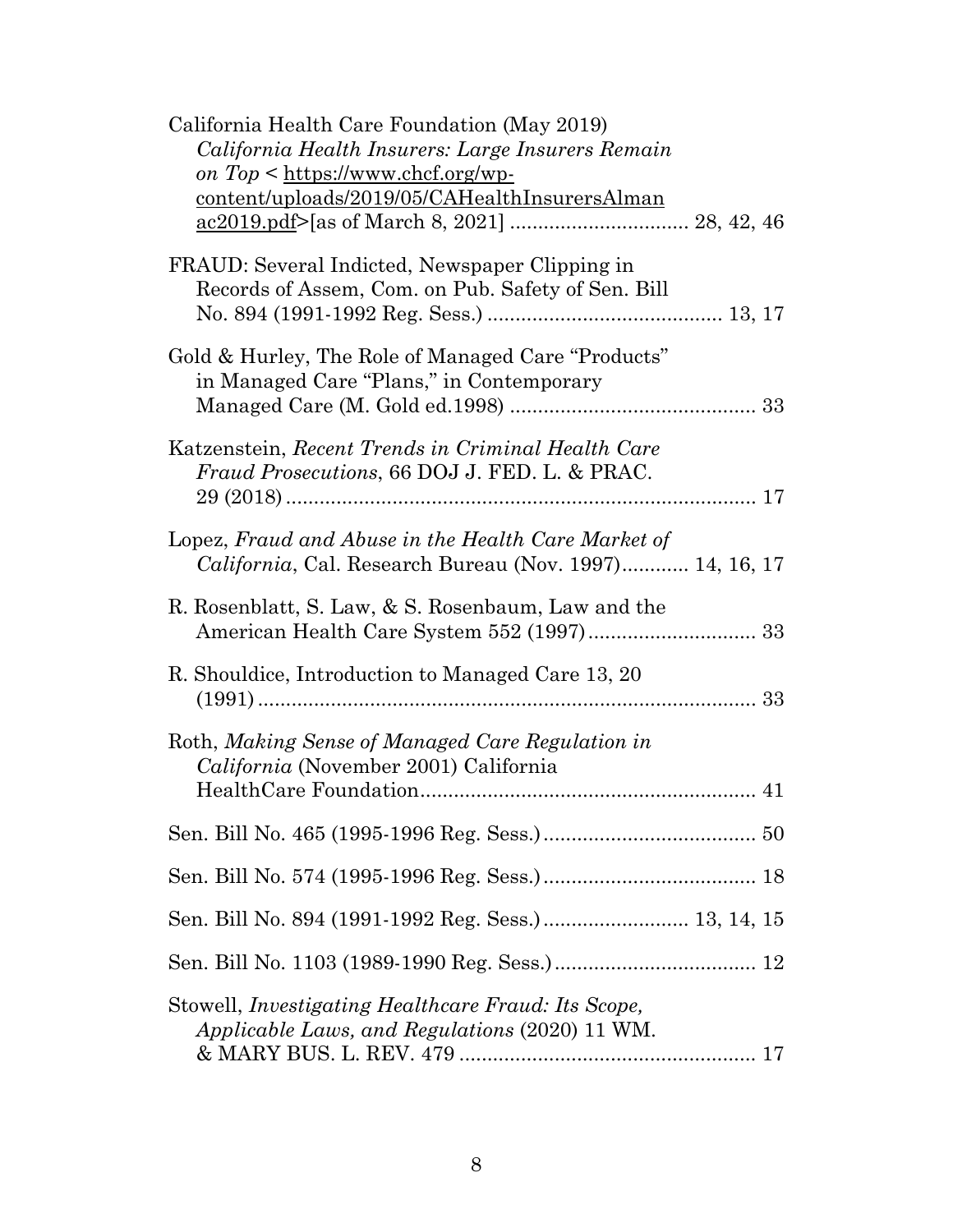California Health Care Foundation (May 2019) *California Health Insurers: Large Insurers Remain on Top* < https://www.chcf.org/wp-content/uploads/2019/05/CAHealthInsurersAlmanac2019.pdf>[as of March 8, 2021] ................................ 28, 42, 46

FRAUD: Several Indicted, Newspaper Clipping in Records of Assem, Com. on Pub. Safety of Sen. Bill No. 894 (1991-1992 Reg. Sess.) .......................................... 13, 17

Gold & Hurley, The Role of Managed Care "Products" in Managed Care "Plans," in Contemporary Managed Care (M. Gold ed.1998) ............................................ 33

Katzenstein, *Recent Trends in Criminal Health Care Fraud Prosecutions*, 66 DOJ J. FED. L. & PRAC. 29 (2018) .................................................................................... 17

Lopez, *Fraud and Abuse in the Health Care Market of California*, Cal. Research Bureau (Nov. 1997)............ 14, 16, 17

R. Rosenblatt, S. Law, & S. Rosenbaum, Law and the American Health Care System 552 (1997).............................. 33

R. Shouldice, Introduction to Managed Care 13, 20 (1991) ......................................................................................... 33

Roth, *Making Sense of Managed Care Regulation in California* (November 2001) California HealthCare Foundation............................................................ 41

Sen. Bill No. 465 (1995-1996 Reg. Sess.)...................................... 50

Sen. Bill No. 574 (1995-1996 Reg. Sess.)...................................... 18

Sen. Bill No. 894 (1991-1992 Reg. Sess.).......................... 13, 14, 15

Sen. Bill No. 1103 (1989-1990 Reg. Sess.).................................... 12

Stowell, *Investigating Healthcare Fraud: Its Scope, Applicable Laws, and Regulations* (2020) 11 WM. & MARY BUS. L. REV. 479 ..................................................... 17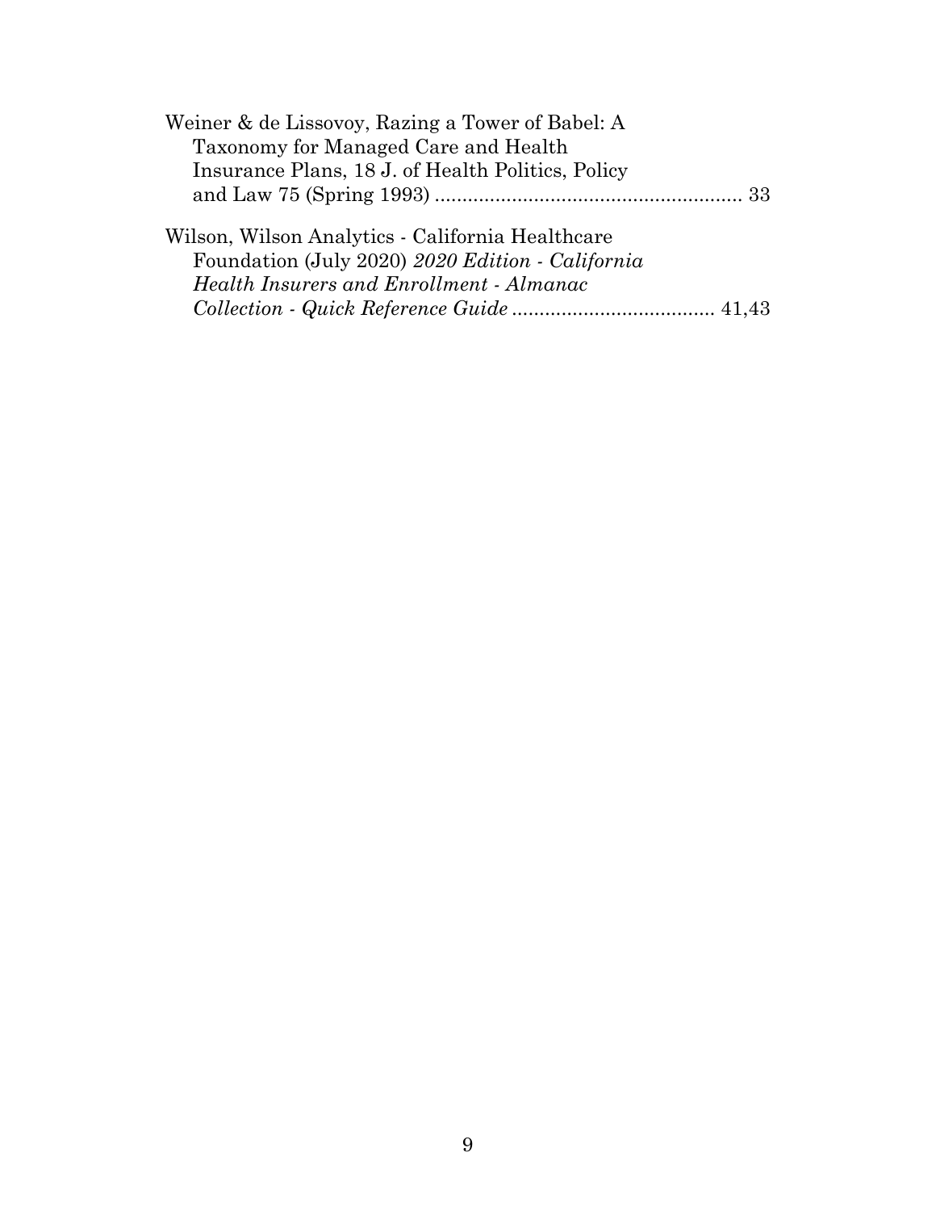Weiner & de Lissovoy, Razing a Tower of Babel: A Taxonomy for Managed Care and Health Insurance Plans, 18 J. of Health Politics, Policy and Law 75 (Spring 1993) ........................................................ 33

Wilson, Wilson Analytics - California Healthcare Foundation (July 2020) *2020 Edition - California Health Insurers and Enrollment - Almanac Collection - Quick Reference Guide* ..................................... 41,43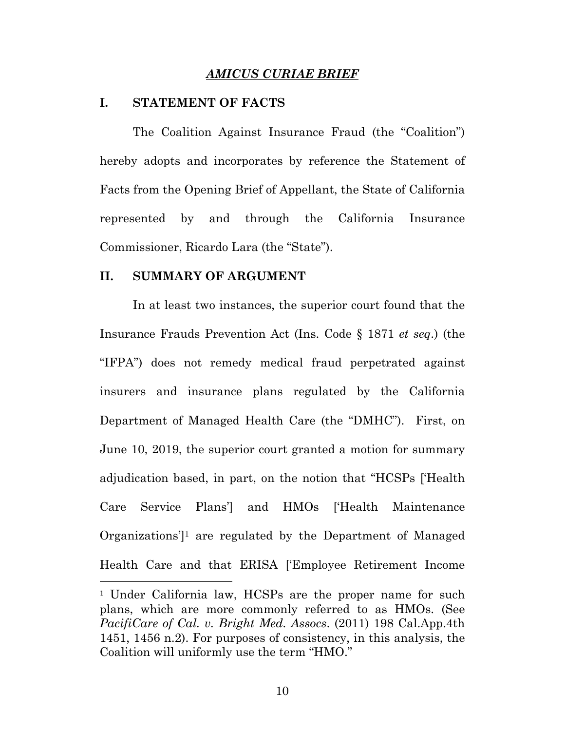# *AMICUS CURIAE BRIEF*

## I. STATEMENT OF FACTS

The Coalition Against Insurance Fraud (the "Coalition") hereby adopts and incorporates by reference the Statement of Facts from the Opening Brief of Appellant, the State of California represented by and through the California Insurance Commissioner, Ricardo Lara (the "State").

## II. SUMMARY OF ARGUMENT

In at least two instances, the superior court found that the Insurance Frauds Prevention Act (Ins. Code § 1871 *et seq.*) (the "IFPA") does not remedy medical fraud perpetrated against insurers and insurance plans regulated by the California Department of Managed Health Care (the "DMHC"). First, on June 10, 2019, the superior court granted a motion for summary adjudication based, in part, on the notion that "HCSPs ['Health Care Service Plans'] and HMOs ['Health Maintenance Organizations'][1] are regulated by the Department of Managed Health Care and that ERISA ['Employee Retirement Income

---

[1] Under California law, HCSPs are the proper name for such plans, which are more commonly referred to as HMOs. (See *PacifiCare of Cal. v. Bright Med. Assocs*. (2011) 198 Cal.App.4th 1451, 1456 n.2). For purposes of consistency, in this analysis, the Coalition will uniformly use the term "HMO."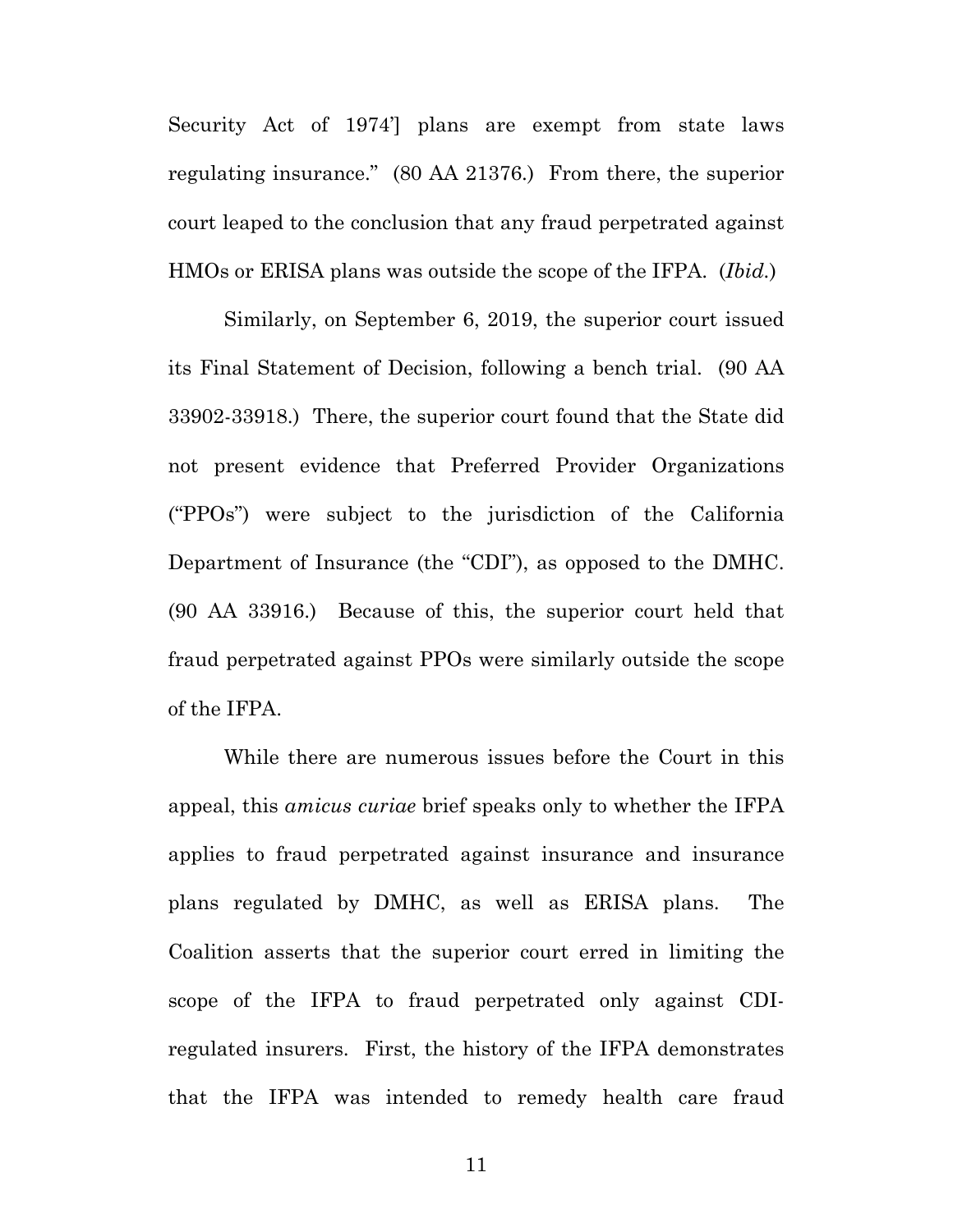Security Act of 1974'] plans are exempt from state laws regulating insurance." (80 AA 21376.) From there, the superior court leaped to the conclusion that any fraud perpetrated against HMOs or ERISA plans was outside the scope of the IFPA. (*Ibid.*)

Similarly, on September 6, 2019, the superior court issued its Final Statement of Decision, following a bench trial. (90 AA 33902-33918.) There, the superior court found that the State did not present evidence that Preferred Provider Organizations ("PPOs") were subject to the jurisdiction of the California Department of Insurance (the "CDI"), as opposed to the DMHC. (90 AA 33916.) Because of this, the superior court held that fraud perpetrated against PPOs were similarly outside the scope of the IFPA.

While there are numerous issues before the Court in this appeal, this *amicus curiae* brief speaks only to whether the IFPA applies to fraud perpetrated against insurance and insurance plans regulated by DMHC, as well as ERISA plans. The Coalition asserts that the superior court erred in limiting the scope of the IFPA to fraud perpetrated only against CDI-regulated insurers. First, the history of the IFPA demonstrates that the IFPA was intended to remedy health care fraud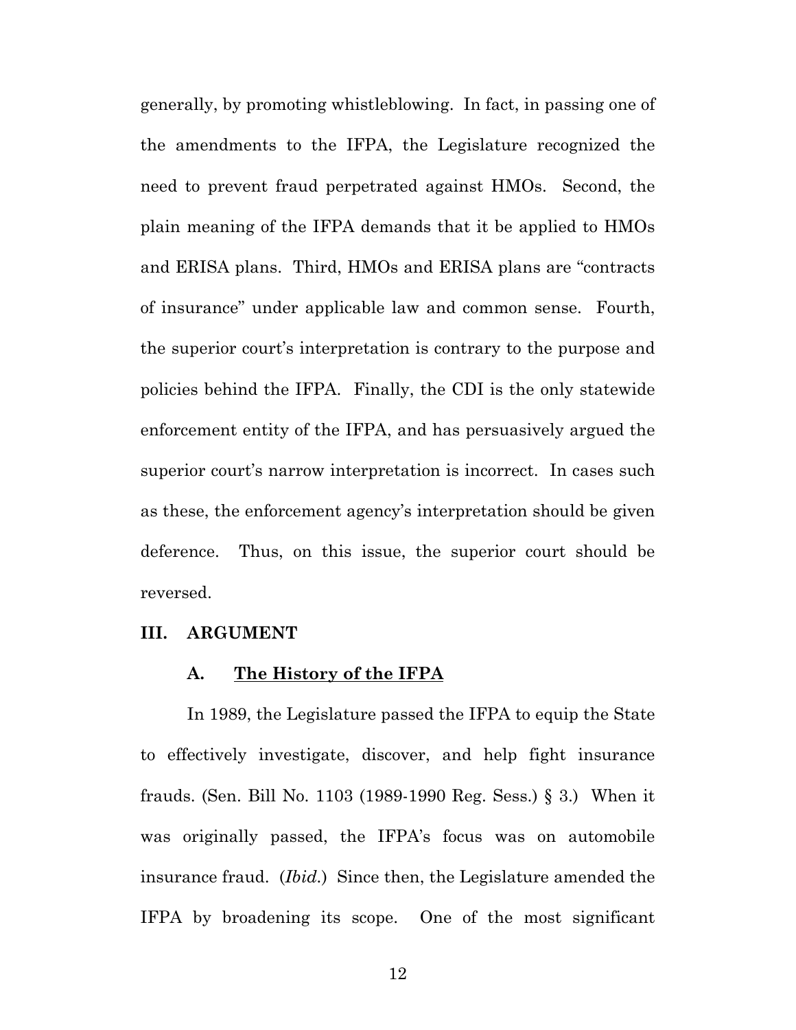generally, by promoting whistleblowing. In fact, in passing one of the amendments to the IFPA, the Legislature recognized the need to prevent fraud perpetrated against HMOs. Second, the plain meaning of the IFPA demands that it be applied to HMOs and ERISA plans. Third, HMOs and ERISA plans are "contracts of insurance" under applicable law and common sense. Fourth, the superior court's interpretation is contrary to the purpose and policies behind the IFPA. Finally, the CDI is the only statewide enforcement entity of the IFPA, and has persuasively argued the superior court's narrow interpretation is incorrect. In cases such as these, the enforcement agency's interpretation should be given deference. Thus, on this issue, the superior court should be reversed.

## III. ARGUMENT

### A. <u>The History of the IFPA</u>

In 1989, the Legislature passed the IFPA to equip the State to effectively investigate, discover, and help fight insurance frauds. (Sen. Bill No. 1103 (1989-1990 Reg. Sess.) § 3.) When it was originally passed, the IFPA's focus was on automobile insurance fraud. (*Ibid.*) Since then, the Legislature amended the IFPA by broadening its scope. One of the most significant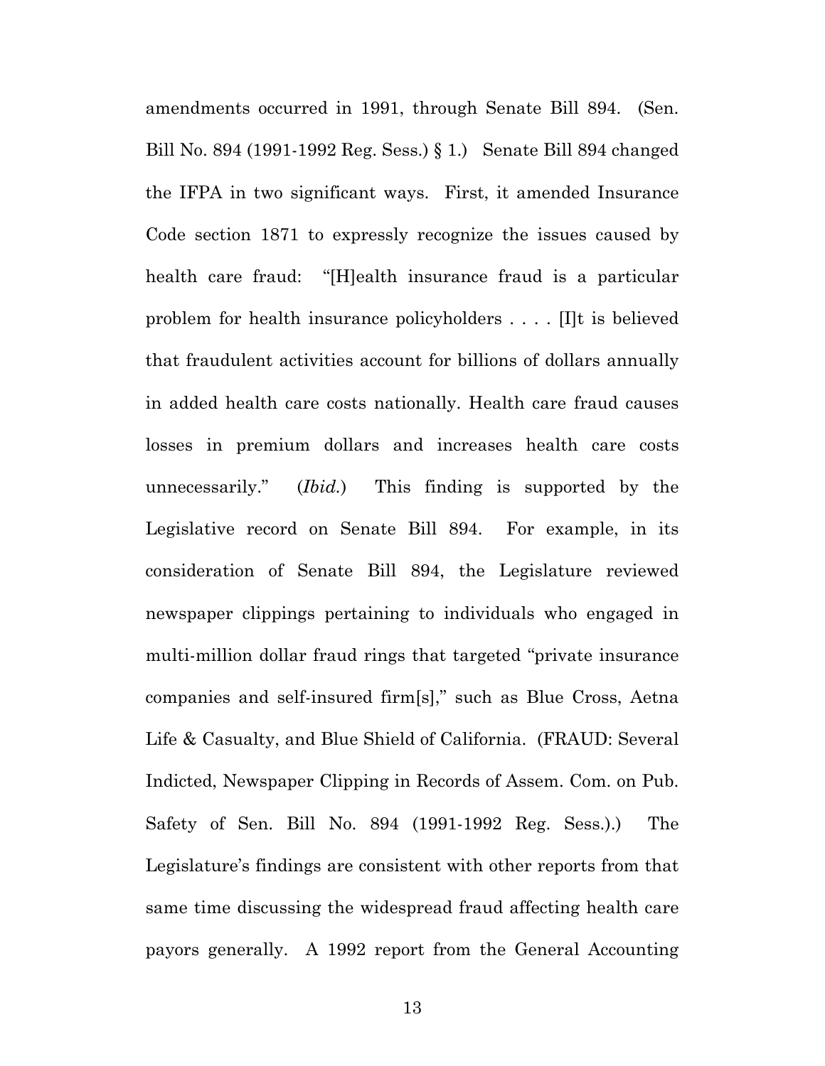amendments occurred in 1991, through Senate Bill 894. (Sen. Bill No. 894 (1991-1992 Reg. Sess.) § 1.) Senate Bill 894 changed the IFPA in two significant ways. First, it amended Insurance Code section 1871 to expressly recognize the issues caused by health care fraud: "[H]ealth insurance fraud is a particular problem for health insurance policyholders . . . . [I]t is believed that fraudulent activities account for billions of dollars annually in added health care costs nationally. Health care fraud causes losses in premium dollars and increases health care costs unnecessarily." (*Ibid.*) This finding is supported by the Legislative record on Senate Bill 894. For example, in its consideration of Senate Bill 894, the Legislature reviewed newspaper clippings pertaining to individuals who engaged in multi-million dollar fraud rings that targeted "private insurance companies and self-insured firm[s]," such as Blue Cross, Aetna Life & Casualty, and Blue Shield of California. (FRAUD: Several Indicted, Newspaper Clipping in Records of Assem. Com. on Pub. Safety of Sen. Bill No. 894 (1991-1992 Reg. Sess.).) The Legislature's findings are consistent with other reports from that same time discussing the widespread fraud affecting health care payors generally. A 1992 report from the General Accounting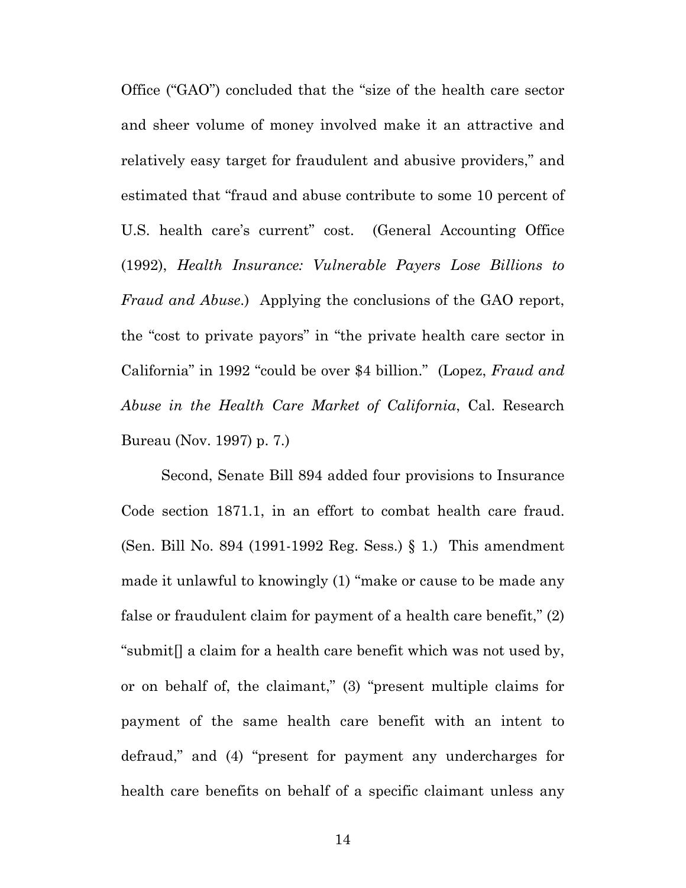Office ("GAO") concluded that the "size of the health care sector and sheer volume of money involved make it an attractive and relatively easy target for fraudulent and abusive providers," and estimated that "fraud and abuse contribute to some 10 percent of U.S. health care's current" cost. (General Accounting Office (1992), *Health Insurance: Vulnerable Payers Lose Billions to Fraud and Abuse*.) Applying the conclusions of the GAO report, the "cost to private payors" in "the private health care sector in California" in 1992 "could be over $4 billion." (Lopez, *Fraud and Abuse in the Health Care Market of California*, Cal. Research Bureau (Nov. 1997) p. 7.)

Second, Senate Bill 894 added four provisions to Insurance Code section 1871.1, in an effort to combat health care fraud. (Sen. Bill No. 894 (1991-1992 Reg. Sess.) § 1.) This amendment made it unlawful to knowingly (1) "make or cause to be made any false or fraudulent claim for payment of a health care benefit," (2) "submit[] a claim for a health care benefit which was not used by, or on behalf of, the claimant," (3) "present multiple claims for payment of the same health care benefit with an intent to defraud," and (4) "present for payment any undercharges for health care benefits on behalf of a specific claimant unless any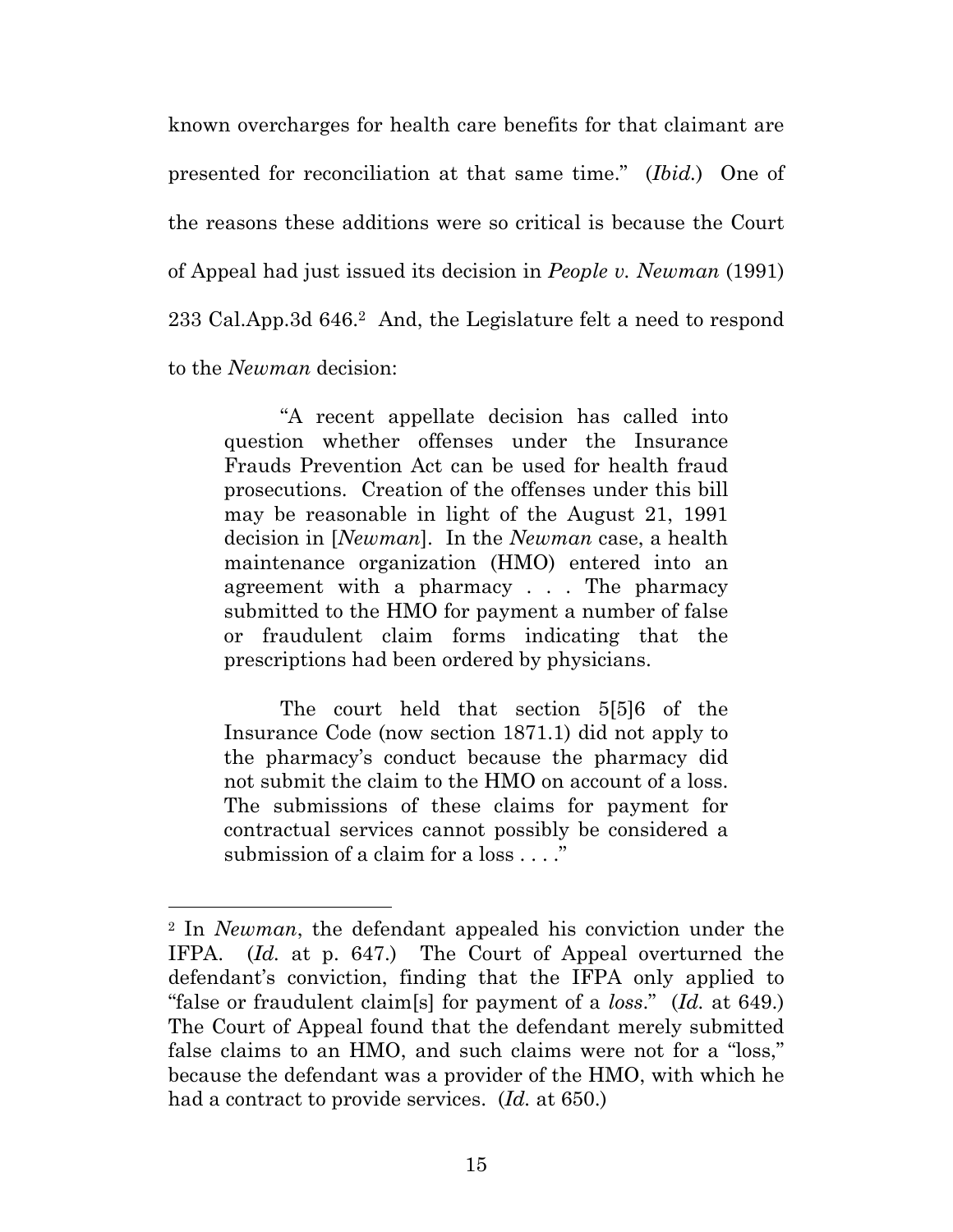known overcharges for health care benefits for that claimant are presented for reconciliation at that same time." (*Ibid.*) One of the reasons these additions were so critical is because the Court of Appeal had just issued its decision in *People v. Newman* (1991) 233 Cal.App.3d 646.[2] And, the Legislature felt a need to respond to the *Newman* decision:

> "A recent appellate decision has called into question whether offenses under the Insurance Frauds Prevention Act can be used for health fraud prosecutions. Creation of the offenses under this bill may be reasonable in light of the August 21, 1991 decision in [*Newman*]. In the *Newman* case, a health maintenance organization (HMO) entered into an agreement with a pharmacy . . . The pharmacy submitted to the HMO for payment a number of false or fraudulent claim forms indicating that the prescriptions had been ordered by physicians.
>
> The court held that section 5[5]6 of the Insurance Code (now section 1871.1) did not apply to the pharmacy's conduct because the pharmacy did not submit the claim to the HMO on account of a loss. The submissions of these claims for payment for contractual services cannot possibly be considered a submission of a claim for a loss . . . ."

---

[2] In *Newman*, the defendant appealed his conviction under the IFPA. (*Id.* at p. 647.) The Court of Appeal overturned the defendant's conviction, finding that the IFPA only applied to "false or fraudulent claim[s] for payment of a *loss*." (*Id.* at 649.) The Court of Appeal found that the defendant merely submitted false claims to an HMO, and such claims were not for a "loss," because the defendant was a provider of the HMO, with which he had a contract to provide services. (*Id.* at 650.)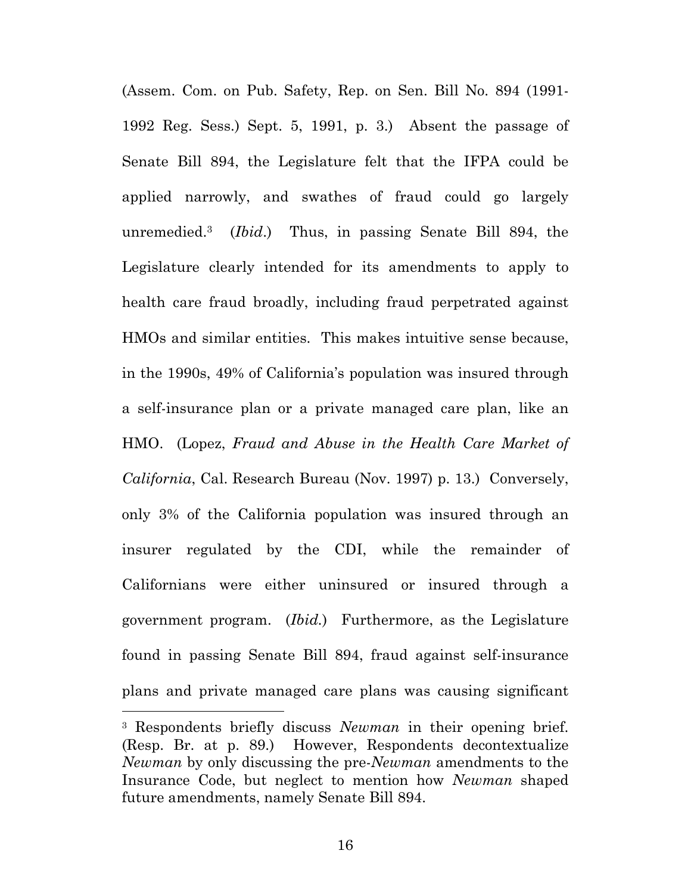(Assem. Com. on Pub. Safety, Rep. on Sen. Bill No. 894 (1991-1992 Reg. Sess.) Sept. 5, 1991, p. 3.) Absent the passage of Senate Bill 894, the Legislature felt that the IFPA could be applied narrowly, and swathes of fraud could go largely unremedied.[3] (*Ibid*.) Thus, in passing Senate Bill 894, the Legislature clearly intended for its amendments to apply to health care fraud broadly, including fraud perpetrated against HMOs and similar entities. This makes intuitive sense because, in the 1990s, 49% of California's population was insured through a self-insurance plan or a private managed care plan, like an HMO. (Lopez, *Fraud and Abuse in the Health Care Market of California*, Cal. Research Bureau (Nov. 1997) p. 13.) Conversely, only 3% of the California population was insured through an insurer regulated by the CDI, while the remainder of Californians were either uninsured or insured through a government program. (*Ibid.*) Furthermore, as the Legislature found in passing Senate Bill 894, fraud against self-insurance plans and private managed care plans was causing significant

---

[3] Respondents briefly discuss *Newman* in their opening brief. (Resp. Br. at p. 89.) However, Respondents decontextualize *Newman* by only discussing the pre-*Newman* amendments to the Insurance Code, but neglect to mention how *Newman* shaped future amendments, namely Senate Bill 894.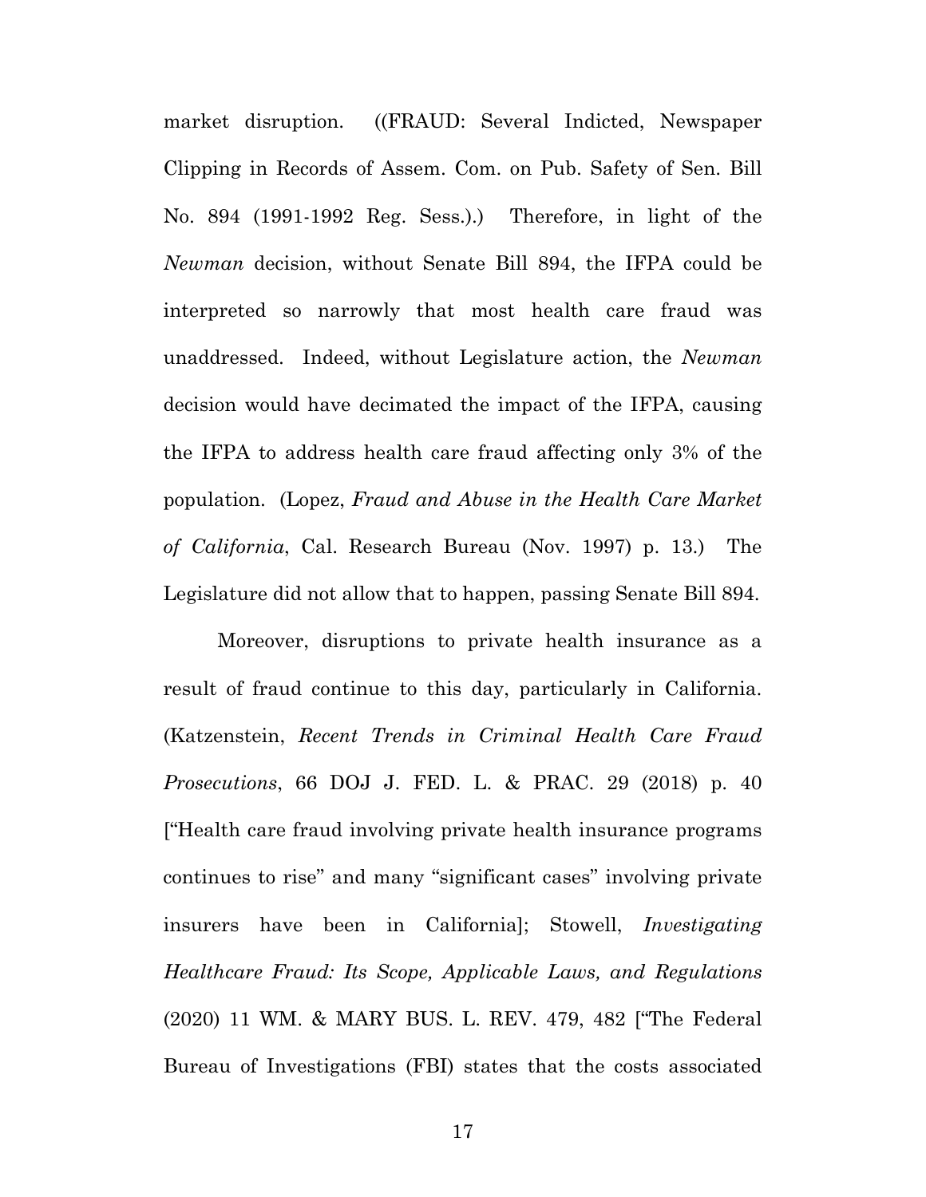market disruption. ((FRAUD: Several Indicted, Newspaper Clipping in Records of Assem. Com. on Pub. Safety of Sen. Bill No. 894 (1991-1992 Reg. Sess.).) Therefore, in light of the *Newman* decision, without Senate Bill 894, the IFPA could be interpreted so narrowly that most health care fraud was unaddressed. Indeed, without Legislature action, the *Newman* decision would have decimated the impact of the IFPA, causing the IFPA to address health care fraud affecting only 3% of the population. (Lopez, *Fraud and Abuse in the Health Care Market of California*, Cal. Research Bureau (Nov. 1997) p. 13.) The Legislature did not allow that to happen, passing Senate Bill 894.

Moreover, disruptions to private health insurance as a result of fraud continue to this day, particularly in California. (Katzenstein, *Recent Trends in Criminal Health Care Fraud Prosecutions*, 66 DOJ J. FED. L. & PRAC. 29 (2018) p. 40 ["Health care fraud involving private health insurance programs continues to rise" and many "significant cases" involving private insurers have been in California]; Stowell, *Investigating Healthcare Fraud: Its Scope, Applicable Laws, and Regulations* (2020) 11 WM. & MARY BUS. L. REV. 479, 482 ["The Federal Bureau of Investigations (FBI) states that the costs associated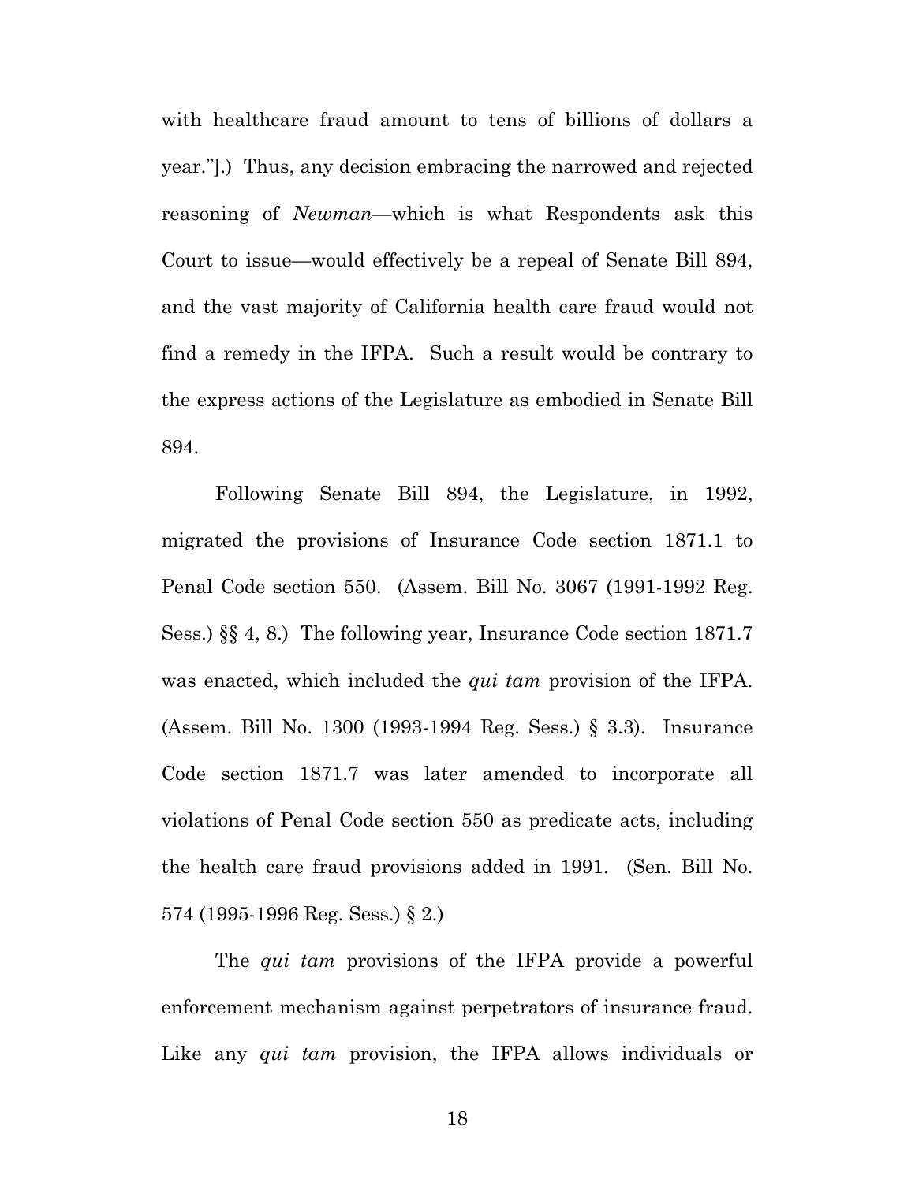with healthcare fraud amount to tens of billions of dollars a year."].) Thus, any decision embracing the narrowed and rejected reasoning of *Newman*—which is what Respondents ask this Court to issue—would effectively be a repeal of Senate Bill 894, and the vast majority of California health care fraud would not find a remedy in the IFPA. Such a result would be contrary to the express actions of the Legislature as embodied in Senate Bill 894.

Following Senate Bill 894, the Legislature, in 1992, migrated the provisions of Insurance Code section 1871.1 to Penal Code section 550. (Assem. Bill No. 3067 (1991-1992 Reg. Sess.) §§ 4, 8.) The following year, Insurance Code section 1871.7 was enacted, which included the *qui tam* provision of the IFPA. (Assem. Bill No. 1300 (1993-1994 Reg. Sess.) § 3.3). Insurance Code section 1871.7 was later amended to incorporate all violations of Penal Code section 550 as predicate acts, including the health care fraud provisions added in 1991. (Sen. Bill No. 574 (1995-1996 Reg. Sess.) § 2.)

The *qui tam* provisions of the IFPA provide a powerful enforcement mechanism against perpetrators of insurance fraud. Like any *qui tam* provision, the IFPA allows individuals or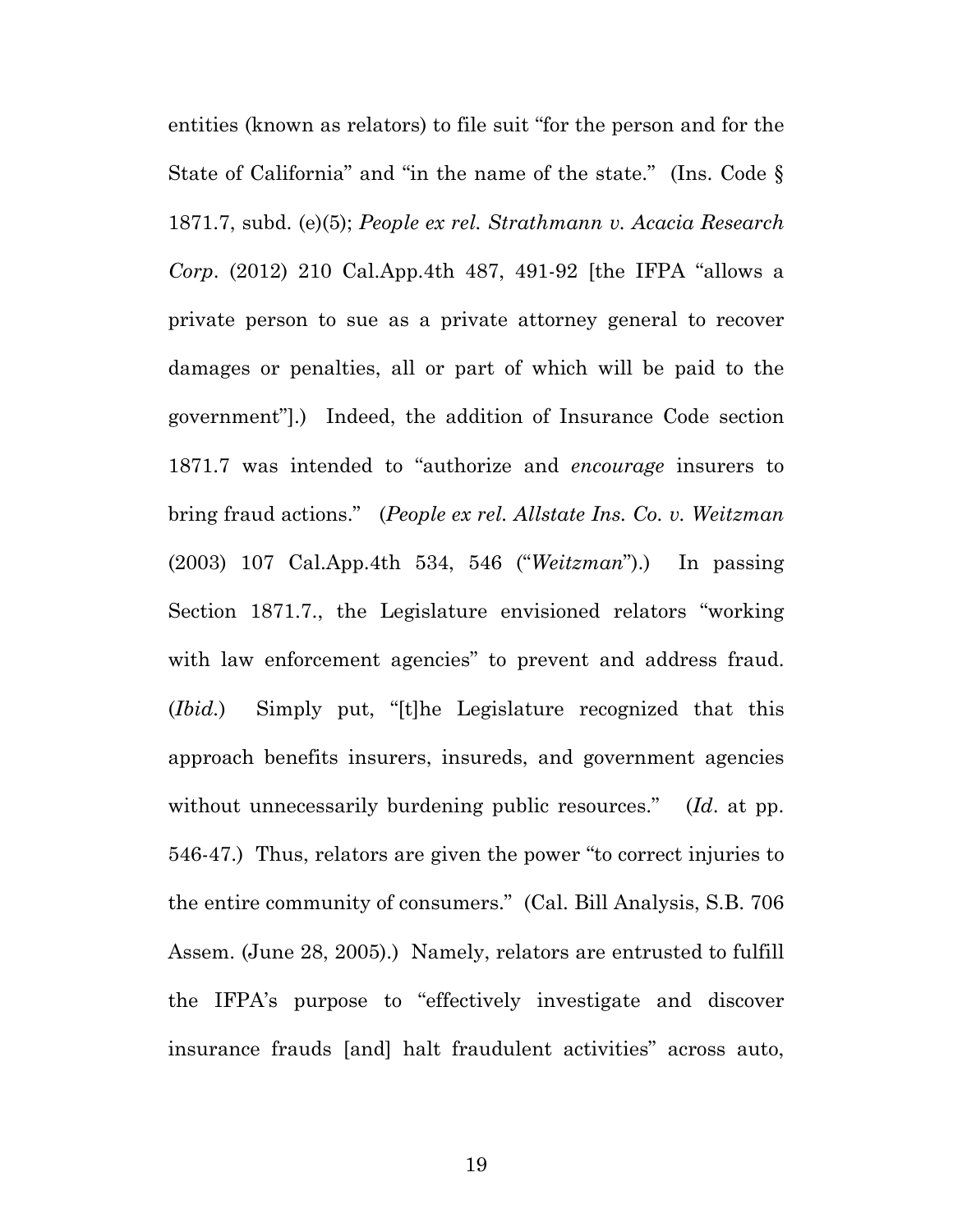entities (known as relators) to file suit "for the person and for the State of California" and "in the name of the state." (Ins. Code § 1871.7, subd. (e)(5); *People ex rel. Strathmann v. Acacia Research Corp*. (2012) 210 Cal.App.4th 487, 491-92 [the IFPA "allows a private person to sue as a private attorney general to recover damages or penalties, all or part of which will be paid to the government"].) Indeed, the addition of Insurance Code section 1871.7 was intended to "authorize and *encourage* insurers to bring fraud actions." (*People ex rel. Allstate Ins. Co. v. Weitzman* (2003) 107 Cal.App.4th 534, 546 ("*Weitzman*").) In passing Section 1871.7., the Legislature envisioned relators "working with law enforcement agencies" to prevent and address fraud. (*Ibid.*) Simply put, "[t]he Legislature recognized that this approach benefits insurers, insureds, and government agencies without unnecessarily burdening public resources." (*Id*. at pp. 546-47.) Thus, relators are given the power "to correct injuries to the entire community of consumers." (Cal. Bill Analysis, S.B. 706 Assem. (June 28, 2005).) Namely, relators are entrusted to fulfill the IFPA's purpose to "effectively investigate and discover insurance frauds [and] halt fraudulent activities" across auto,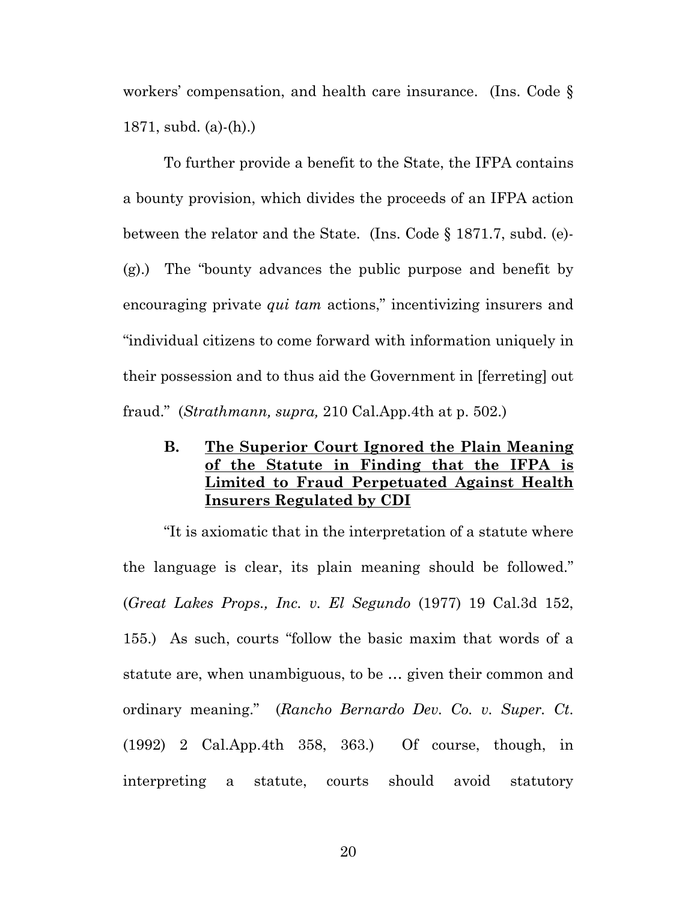workers' compensation, and health care insurance. (Ins. Code § 1871, subd. (a)-(h).)

To further provide a benefit to the State, the IFPA contains a bounty provision, which divides the proceeds of an IFPA action between the relator and the State. (Ins. Code § 1871.7, subd. (e)-(g).) The "bounty advances the public purpose and benefit by encouraging private *qui tam* actions," incentivizing insurers and "individual citizens to come forward with information uniquely in their possession and to thus aid the Government in [ferreting] out fraud." (*Strathmann, supra,* 210 Cal.App.4th at p. 502.)

### B. <u>The Superior Court Ignored the Plain Meaning of the Statute in Finding that the IFPA is Limited to Fraud Perpetuated Against Health Insurers Regulated by CDI</u>

"It is axiomatic that in the interpretation of a statute where the language is clear, its plain meaning should be followed." (*Great Lakes Props., Inc. v. El Segundo* (1977) 19 Cal.3d 152, 155.) As such, courts "follow the basic maxim that words of a statute are, when unambiguous, to be … given their common and ordinary meaning." (*Rancho Bernardo Dev. Co. v. Super. Ct.* (1992) 2 Cal.App.4th 358, 363.) Of course, though, in interpreting a statute, courts should avoid statutory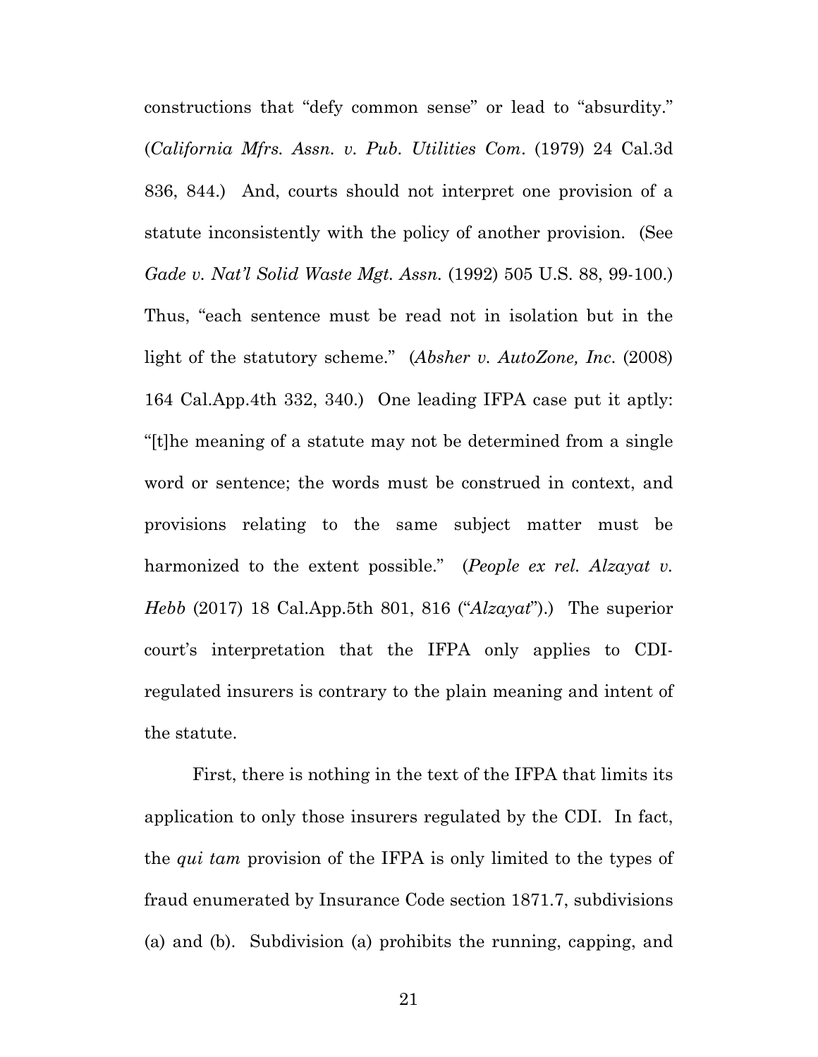constructions that "defy common sense" or lead to "absurdity." (*California Mfrs. Assn. v. Pub. Utilities Com*. (1979) 24 Cal.3d 836, 844.) And, courts should not interpret one provision of a statute inconsistently with the policy of another provision. (See *Gade v. Nat'l Solid Waste Mgt. Assn.* (1992) 505 U.S. 88, 99-100.) Thus, "each sentence must be read not in isolation but in the light of the statutory scheme." (*Absher v. AutoZone, Inc*. (2008) 164 Cal.App.4th 332, 340.) One leading IFPA case put it aptly: "[t]he meaning of a statute may not be determined from a single word or sentence; the words must be construed in context, and provisions relating to the same subject matter must be harmonized to the extent possible." (*People ex rel. Alzayat v. Hebb* (2017) 18 Cal.App.5th 801, 816 ("*Alzayat*").) The superior court's interpretation that the IFPA only applies to CDI-regulated insurers is contrary to the plain meaning and intent of the statute.

First, there is nothing in the text of the IFPA that limits its application to only those insurers regulated by the CDI. In fact, the *qui tam* provision of the IFPA is only limited to the types of fraud enumerated by Insurance Code section 1871.7, subdivisions (a) and (b). Subdivision (a) prohibits the running, capping, and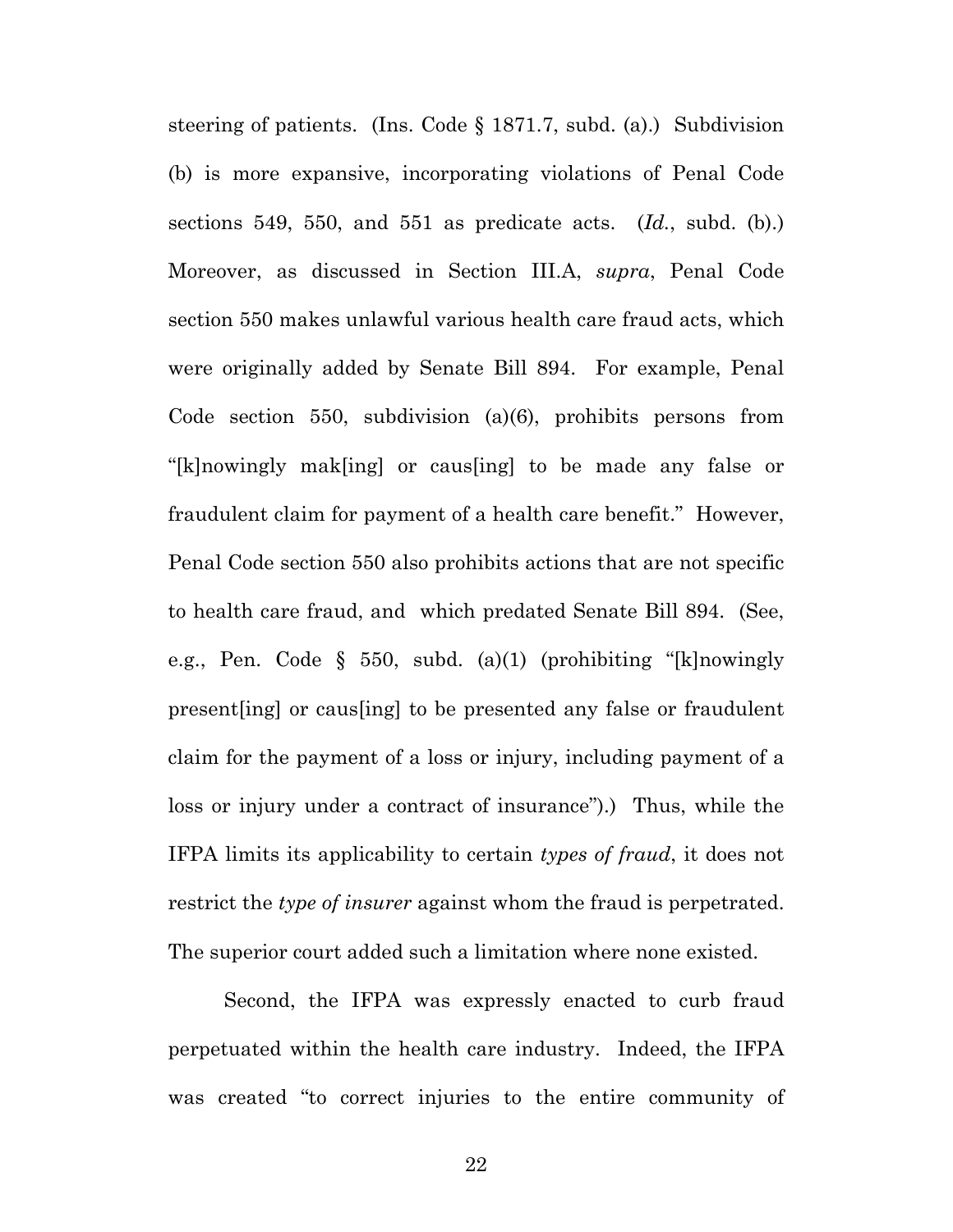steering of patients. (Ins. Code § 1871.7, subd. (a).) Subdivision (b) is more expansive, incorporating violations of Penal Code sections 549, 550, and 551 as predicate acts. (*Id.*, subd. (b).) Moreover, as discussed in Section III.A, *supra*, Penal Code section 550 makes unlawful various health care fraud acts, which were originally added by Senate Bill 894. For example, Penal Code section 550, subdivision (a)(6), prohibits persons from "[k]nowingly mak[ing] or caus[ing] to be made any false or fraudulent claim for payment of a health care benefit." However, Penal Code section 550 also prohibits actions that are not specific to health care fraud, and which predated Senate Bill 894. (See, e.g., Pen. Code § 550, subd. (a)(1) (prohibiting "[k]nowingly present[ing] or caus[ing] to be presented any false or fraudulent claim for the payment of a loss or injury, including payment of a loss or injury under a contract of insurance").) Thus, while the IFPA limits its applicability to certain *types of fraud*, it does not restrict the *type of insurer* against whom the fraud is perpetrated. The superior court added such a limitation where none existed.

Second, the IFPA was expressly enacted to curb fraud perpetuated within the health care industry. Indeed, the IFPA was created "to correct injuries to the entire community of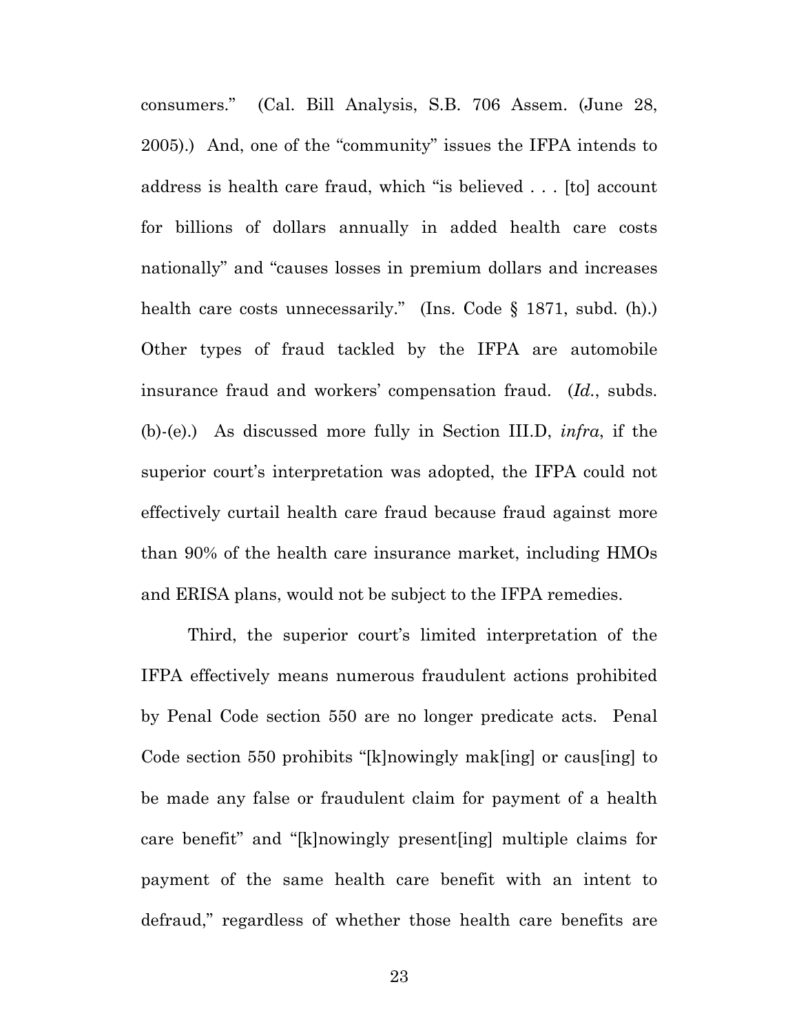consumers." (Cal. Bill Analysis, S.B. 706 Assem. (June 28, 2005).) And, one of the "community" issues the IFPA intends to address is health care fraud, which "is believed . . . [to] account for billions of dollars annually in added health care costs nationally" and "causes losses in premium dollars and increases health care costs unnecessarily." (Ins. Code § 1871, subd. (h).) Other types of fraud tackled by the IFPA are automobile insurance fraud and workers' compensation fraud. (*Id.*, subds. (b)-(e).) As discussed more fully in Section III.D, *infra*, if the superior court's interpretation was adopted, the IFPA could not effectively curtail health care fraud because fraud against more than 90% of the health care insurance market, including HMOs and ERISA plans, would not be subject to the IFPA remedies.

Third, the superior court's limited interpretation of the IFPA effectively means numerous fraudulent actions prohibited by Penal Code section 550 are no longer predicate acts. Penal Code section 550 prohibits "[k]nowingly mak[ing] or caus[ing] to be made any false or fraudulent claim for payment of a health care benefit" and "[k]nowingly present[ing] multiple claims for payment of the same health care benefit with an intent to defraud," regardless of whether those health care benefits are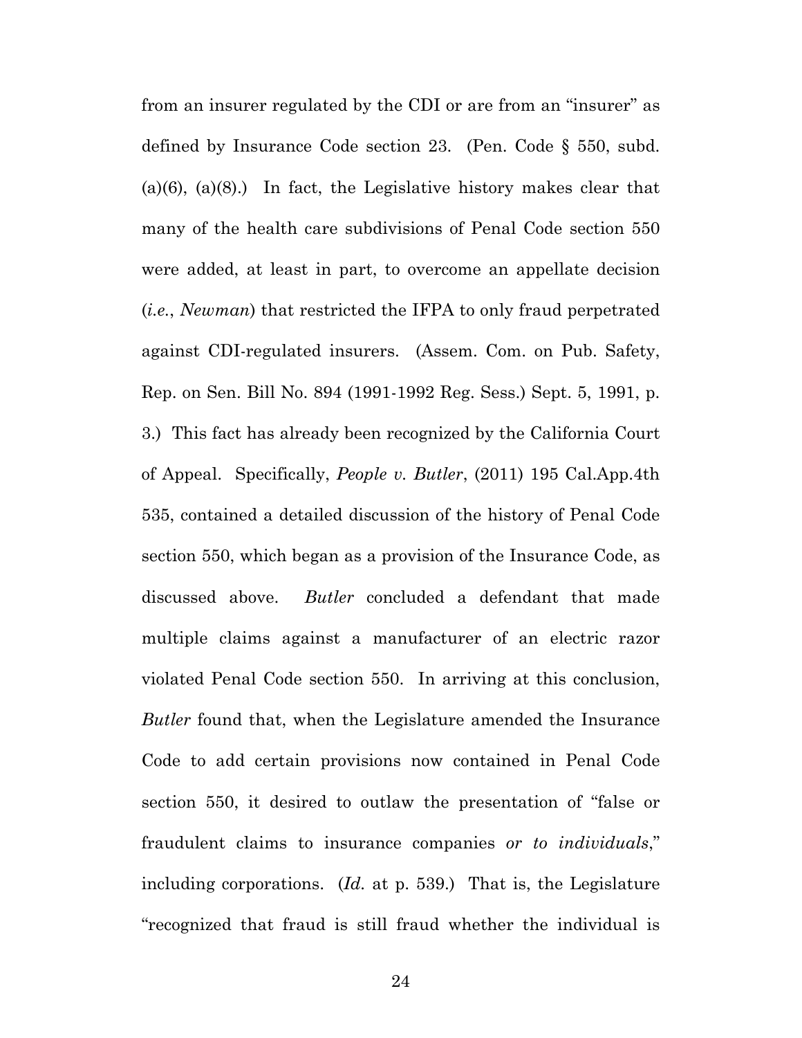from an insurer regulated by the CDI or are from an "insurer" as defined by Insurance Code section 23. (Pen. Code § 550, subd. (a)(6), (a)(8).) In fact, the Legislative history makes clear that many of the health care subdivisions of Penal Code section 550 were added, at least in part, to overcome an appellate decision (*i.e.*, *Newman*) that restricted the IFPA to only fraud perpetrated against CDI-regulated insurers. (Assem. Com. on Pub. Safety, Rep. on Sen. Bill No. 894 (1991-1992 Reg. Sess.) Sept. 5, 1991, p. 3.) This fact has already been recognized by the California Court of Appeal. Specifically, *People v. Butler*, (2011) 195 Cal.App.4th 535, contained a detailed discussion of the history of Penal Code section 550, which began as a provision of the Insurance Code, as discussed above. *Butler* concluded a defendant that made multiple claims against a manufacturer of an electric razor violated Penal Code section 550. In arriving at this conclusion, *Butler* found that, when the Legislature amended the Insurance Code to add certain provisions now contained in Penal Code section 550, it desired to outlaw the presentation of "false or fraudulent claims to insurance companies *or to individuals*," including corporations. (*Id.* at p. 539.) That is, the Legislature "recognized that fraud is still fraud whether the individual is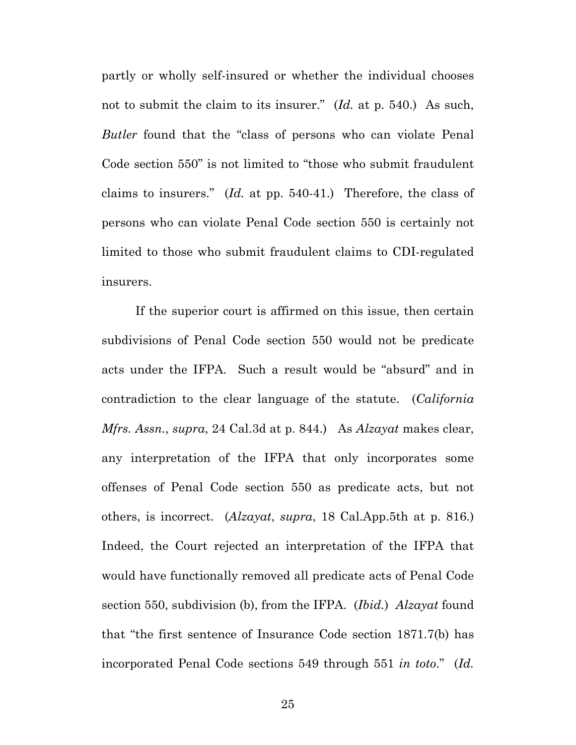partly or wholly self-insured or whether the individual chooses not to submit the claim to its insurer." (*Id.* at p. 540.) As such, *Butler* found that the "class of persons who can violate Penal Code section 550" is not limited to "those who submit fraudulent claims to insurers." (*Id.* at pp. 540-41.) Therefore, the class of persons who can violate Penal Code section 550 is certainly not limited to those who submit fraudulent claims to CDI-regulated insurers.

If the superior court is affirmed on this issue, then certain subdivisions of Penal Code section 550 would not be predicate acts under the IFPA. Such a result would be "absurd" and in contradiction to the clear language of the statute. (*California Mfrs. Assn.*, *supra*, 24 Cal.3d at p. 844.) As *Alzayat* makes clear, any interpretation of the IFPA that only incorporates some offenses of Penal Code section 550 as predicate acts, but not others, is incorrect. (*Alzayat*, *supra*, 18 Cal.App.5th at p. 816.) Indeed, the Court rejected an interpretation of the IFPA that would have functionally removed all predicate acts of Penal Code section 550, subdivision (b), from the IFPA. (*Ibid.*) *Alzayat* found that "the first sentence of Insurance Code section 1871.7(b) has incorporated Penal Code sections 549 through 551 *in toto*." (*Id.*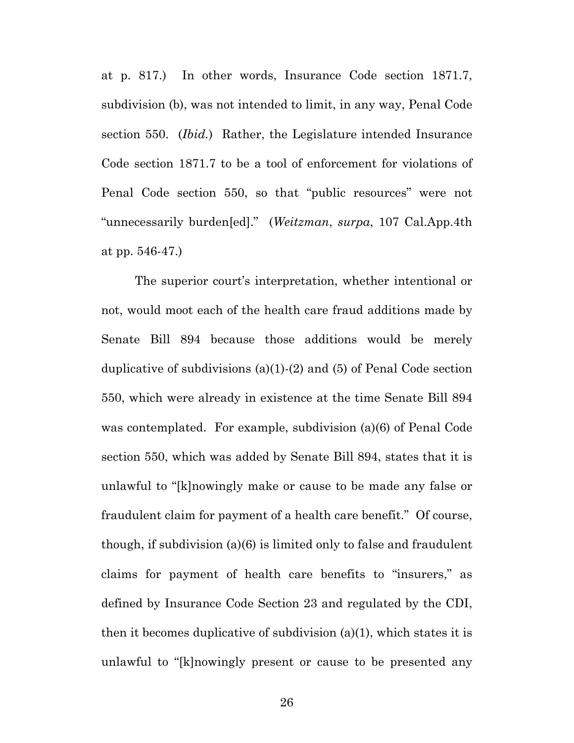at p. 817.) In other words, Insurance Code section 1871.7, subdivision (b), was not intended to limit, in any way, Penal Code section 550. (*Ibid.*) Rather, the Legislature intended Insurance Code section 1871.7 to be a tool of enforcement for violations of Penal Code section 550, so that "public resources" were not "unnecessarily burden[ed]." (*Weitzman*, *surpa*, 107 Cal.App.4th at pp. 546-47.)

The superior court's interpretation, whether intentional or not, would moot each of the health care fraud additions made by Senate Bill 894 because those additions would be merely duplicative of subdivisions (a)(1)-(2) and (5) of Penal Code section 550, which were already in existence at the time Senate Bill 894 was contemplated. For example, subdivision (a)(6) of Penal Code section 550, which was added by Senate Bill 894, states that it is unlawful to "[k]nowingly make or cause to be made any false or fraudulent claim for payment of a health care benefit." Of course, though, if subdivision (a)(6) is limited only to false and fraudulent claims for payment of health care benefits to "insurers," as defined by Insurance Code Section 23 and regulated by the CDI, then it becomes duplicative of subdivision (a)(1), which states it is unlawful to "[k]nowingly present or cause to be presented any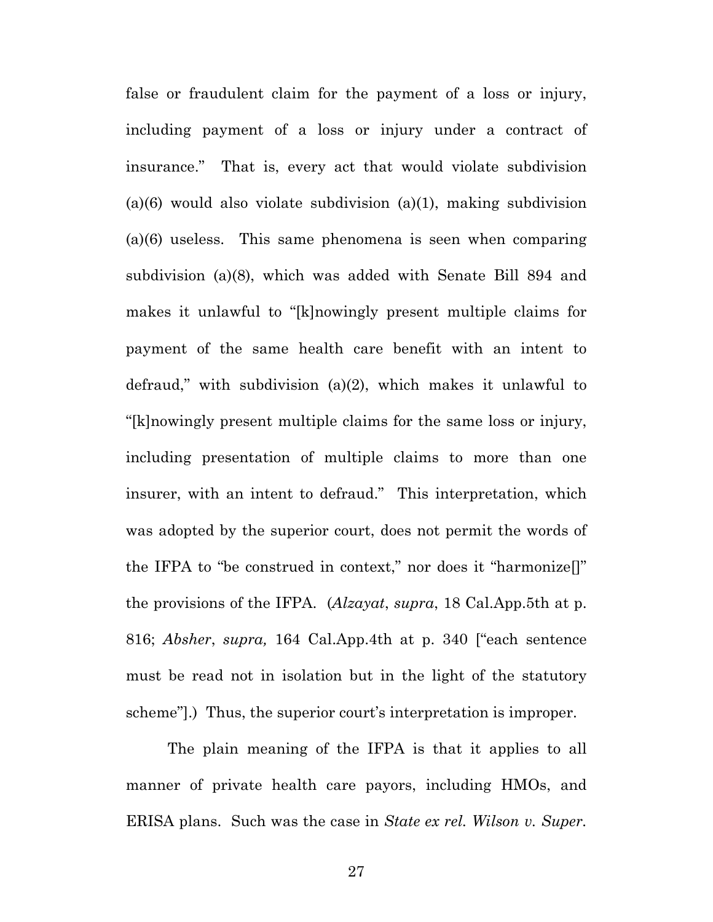false or fraudulent claim for the payment of a loss or injury, including payment of a loss or injury under a contract of insurance." That is, every act that would violate subdivision (a)(6) would also violate subdivision (a)(1), making subdivision (a)(6) useless. This same phenomena is seen when comparing subdivision (a)(8), which was added with Senate Bill 894 and makes it unlawful to "[k]nowingly present multiple claims for payment of the same health care benefit with an intent to defraud," with subdivision (a)(2), which makes it unlawful to "[k]nowingly present multiple claims for the same loss or injury, including presentation of multiple claims to more than one insurer, with an intent to defraud." This interpretation, which was adopted by the superior court, does not permit the words of the IFPA to "be construed in context," nor does it "harmonize[]" the provisions of the IFPA. (*Alzayat*, *supra*, 18 Cal.App.5th at p. 816; *Absher*, *supra,* 164 Cal.App.4th at p. 340 ["each sentence must be read not in isolation but in the light of the statutory scheme"].) Thus, the superior court's interpretation is improper.

The plain meaning of the IFPA is that it applies to all manner of private health care payors, including HMOs, and ERISA plans. Such was the case in *State ex rel. Wilson v. Super.*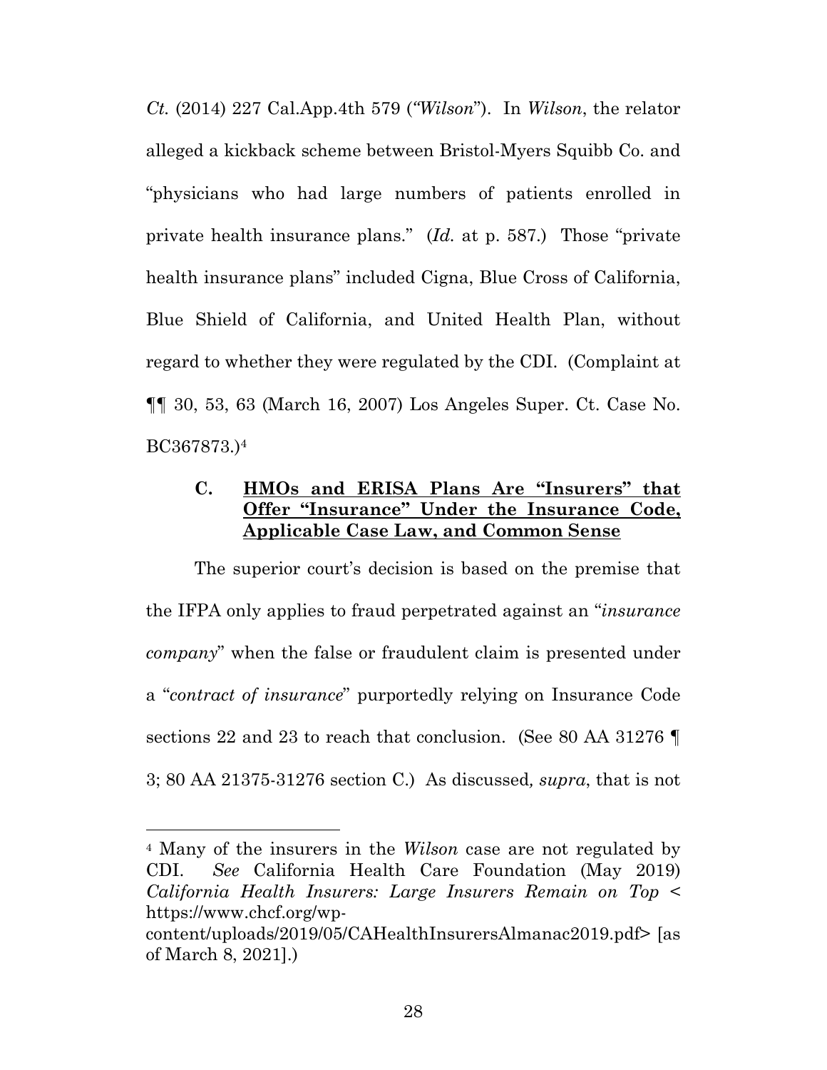*Ct.* (2014) 227 Cal.App.4th 579 ("*Wilson*"). In *Wilson*, the relator alleged a kickback scheme between Bristol-Myers Squibb Co. and "physicians who had large numbers of patients enrolled in private health insurance plans." (*Id.* at p. 587.) Those "private health insurance plans" included Cigna, Blue Cross of California, Blue Shield of California, and United Health Plan, without regard to whether they were regulated by the CDI. (Complaint at ¶¶ 30, 53, 63 (March 16, 2007) Los Angeles Super. Ct. Case No. BC367873.)[4]

### C. <u>HMOs and ERISA Plans Are "Insurers" that Offer "Insurance" Under the Insurance Code, Applicable Case Law, and Common Sense</u>

The superior court's decision is based on the premise that the IFPA only applies to fraud perpetrated against an "*insurance company*" when the false or fraudulent claim is presented under a "*contract of insurance*" purportedly relying on Insurance Code sections 22 and 23 to reach that conclusion. (See 80 AA 31276 ¶ 3; 80 AA 21375-31276 section C.) As discussed*, supra*, that is not

---

[4] Many of the insurers in the *Wilson* case are not regulated by CDI. *See* California Health Care Foundation (May 2019) *California Health Insurers: Large Insurers Remain on Top* < https://www.chcf.org/wp-content/uploads/2019/05/CAHealthInsurersAlmanac2019.pdf> [as of March 8, 2021].)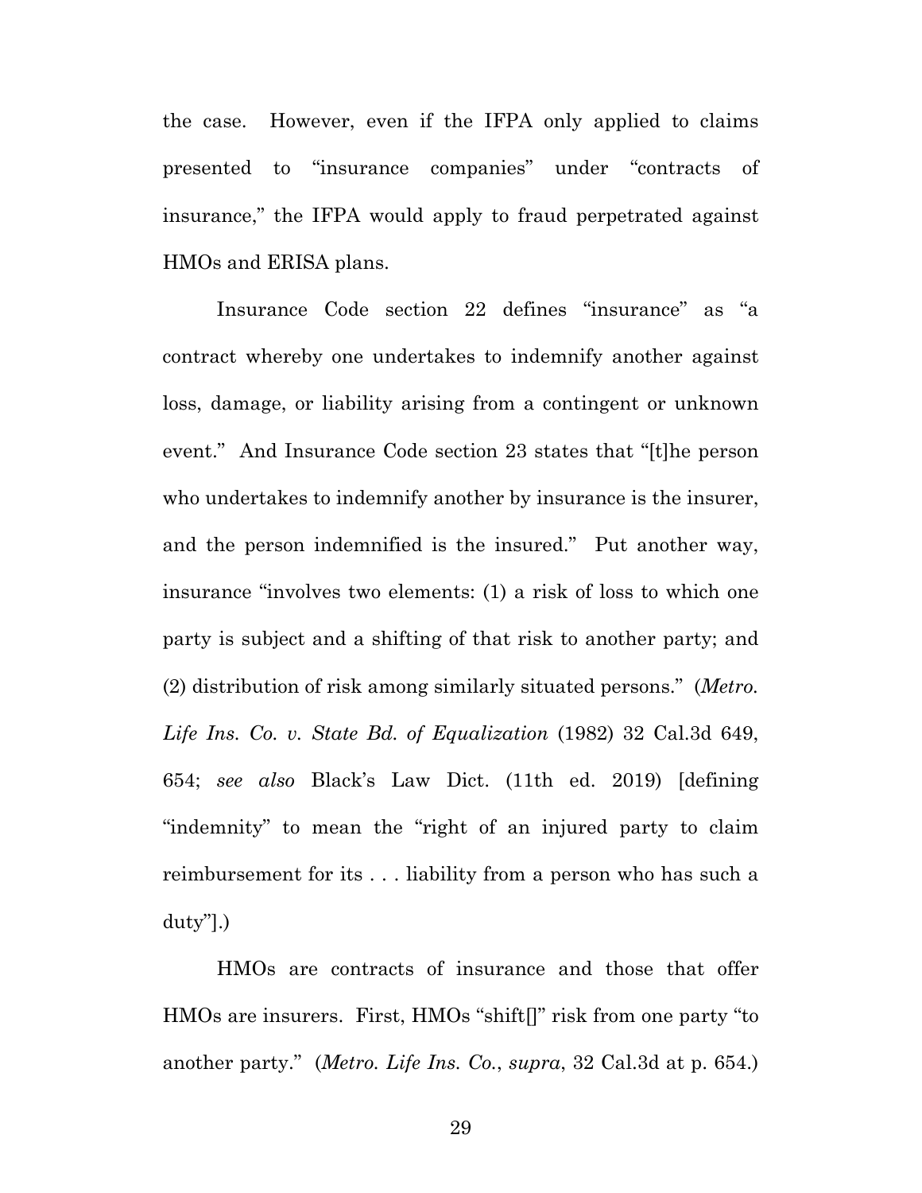the case. However, even if the IFPA only applied to claims presented to "insurance companies" under "contracts of insurance," the IFPA would apply to fraud perpetrated against HMOs and ERISA plans.

Insurance Code section 22 defines "insurance" as "a contract whereby one undertakes to indemnify another against loss, damage, or liability arising from a contingent or unknown event." And Insurance Code section 23 states that "[t]he person who undertakes to indemnify another by insurance is the insurer, and the person indemnified is the insured." Put another way, insurance "involves two elements: (1) a risk of loss to which one party is subject and a shifting of that risk to another party; and (2) distribution of risk among similarly situated persons." (*Metro. Life Ins. Co. v. State Bd. of Equalization* (1982) 32 Cal.3d 649, 654; *see also* Black's Law Dict. (11th ed. 2019) [defining "indemnity" to mean the "right of an injured party to claim reimbursement for its . . . liability from a person who has such a duty"].)

HMOs are contracts of insurance and those that offer HMOs are insurers. First, HMOs "shift[]" risk from one party "to another party." (*Metro. Life Ins. Co.*, *supra*, 32 Cal.3d at p. 654.)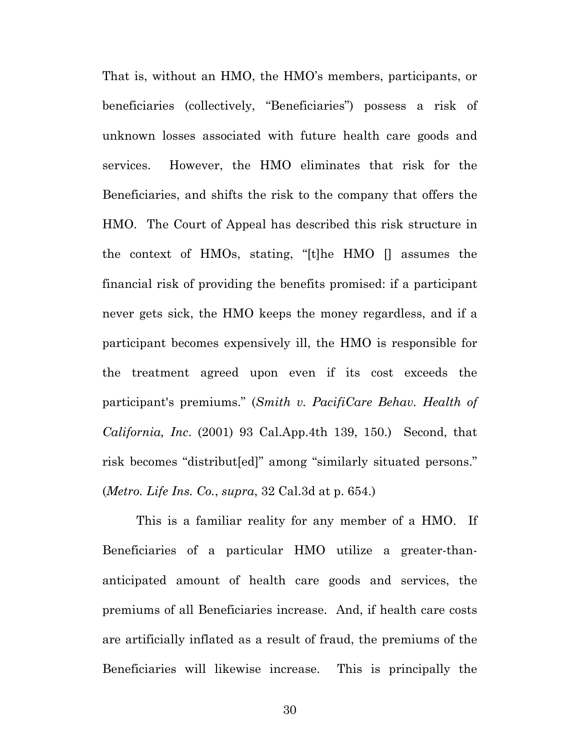That is, without an HMO, the HMO's members, participants, or beneficiaries (collectively, "Beneficiaries") possess a risk of unknown losses associated with future health care goods and services. However, the HMO eliminates that risk for the Beneficiaries, and shifts the risk to the company that offers the HMO. The Court of Appeal has described this risk structure in the context of HMOs, stating, "[t]he HMO [] assumes the financial risk of providing the benefits promised: if a participant never gets sick, the HMO keeps the money regardless, and if a participant becomes expensively ill, the HMO is responsible for the treatment agreed upon even if its cost exceeds the participant's premiums." (*Smith v. PacifiCare Behav. Health of California, Inc*. (2001) 93 Cal.App.4th 139, 150.) Second, that risk becomes "distribut[ed]" among "similarly situated persons." (*Metro. Life Ins. Co.*, *supra*, 32 Cal.3d at p. 654.)

This is a familiar reality for any member of a HMO. If Beneficiaries of a particular HMO utilize a greater-than-anticipated amount of health care goods and services, the premiums of all Beneficiaries increase. And, if health care costs are artificially inflated as a result of fraud, the premiums of the Beneficiaries will likewise increase. This is principally the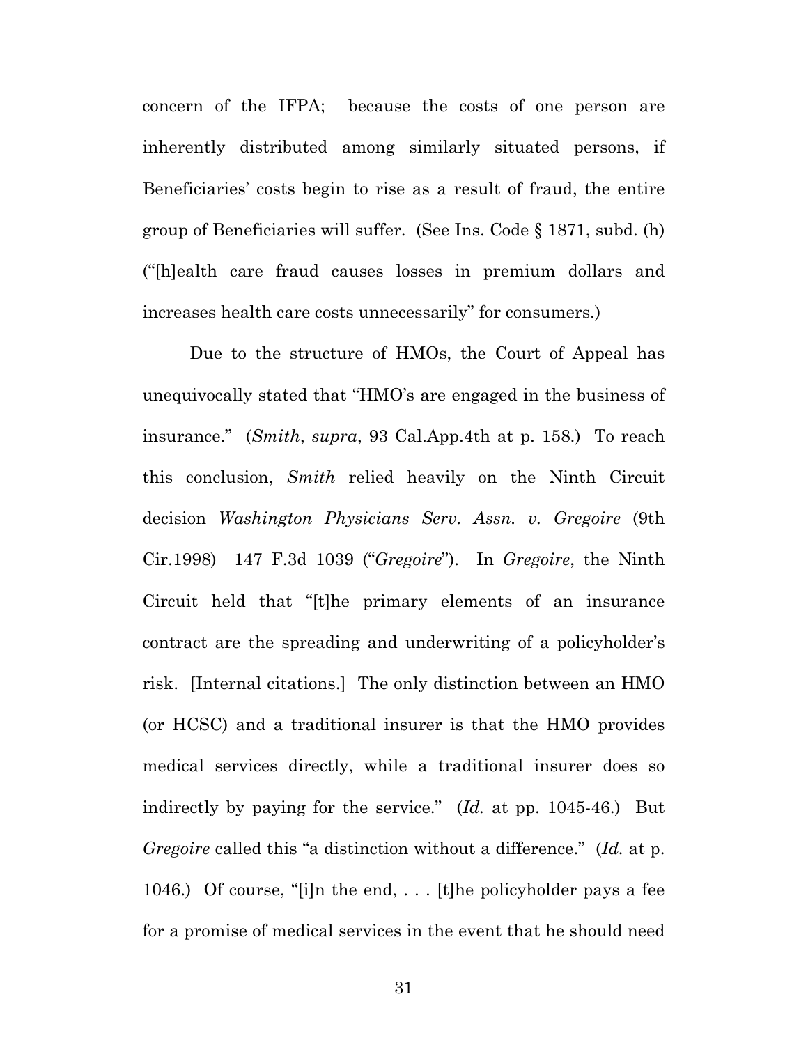concern of the IFPA;  because the costs of one person are inherently distributed among similarly situated persons, if Beneficiaries' costs begin to rise as a result of fraud, the entire group of Beneficiaries will suffer.  (See Ins. Code § 1871, subd. (h) ("[h]ealth care fraud causes losses in premium dollars and increases health care costs unnecessarily" for consumers.)

Due to the structure of HMOs, the Court of Appeal has unequivocally stated that "HMO's are engaged in the business of insurance."  (*Smith*, *supra*, 93 Cal.App.4th at p. 158.)  To reach this conclusion, *Smith* relied heavily on the Ninth Circuit decision *Washington Physicians Serv. Assn. v. Gregoire* (9th Cir.1998) 147 F.3d 1039 ("*Gregoire*").  In *Gregoire*, the Ninth Circuit held that "[t]he primary elements of an insurance contract are the spreading and underwriting of a policyholder's risk.  [Internal citations.]  The only distinction between an HMO (or HCSC) and a traditional insurer is that the HMO provides medical services directly, while a traditional insurer does so indirectly by paying for the service."  (*Id.* at pp. 1045-46.)  But *Gregoire* called this "a distinction without a difference."  (*Id.* at p. 1046.)  Of course, "[i]n the end, . . . [t]he policyholder pays a fee for a promise of medical services in the event that he should need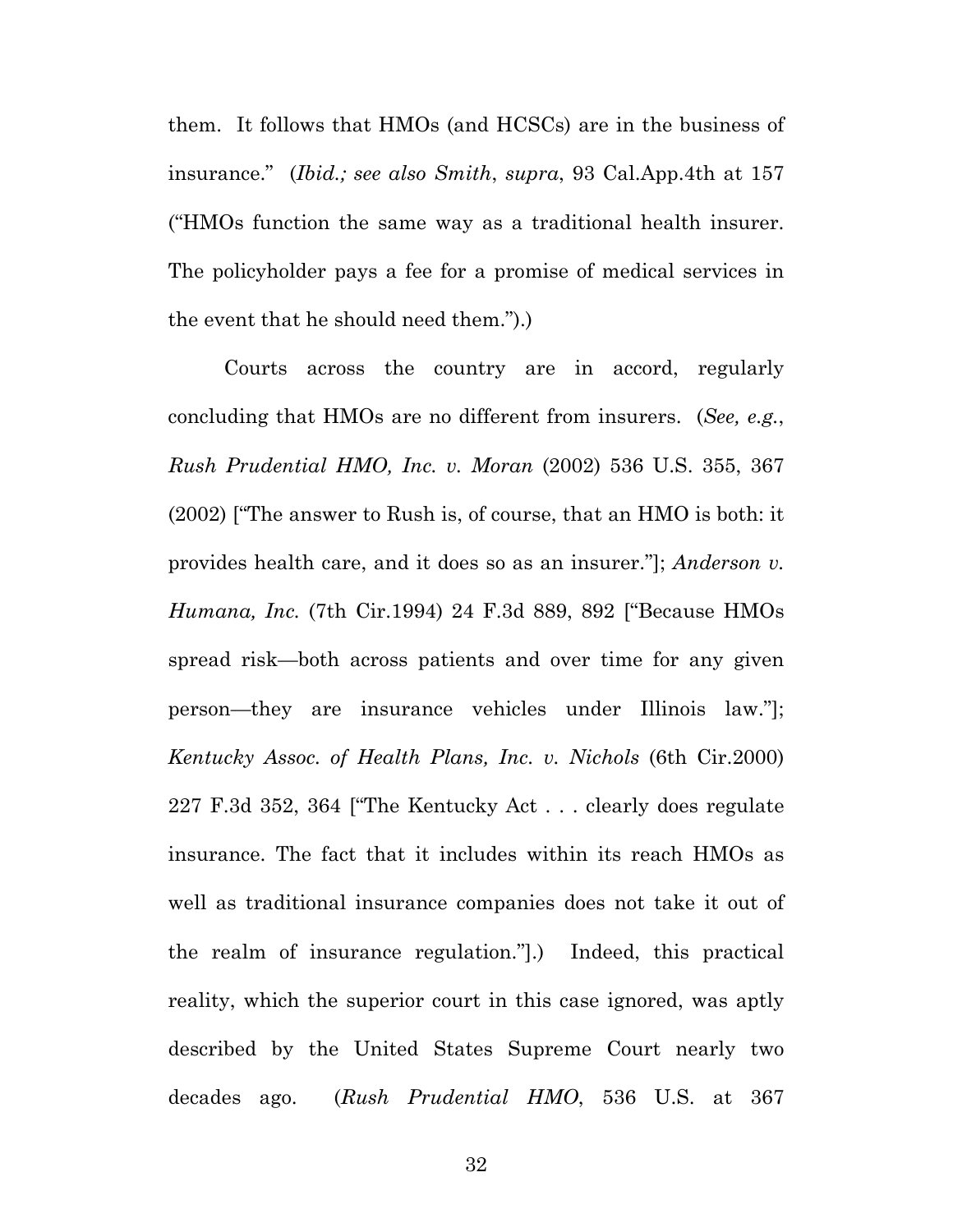them. It follows that HMOs (and HCSCs) are in the business of insurance." (*Ibid.; see also Smith*, *supra*, 93 Cal.App.4th at 157 ("HMOs function the same way as a traditional health insurer. The policyholder pays a fee for a promise of medical services in the event that he should need them.").)

Courts across the country are in accord, regularly concluding that HMOs are no different from insurers. (*See, e.g.*, *Rush Prudential HMO, Inc. v. Moran* (2002) 536 U.S. 355, 367 (2002) ["The answer to Rush is, of course, that an HMO is both: it provides health care, and it does so as an insurer."]; *Anderson v. Humana, Inc.* (7th Cir.1994) 24 F.3d 889, 892 ["Because HMOs spread risk—both across patients and over time for any given person—they are insurance vehicles under Illinois law."]; *Kentucky Assoc. of Health Plans, Inc. v. Nichols* (6th Cir.2000) 227 F.3d 352, 364 ["The Kentucky Act . . . clearly does regulate insurance. The fact that it includes within its reach HMOs as well as traditional insurance companies does not take it out of the realm of insurance regulation."].) Indeed, this practical reality, which the superior court in this case ignored, was aptly described by the United States Supreme Court nearly two decades ago. (*Rush Prudential HMO*, 536 U.S. at 367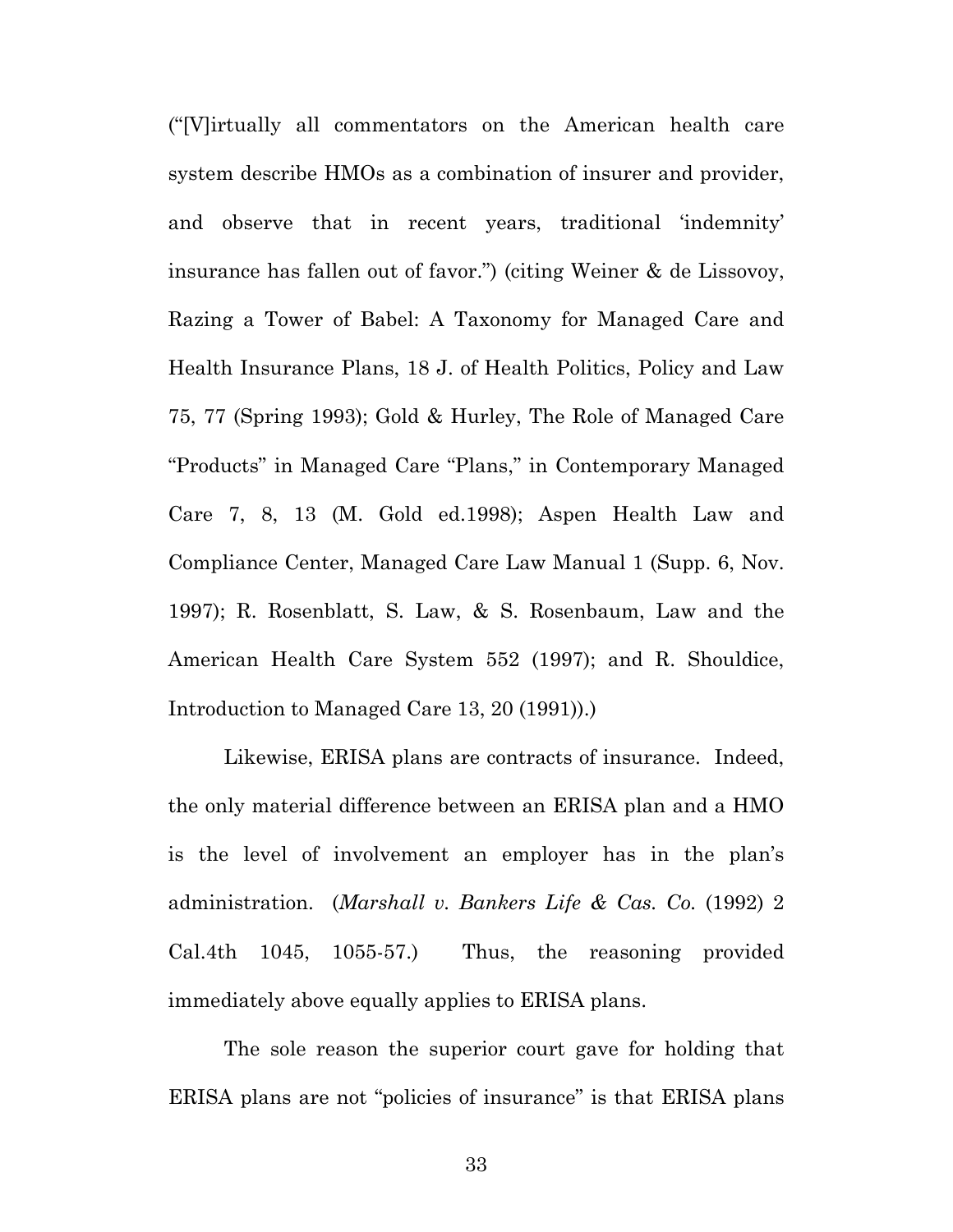("[V]irtually all commentators on the American health care system describe HMOs as a combination of insurer and provider, and observe that in recent years, traditional 'indemnity' insurance has fallen out of favor.") (citing Weiner & de Lissovoy, Razing a Tower of Babel: A Taxonomy for Managed Care and Health Insurance Plans, 18 J. of Health Politics, Policy and Law 75, 77 (Spring 1993); Gold & Hurley, The Role of Managed Care "Products" in Managed Care "Plans," in Contemporary Managed Care 7, 8, 13 (M. Gold ed.1998); Aspen Health Law and Compliance Center, Managed Care Law Manual 1 (Supp. 6, Nov. 1997); R. Rosenblatt, S. Law, & S. Rosenbaum, Law and the American Health Care System 552 (1997); and R. Shouldice, Introduction to Managed Care 13, 20 (1991)).)

Likewise, ERISA plans are contracts of insurance. Indeed, the only material difference between an ERISA plan and a HMO is the level of involvement an employer has in the plan's administration. (*Marshall v. Bankers Life & Cas. Co.* (1992) 2 Cal.4th 1045, 1055-57.) Thus, the reasoning provided immediately above equally applies to ERISA plans.

The sole reason the superior court gave for holding that ERISA plans are not "policies of insurance" is that ERISA plans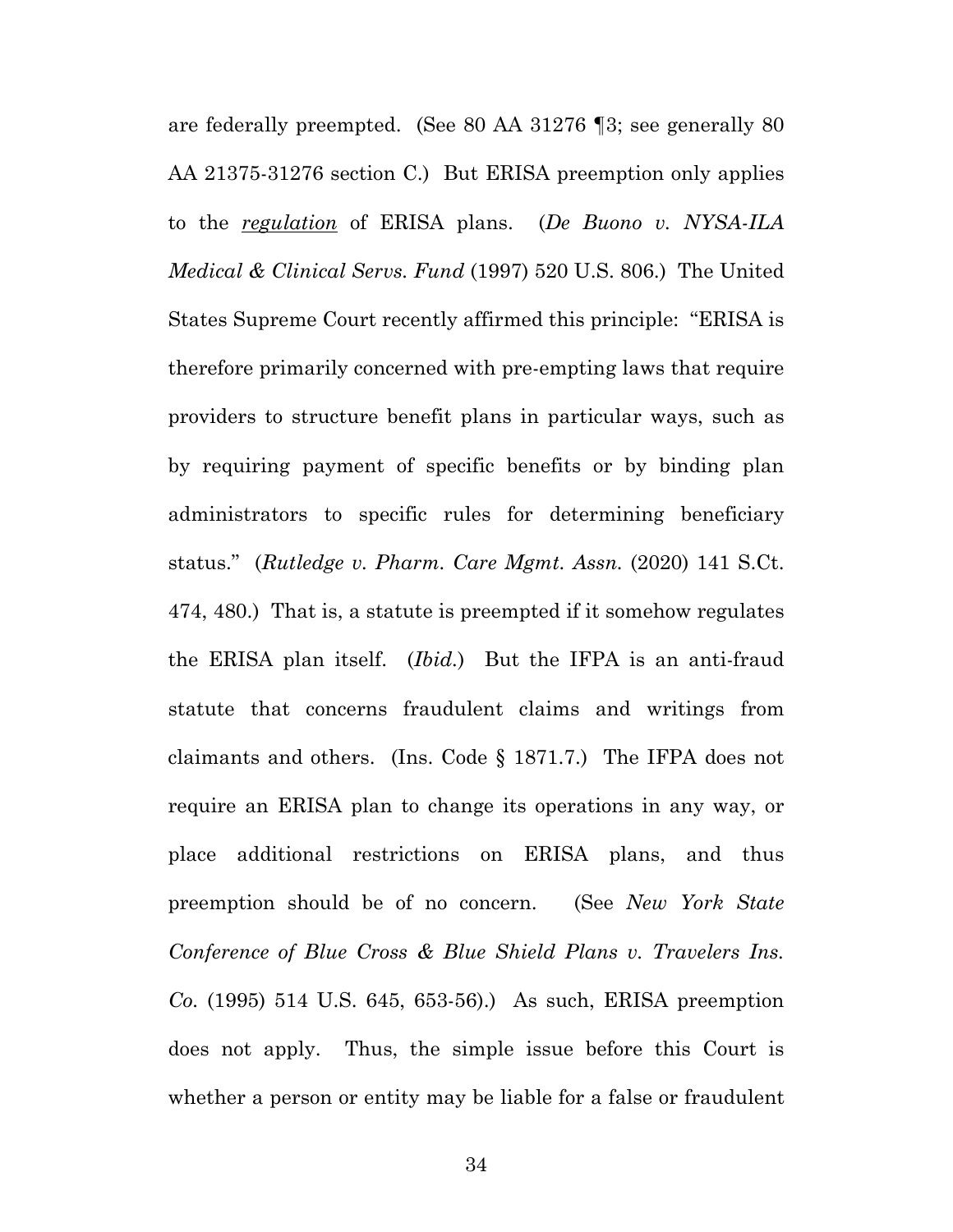are federally preempted. (See 80 AA 31276 ¶3; see generally 80 AA 21375-31276 section C.) But ERISA preemption only applies to the *regulation* of ERISA plans. (*De Buono v. NYSA-ILA Medical & Clinical Servs. Fund* (1997) 520 U.S. 806.) The United States Supreme Court recently affirmed this principle: "ERISA is therefore primarily concerned with pre-empting laws that require providers to structure benefit plans in particular ways, such as by requiring payment of specific benefits or by binding plan administrators to specific rules for determining beneficiary status." (*Rutledge v. Pharm. Care Mgmt. Assn.* (2020) 141 S.Ct. 474, 480.) That is, a statute is preempted if it somehow regulates the ERISA plan itself. (*Ibid.*) But the IFPA is an anti-fraud statute that concerns fraudulent claims and writings from claimants and others. (Ins. Code § 1871.7.) The IFPA does not require an ERISA plan to change its operations in any way, or place additional restrictions on ERISA plans, and thus preemption should be of no concern. (See *New York State Conference of Blue Cross & Blue Shield Plans v. Travelers Ins. Co.* (1995) 514 U.S. 645, 653-56).) As such, ERISA preemption does not apply. Thus, the simple issue before this Court is whether a person or entity may be liable for a false or fraudulent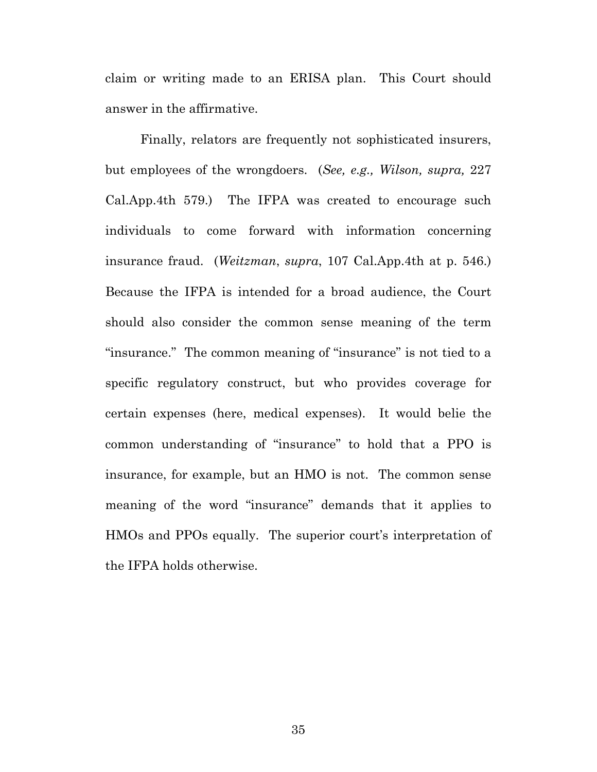claim or writing made to an ERISA plan. This Court should answer in the affirmative.

Finally, relators are frequently not sophisticated insurers, but employees of the wrongdoers. (*See, e.g., Wilson, supra,* 227 Cal.App.4th 579.) The IFPA was created to encourage such individuals to come forward with information concerning insurance fraud. (*Weitzman*, *supra*, 107 Cal.App.4th at p. 546.) Because the IFPA is intended for a broad audience, the Court should also consider the common sense meaning of the term "insurance." The common meaning of "insurance" is not tied to a specific regulatory construct, but who provides coverage for certain expenses (here, medical expenses). It would belie the common understanding of "insurance" to hold that a PPO is insurance, for example, but an HMO is not. The common sense meaning of the word "insurance" demands that it applies to HMOs and PPOs equally. The superior court's interpretation of the IFPA holds otherwise.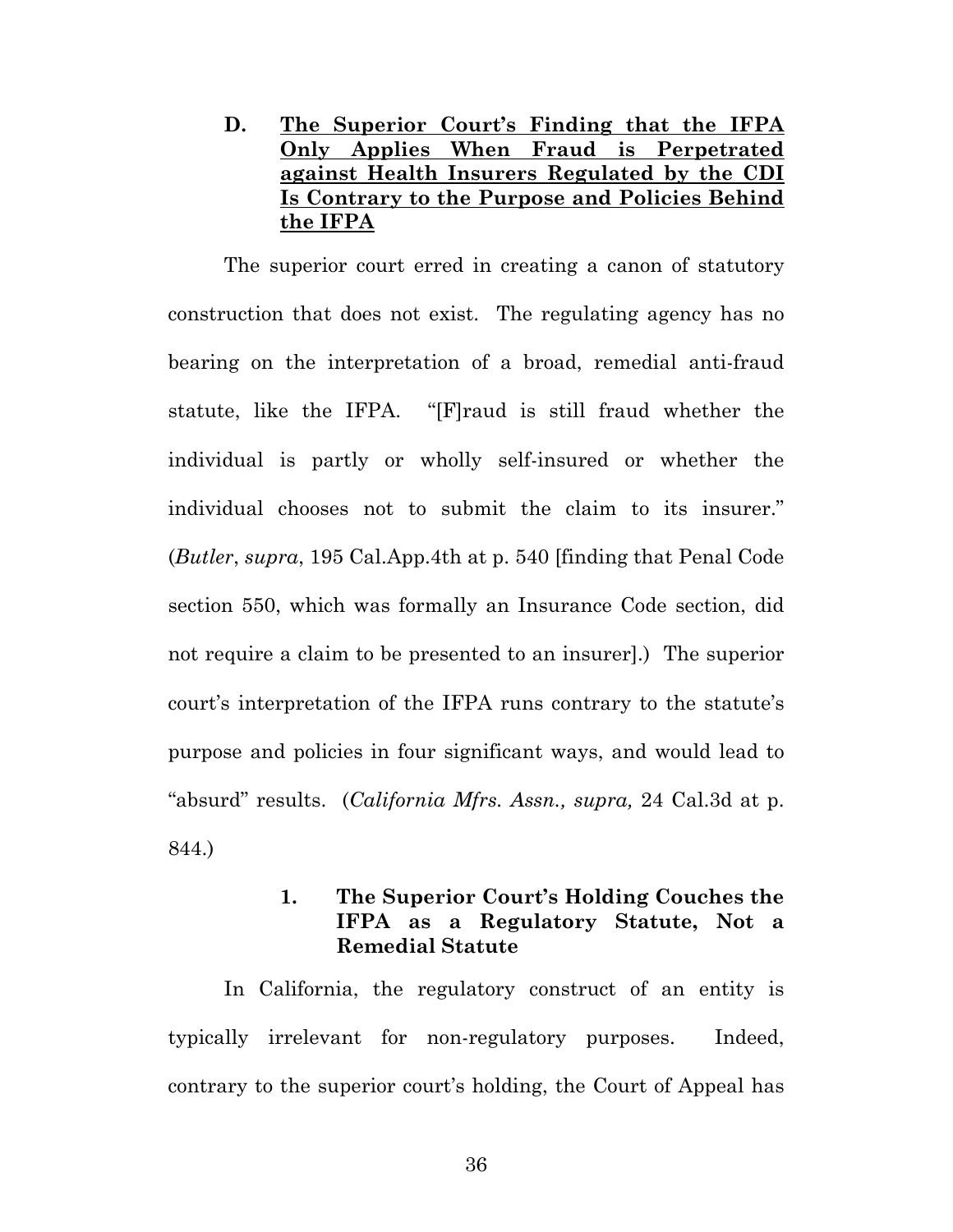### D. <u>The Superior Court's Finding that the IFPA Only Applies When Fraud is Perpetrated against Health Insurers Regulated by the CDI Is Contrary to the Purpose and Policies Behind the IFPA</u>

The superior court erred in creating a canon of statutory construction that does not exist. The regulating agency has no bearing on the interpretation of a broad, remedial anti-fraud statute, like the IFPA. "[F]raud is still fraud whether the individual is partly or wholly self-insured or whether the individual chooses not to submit the claim to its insurer." (*Butler*, *supra*, 195 Cal.App.4th at p. 540 [finding that Penal Code section 550, which was formally an Insurance Code section, did not require a claim to be presented to an insurer].) The superior court's interpretation of the IFPA runs contrary to the statute's purpose and policies in four significant ways, and would lead to "absurd" results. (*California Mfrs. Assn., supra,* 24 Cal.3d at p. 844.)

#### 1. The Superior Court's Holding Couches the IFPA as a Regulatory Statute, Not a Remedial Statute

In California, the regulatory construct of an entity is typically irrelevant for non-regulatory purposes. Indeed, contrary to the superior court's holding, the Court of Appeal has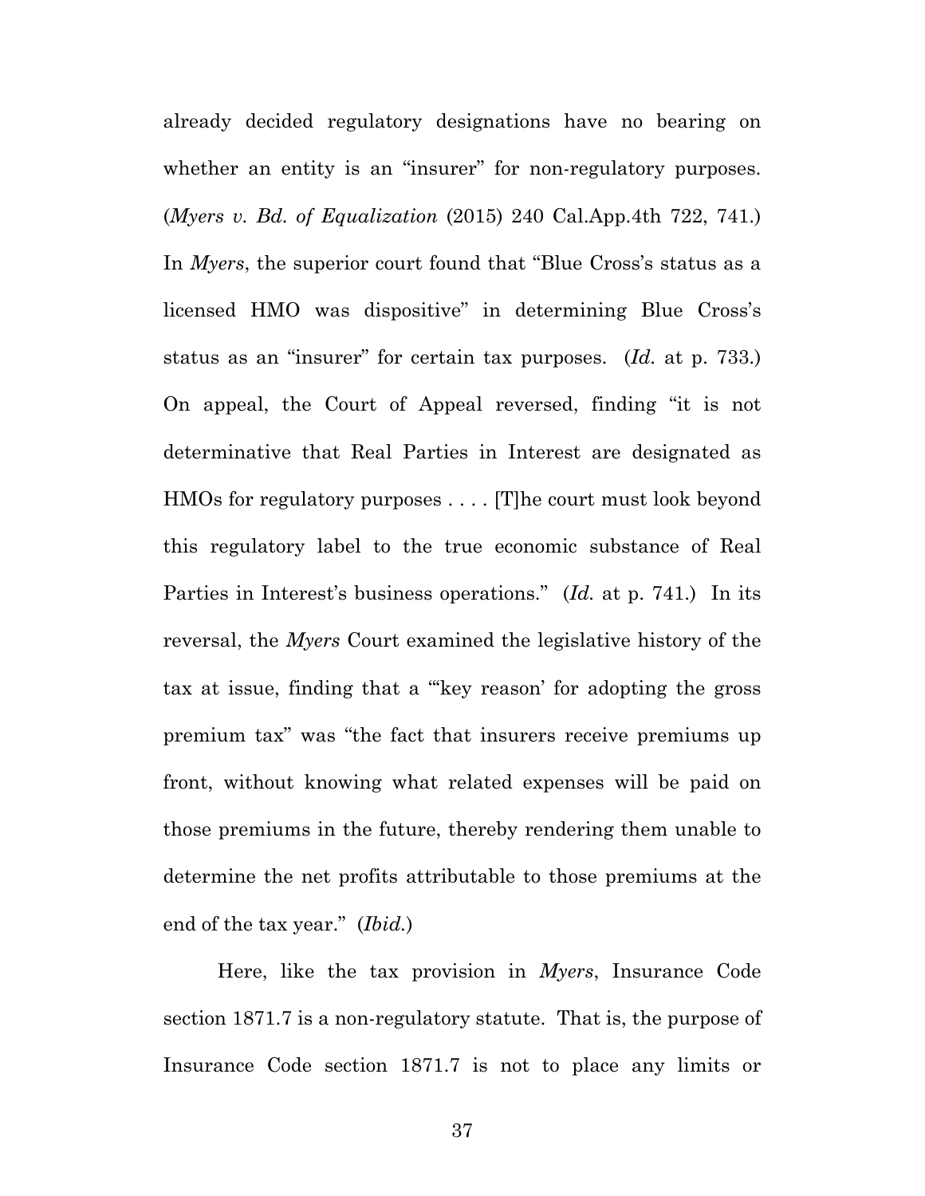already decided regulatory designations have no bearing on whether an entity is an "insurer" for non-regulatory purposes. (*Myers v. Bd. of Equalization* (2015) 240 Cal.App.4th 722, 741.) In *Myers*, the superior court found that "Blue Cross's status as a licensed HMO was dispositive" in determining Blue Cross's status as an "insurer" for certain tax purposes. (*Id.* at p. 733.) On appeal, the Court of Appeal reversed, finding "it is not determinative that Real Parties in Interest are designated as HMOs for regulatory purposes . . . . [T]he court must look beyond this regulatory label to the true economic substance of Real Parties in Interest's business operations." (*Id.* at p. 741.) In its reversal, the *Myers* Court examined the legislative history of the tax at issue, finding that a "'key reason' for adopting the gross premium tax" was "the fact that insurers receive premiums up front, without knowing what related expenses will be paid on those premiums in the future, thereby rendering them unable to determine the net profits attributable to those premiums at the end of the tax year." (*Ibid.*)

Here, like the tax provision in *Myers*, Insurance Code section 1871.7 is a non-regulatory statute. That is, the purpose of Insurance Code section 1871.7 is not to place any limits or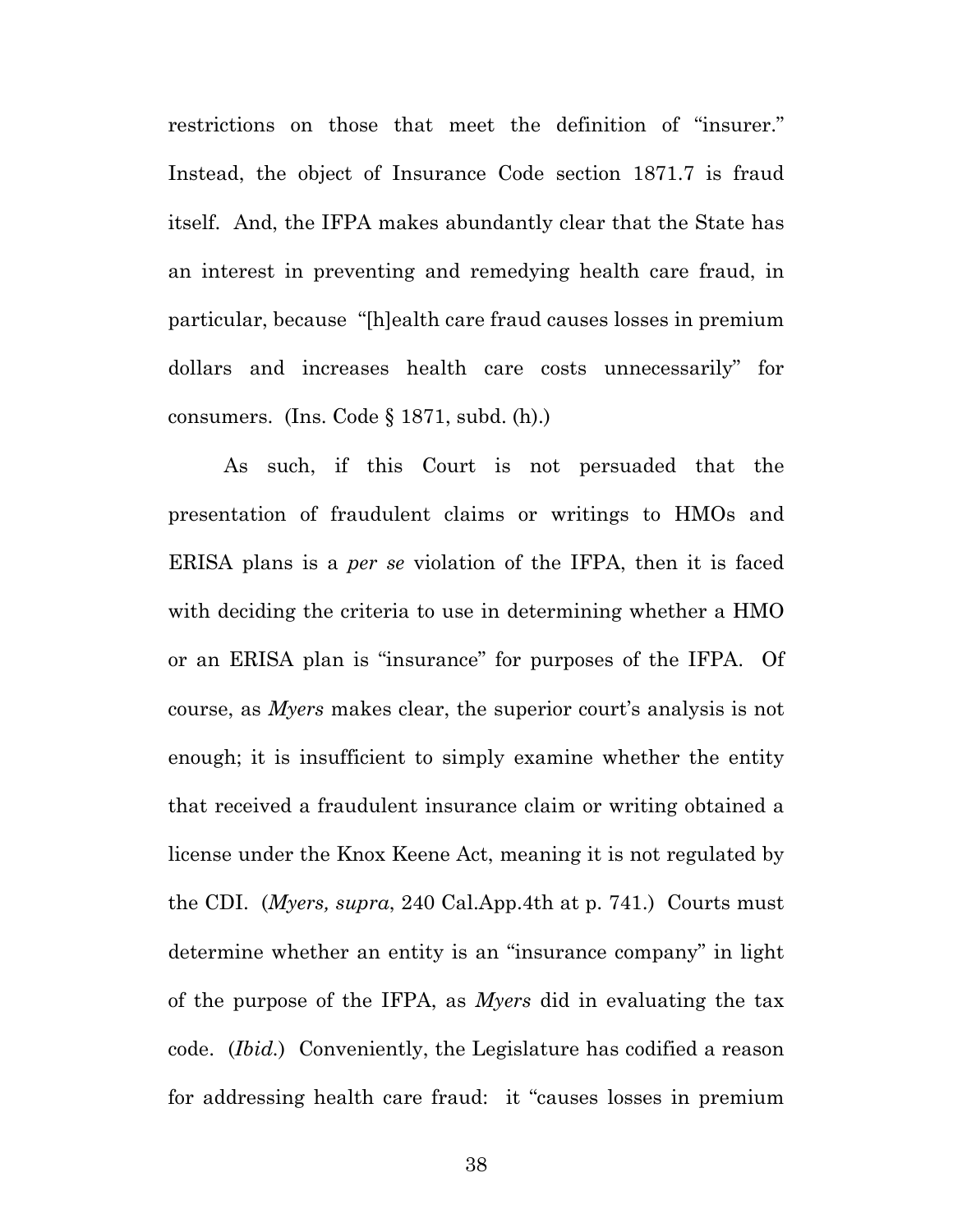restrictions on those that meet the definition of "insurer." Instead, the object of Insurance Code section 1871.7 is fraud itself. And, the IFPA makes abundantly clear that the State has an interest in preventing and remedying health care fraud, in particular, because "[h]ealth care fraud causes losses in premium dollars and increases health care costs unnecessarily" for consumers. (Ins. Code § 1871, subd. (h).)

As such, if this Court is not persuaded that the presentation of fraudulent claims or writings to HMOs and ERISA plans is a *per se* violation of the IFPA, then it is faced with deciding the criteria to use in determining whether a HMO or an ERISA plan is "insurance" for purposes of the IFPA. Of course, as *Myers* makes clear, the superior court's analysis is not enough; it is insufficient to simply examine whether the entity that received a fraudulent insurance claim or writing obtained a license under the Knox Keene Act, meaning it is not regulated by the CDI. (*Myers, supra*, 240 Cal.App.4th at p. 741.) Courts must determine whether an entity is an "insurance company" in light of the purpose of the IFPA, as *Myers* did in evaluating the tax code. (*Ibid.*) Conveniently, the Legislature has codified a reason for addressing health care fraud: it "causes losses in premium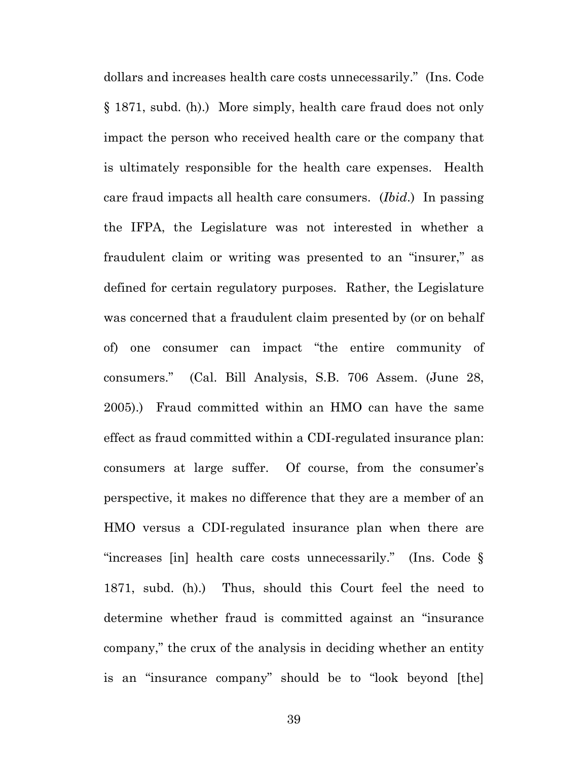dollars and increases health care costs unnecessarily." (Ins. Code § 1871, subd. (h).) More simply, health care fraud does not only impact the person who received health care or the company that is ultimately responsible for the health care expenses. Health care fraud impacts all health care consumers. (*Ibid*.) In passing the IFPA, the Legislature was not interested in whether a fraudulent claim or writing was presented to an "insurer," as defined for certain regulatory purposes. Rather, the Legislature was concerned that a fraudulent claim presented by (or on behalf of) one consumer can impact "the entire community of consumers." (Cal. Bill Analysis, S.B. 706 Assem. (June 28, 2005).) Fraud committed within an HMO can have the same effect as fraud committed within a CDI-regulated insurance plan: consumers at large suffer. Of course, from the consumer's perspective, it makes no difference that they are a member of an HMO versus a CDI-regulated insurance plan when there are "increases [in] health care costs unnecessarily." (Ins. Code § 1871, subd. (h).) Thus, should this Court feel the need to determine whether fraud is committed against an "insurance company," the crux of the analysis in deciding whether an entity is an "insurance company" should be to "look beyond [the]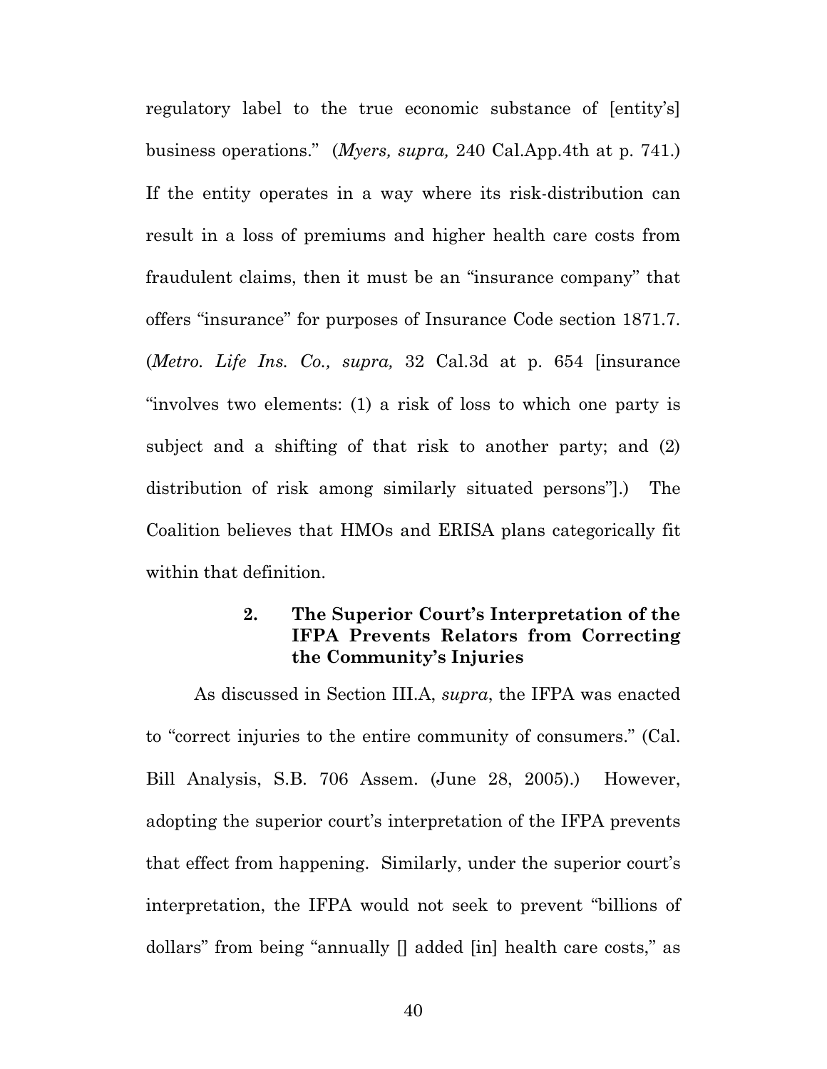regulatory label to the true economic substance of [entity's] business operations." (*Myers, supra,* 240 Cal.App.4th at p. 741.) If the entity operates in a way where its risk-distribution can result in a loss of premiums and higher health care costs from fraudulent claims, then it must be an "insurance company" that offers "insurance" for purposes of Insurance Code section 1871.7. (*Metro. Life Ins. Co., supra,* 32 Cal.3d at p. 654 [insurance "involves two elements: (1) a risk of loss to which one party is subject and a shifting of that risk to another party; and (2) distribution of risk among similarly situated persons"].) The Coalition believes that HMOs and ERISA plans categorically fit within that definition.

### 2. The Superior Court's Interpretation of the IFPA Prevents Relators from Correcting the Community's Injuries

As discussed in Section III.A, *supra*, the IFPA was enacted to "correct injuries to the entire community of consumers." (Cal. Bill Analysis, S.B. 706 Assem. (June 28, 2005).) However, adopting the superior court's interpretation of the IFPA prevents that effect from happening. Similarly, under the superior court's interpretation, the IFPA would not seek to prevent "billions of dollars" from being "annually [] added [in] health care costs," as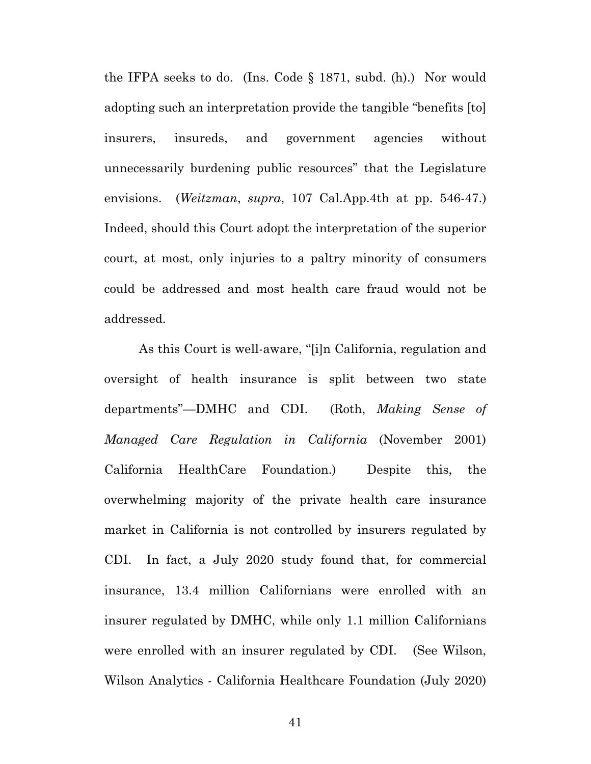the IFPA seeks to do. (Ins. Code § 1871, subd. (h).) Nor would adopting such an interpretation provide the tangible "benefits [to] insurers, insureds, and government agencies without unnecessarily burdening public resources" that the Legislature envisions. (*Weitzman*, *supra*, 107 Cal.App.4th at pp. 546-47.) Indeed, should this Court adopt the interpretation of the superior court, at most, only injuries to a paltry minority of consumers could be addressed and most health care fraud would not be addressed.

As this Court is well-aware, "[i]n California, regulation and oversight of health insurance is split between two state departments"—DMHC and CDI. (Roth, *Making Sense of Managed Care Regulation in California* (November 2001) California HealthCare Foundation.) Despite this, the overwhelming majority of the private health care insurance market in California is not controlled by insurers regulated by CDI. In fact, a July 2020 study found that, for commercial insurance, 13.4 million Californians were enrolled with an insurer regulated by DMHC, while only 1.1 million Californians were enrolled with an insurer regulated by CDI. (See Wilson, Wilson Analytics - California Healthcare Foundation (July 2020)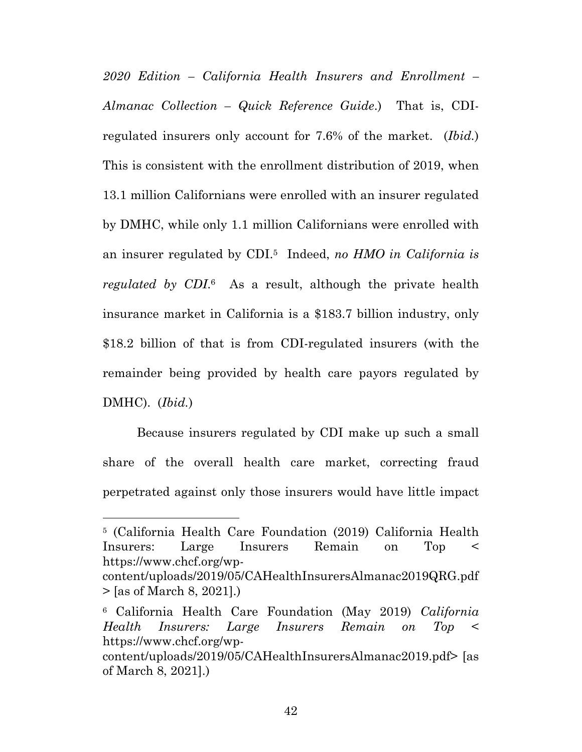*2020 Edition – California Health Insurers and Enrollment – Almanac Collection – Quick Reference Guide*.) That is, CDI-regulated insurers only account for 7.6% of the market. (*Ibid.*) This is consistent with the enrollment distribution of 2019, when 13.1 million Californians were enrolled with an insurer regulated by DMHC, while only 1.1 million Californians were enrolled with an insurer regulated by CDI.[5] Indeed, *no HMO in California is regulated by CDI*.[6] As a result, although the private health insurance market in California is a $183.7 billion industry, only $18.2 billion of that is from CDI-regulated insurers (with the remainder being provided by health care payors regulated by DMHC). (*Ibid.*)

Because insurers regulated by CDI make up such a small share of the overall health care market, correcting fraud perpetrated against only those insurers would have little impact

---

[5] (California Health Care Foundation (2019) California Health Insurers: Large Insurers Remain on Top < https://www.chcf.org/wp-content/uploads/2019/05/CAHealthInsurersAlmanac2019QRG.pdf > [as of March 8, 2021].)

[6] California Health Care Foundation (May 2019) *California Health Insurers: Large Insurers Remain on Top* < https://www.chcf.org/wp-content/uploads/2019/05/CAHealthInsurersAlmanac2019.pdf> [as of March 8, 2021].)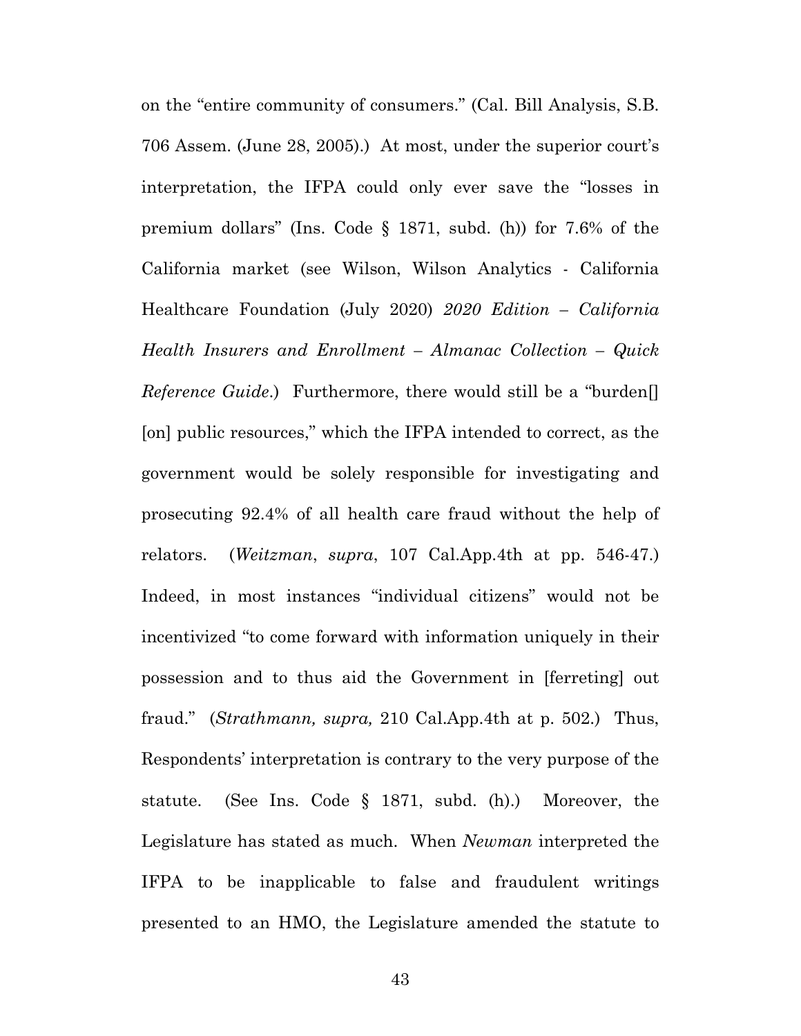on the "entire community of consumers." (Cal. Bill Analysis, S.B. 706 Assem. (June 28, 2005).) At most, under the superior court's interpretation, the IFPA could only ever save the "losses in premium dollars" (Ins. Code § 1871, subd. (h)) for 7.6% of the California market (see Wilson, Wilson Analytics - California Healthcare Foundation (July 2020) *2020 Edition – California Health Insurers and Enrollment – Almanac Collection – Quick Reference Guide*.) Furthermore, there would still be a "burden[] [on] public resources," which the IFPA intended to correct, as the government would be solely responsible for investigating and prosecuting 92.4% of all health care fraud without the help of relators. (*Weitzman*, *supra*, 107 Cal.App.4th at pp. 546-47.) Indeed, in most instances "individual citizens" would not be incentivized "to come forward with information uniquely in their possession and to thus aid the Government in [ferreting] out fraud." (*Strathmann, supra,* 210 Cal.App.4th at p. 502.) Thus, Respondents' interpretation is contrary to the very purpose of the statute. (See Ins. Code § 1871, subd. (h).) Moreover, the Legislature has stated as much. When *Newman* interpreted the IFPA to be inapplicable to false and fraudulent writings presented to an HMO, the Legislature amended the statute to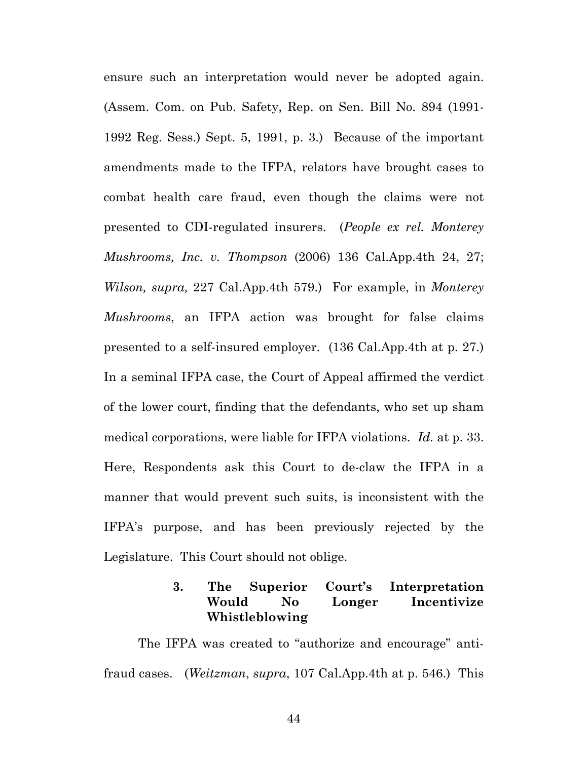ensure such an interpretation would never be adopted again. (Assem. Com. on Pub. Safety, Rep. on Sen. Bill No. 894 (1991-1992 Reg. Sess.) Sept. 5, 1991, p. 3.) Because of the important amendments made to the IFPA, relators have brought cases to combat health care fraud, even though the claims were not presented to CDI-regulated insurers. (*People ex rel. Monterey Mushrooms, Inc. v. Thompson* (2006) 136 Cal.App.4th 24, 27; *Wilson, supra,* 227 Cal.App.4th 579.) For example, in *Monterey Mushrooms*, an IFPA action was brought for false claims presented to a self-insured employer. (136 Cal.App.4th at p. 27.) In a seminal IFPA case, the Court of Appeal affirmed the verdict of the lower court, finding that the defendants, who set up sham medical corporations, were liable for IFPA violations. *Id.* at p. 33. Here, Respondents ask this Court to de-claw the IFPA in a manner that would prevent such suits, is inconsistent with the IFPA's purpose, and has been previously rejected by the Legislature. This Court should not oblige.

### 3. The Superior Court's Interpretation Would No Longer Incentivize Whistleblowing

The IFPA was created to "authorize and encourage" anti-fraud cases. (*Weitzman*, *supra*, 107 Cal.App.4th at p. 546.) This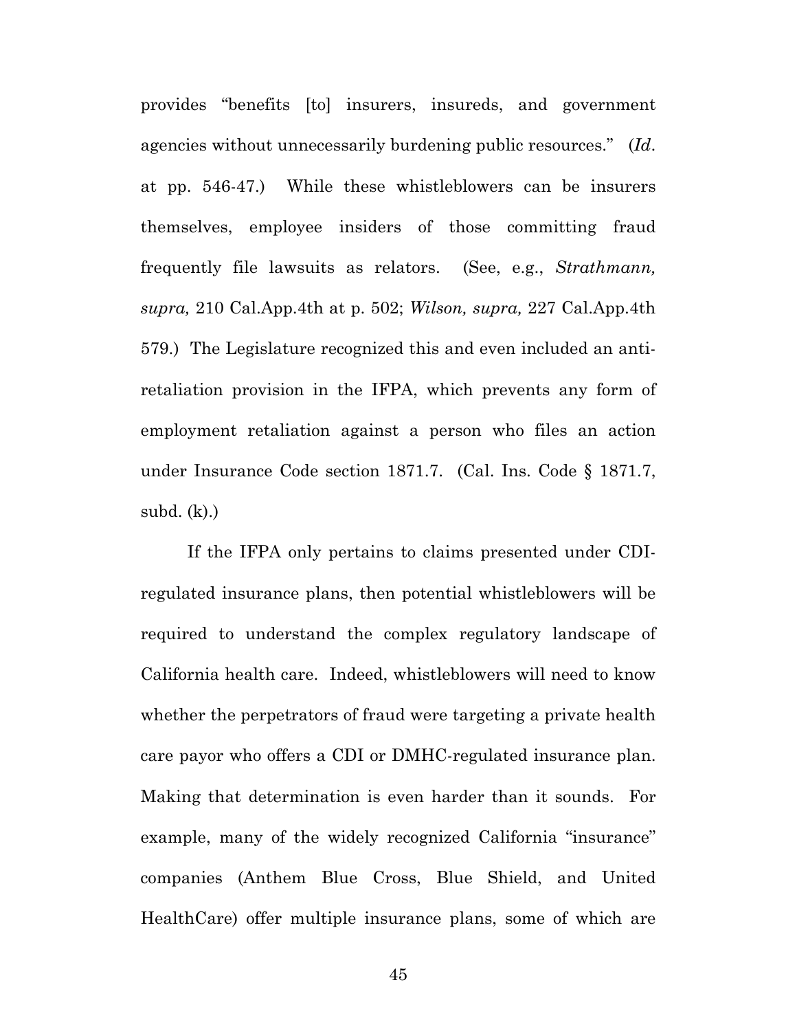provides "benefits [to] insurers, insureds, and government agencies without unnecessarily burdening public resources." (*Id*. at pp. 546-47.) While these whistleblowers can be insurers themselves, employee insiders of those committing fraud frequently file lawsuits as relators. (See, e.g., *Strathmann, supra,* 210 Cal.App.4th at p. 502; *Wilson, supra,* 227 Cal.App.4th 579.) The Legislature recognized this and even included an anti-retaliation provision in the IFPA, which prevents any form of employment retaliation against a person who files an action under Insurance Code section 1871.7. (Cal. Ins. Code § 1871.7, subd. (k).)

If the IFPA only pertains to claims presented under CDI-regulated insurance plans, then potential whistleblowers will be required to understand the complex regulatory landscape of California health care. Indeed, whistleblowers will need to know whether the perpetrators of fraud were targeting a private health care payor who offers a CDI or DMHC-regulated insurance plan. Making that determination is even harder than it sounds. For example, many of the widely recognized California "insurance" companies (Anthem Blue Cross, Blue Shield, and United HealthCare) offer multiple insurance plans, some of which are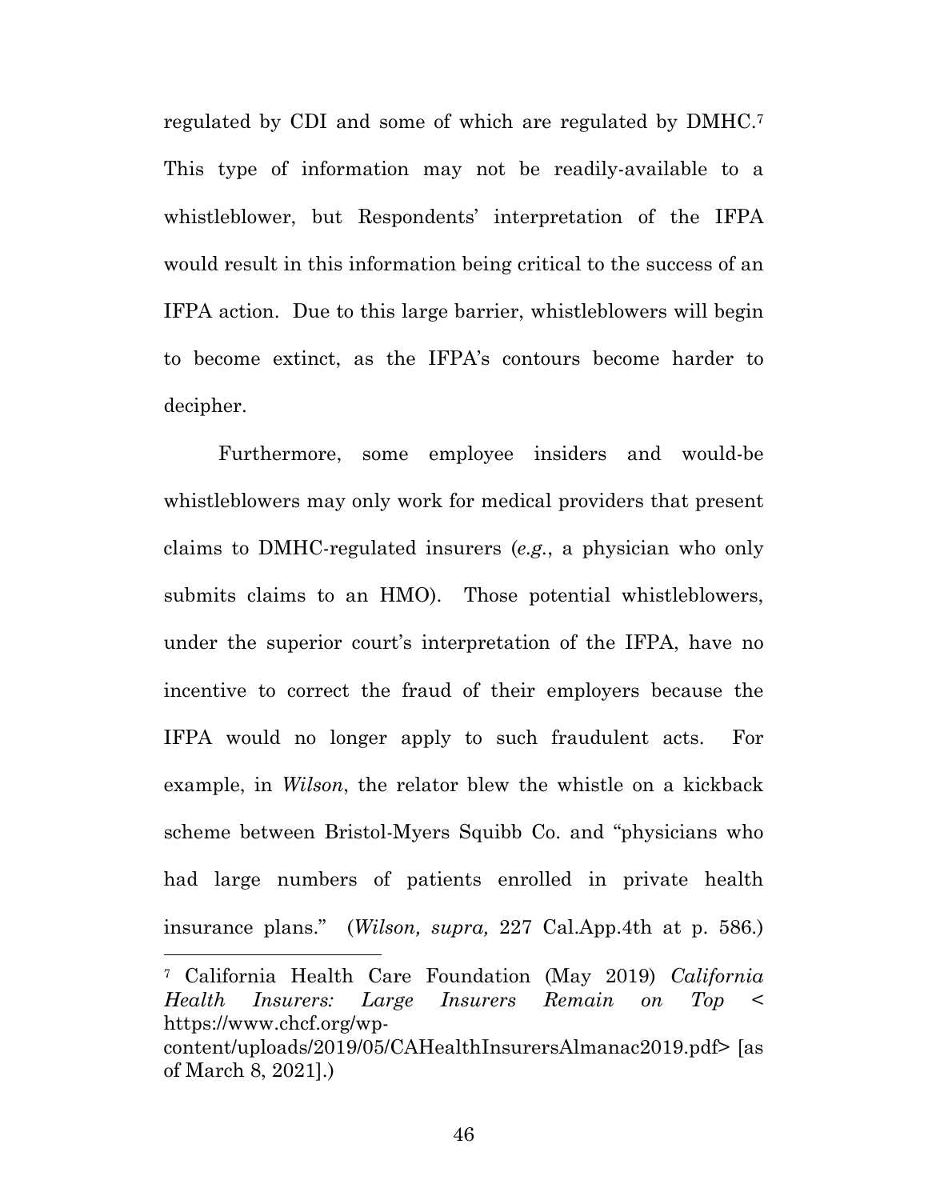regulated by CDI and some of which are regulated by DMHC.[7] This type of information may not be readily-available to a whistleblower, but Respondents' interpretation of the IFPA would result in this information being critical to the success of an IFPA action. Due to this large barrier, whistleblowers will begin to become extinct, as the IFPA's contours become harder to decipher.

Furthermore, some employee insiders and would-be whistleblowers may only work for medical providers that present claims to DMHC-regulated insurers (*e.g.*, a physician who only submits claims to an HMO). Those potential whistleblowers, under the superior court's interpretation of the IFPA, have no incentive to correct the fraud of their employers because the IFPA would no longer apply to such fraudulent acts. For example, in *Wilson*, the relator blew the whistle on a kickback scheme between Bristol-Myers Squibb Co. and "physicians who had large numbers of patients enrolled in private health insurance plans." (*Wilson, supra,* 227 Cal.App.4th at p. 586.)

---

[7] California Health Care Foundation (May 2019) *California Health Insurers: Large Insurers Remain on Top* < https://www.chcf.org/wp-content/uploads/2019/05/CAHealthInsurersAlmanac2019.pdf> [as of March 8, 2021].)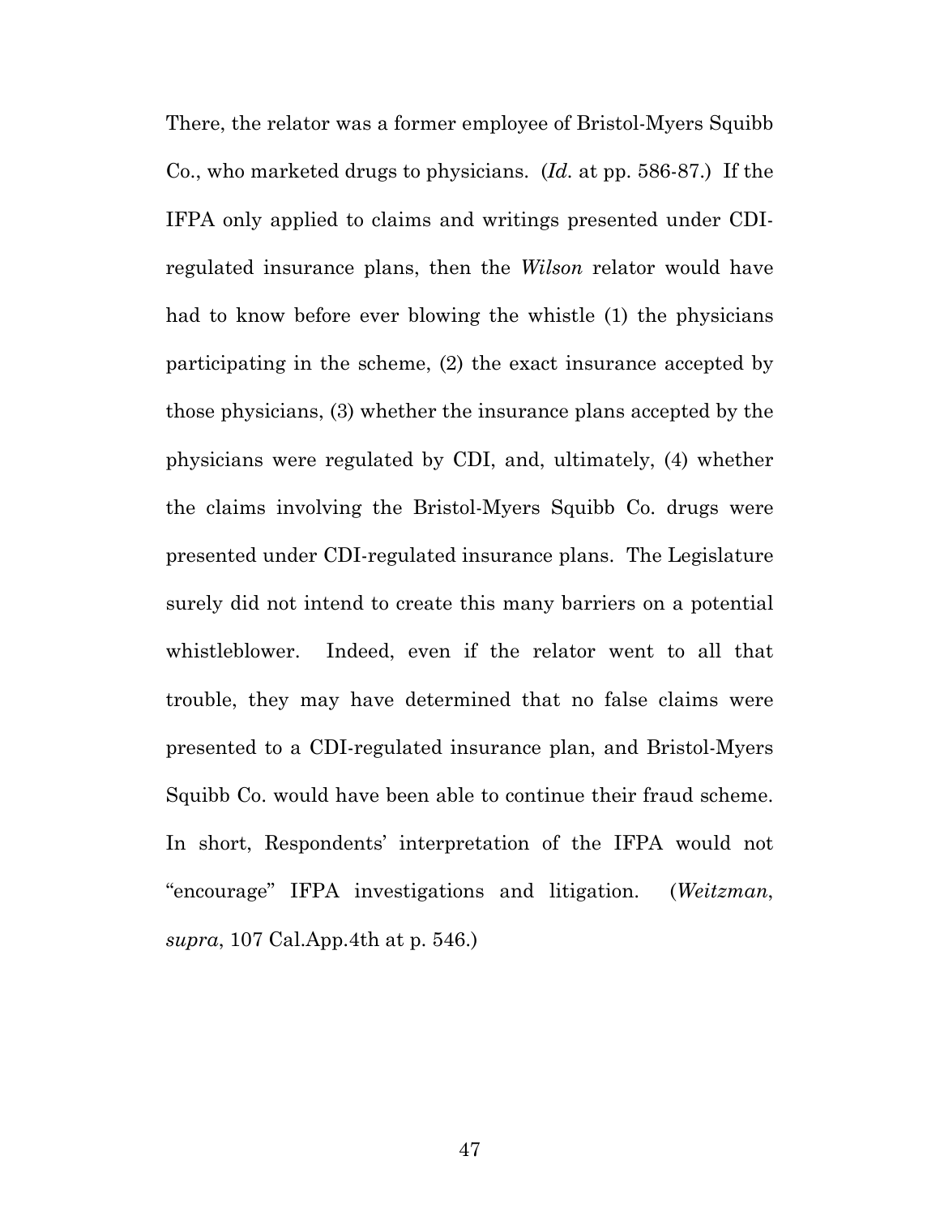There, the relator was a former employee of Bristol-Myers Squibb Co., who marketed drugs to physicians. (*Id.* at pp. 586-87.) If the IFPA only applied to claims and writings presented under CDI-regulated insurance plans, then the *Wilson* relator would have had to know before ever blowing the whistle (1) the physicians participating in the scheme, (2) the exact insurance accepted by those physicians, (3) whether the insurance plans accepted by the physicians were regulated by CDI, and, ultimately, (4) whether the claims involving the Bristol-Myers Squibb Co. drugs were presented under CDI-regulated insurance plans. The Legislature surely did not intend to create this many barriers on a potential whistleblower. Indeed, even if the relator went to all that trouble, they may have determined that no false claims were presented to a CDI-regulated insurance plan, and Bristol-Myers Squibb Co. would have been able to continue their fraud scheme. In short, Respondents' interpretation of the IFPA would not "encourage" IFPA investigations and litigation. (*Weitzman*, *supra*, 107 Cal.App.4th at p. 546.)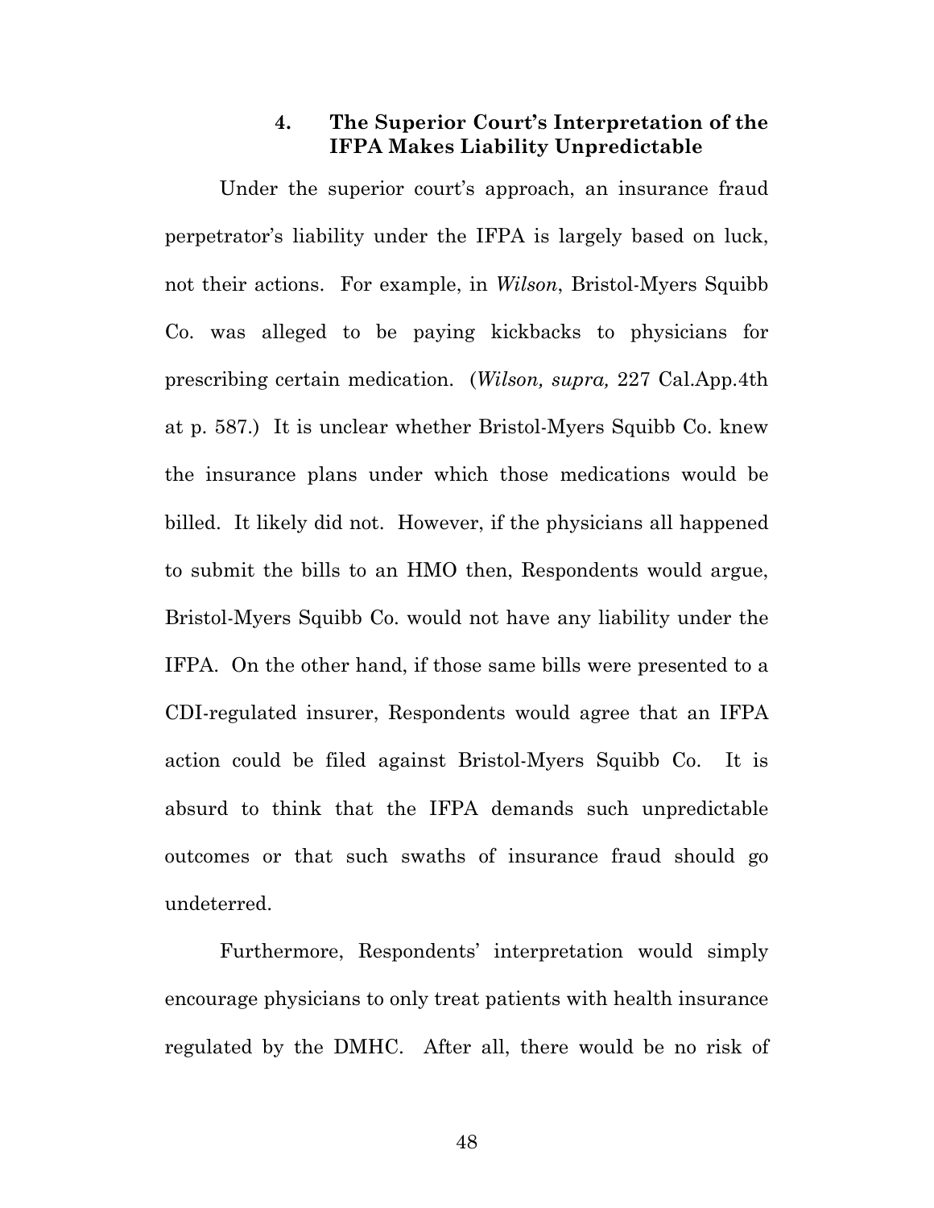### 4. The Superior Court's Interpretation of the IFPA Makes Liability Unpredictable

Under the superior court's approach, an insurance fraud perpetrator's liability under the IFPA is largely based on luck, not their actions. For example, in *Wilson*, Bristol-Myers Squibb Co. was alleged to be paying kickbacks to physicians for prescribing certain medication. (*Wilson, supra,* 227 Cal.App.4th at p. 587.) It is unclear whether Bristol-Myers Squibb Co. knew the insurance plans under which those medications would be billed. It likely did not. However, if the physicians all happened to submit the bills to an HMO then, Respondents would argue, Bristol-Myers Squibb Co. would not have any liability under the IFPA. On the other hand, if those same bills were presented to a CDI-regulated insurer, Respondents would agree that an IFPA action could be filed against Bristol-Myers Squibb Co. It is absurd to think that the IFPA demands such unpredictable outcomes or that such swaths of insurance fraud should go undeterred.

Furthermore, Respondents' interpretation would simply encourage physicians to only treat patients with health insurance regulated by the DMHC. After all, there would be no risk of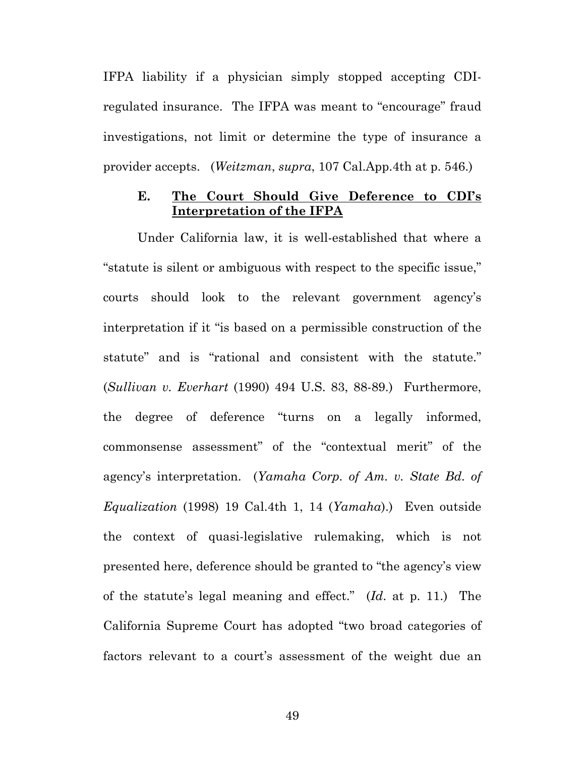IFPA liability if a physician simply stopped accepting CDI-regulated insurance. The IFPA was meant to "encourage" fraud investigations, not limit or determine the type of insurance a provider accepts. (*Weitzman*, *supra*, 107 Cal.App.4th at p. 546.)

### E. <u>The Court Should Give Deference to CDI's Interpretation of the IFPA</u>

Under California law, it is well-established that where a "statute is silent or ambiguous with respect to the specific issue," courts should look to the relevant government agency's interpretation if it "is based on a permissible construction of the statute" and is "rational and consistent with the statute." (*Sullivan v. Everhart* (1990) 494 U.S. 83, 88-89.) Furthermore, the degree of deference "turns on a legally informed, commonsense assessment" of the "contextual merit" of the agency's interpretation. (*Yamaha Corp. of Am. v. State Bd. of Equalization* (1998) 19 Cal.4th 1, 14 (*Yamaha*).) Even outside the context of quasi-legislative rulemaking, which is not presented here, deference should be granted to "the agency's view of the statute's legal meaning and effect." (*Id.* at p. 11.) The California Supreme Court has adopted "two broad categories of factors relevant to a court's assessment of the weight due an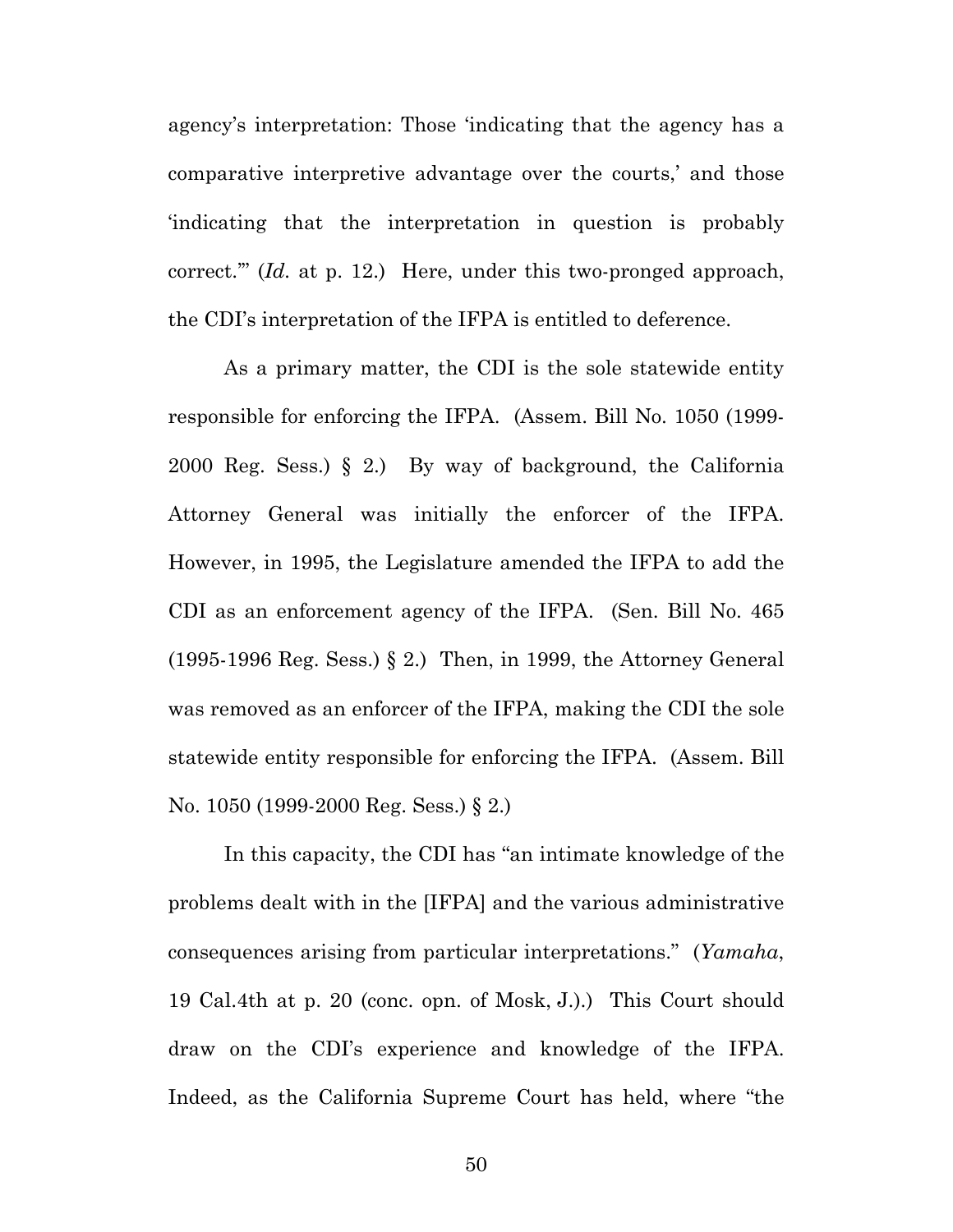agency's interpretation: Those 'indicating that the agency has a comparative interpretive advantage over the courts,' and those 'indicating that the interpretation in question is probably correct.'" (*Id.* at p. 12.) Here, under this two-pronged approach, the CDI's interpretation of the IFPA is entitled to deference.

As a primary matter, the CDI is the sole statewide entity responsible for enforcing the IFPA. (Assem. Bill No. 1050 (1999-2000 Reg. Sess.) § 2.) By way of background, the California Attorney General was initially the enforcer of the IFPA. However, in 1995, the Legislature amended the IFPA to add the CDI as an enforcement agency of the IFPA. (Sen. Bill No. 465 (1995-1996 Reg. Sess.) § 2.) Then, in 1999, the Attorney General was removed as an enforcer of the IFPA, making the CDI the sole statewide entity responsible for enforcing the IFPA. (Assem. Bill No. 1050 (1999-2000 Reg. Sess.) § 2.)

In this capacity, the CDI has "an intimate knowledge of the problems dealt with in the [IFPA] and the various administrative consequences arising from particular interpretations." (*Yamaha*, 19 Cal.4th at p. 20 (conc. opn. of Mosk, J.).) This Court should draw on the CDI's experience and knowledge of the IFPA. Indeed, as the California Supreme Court has held, where "the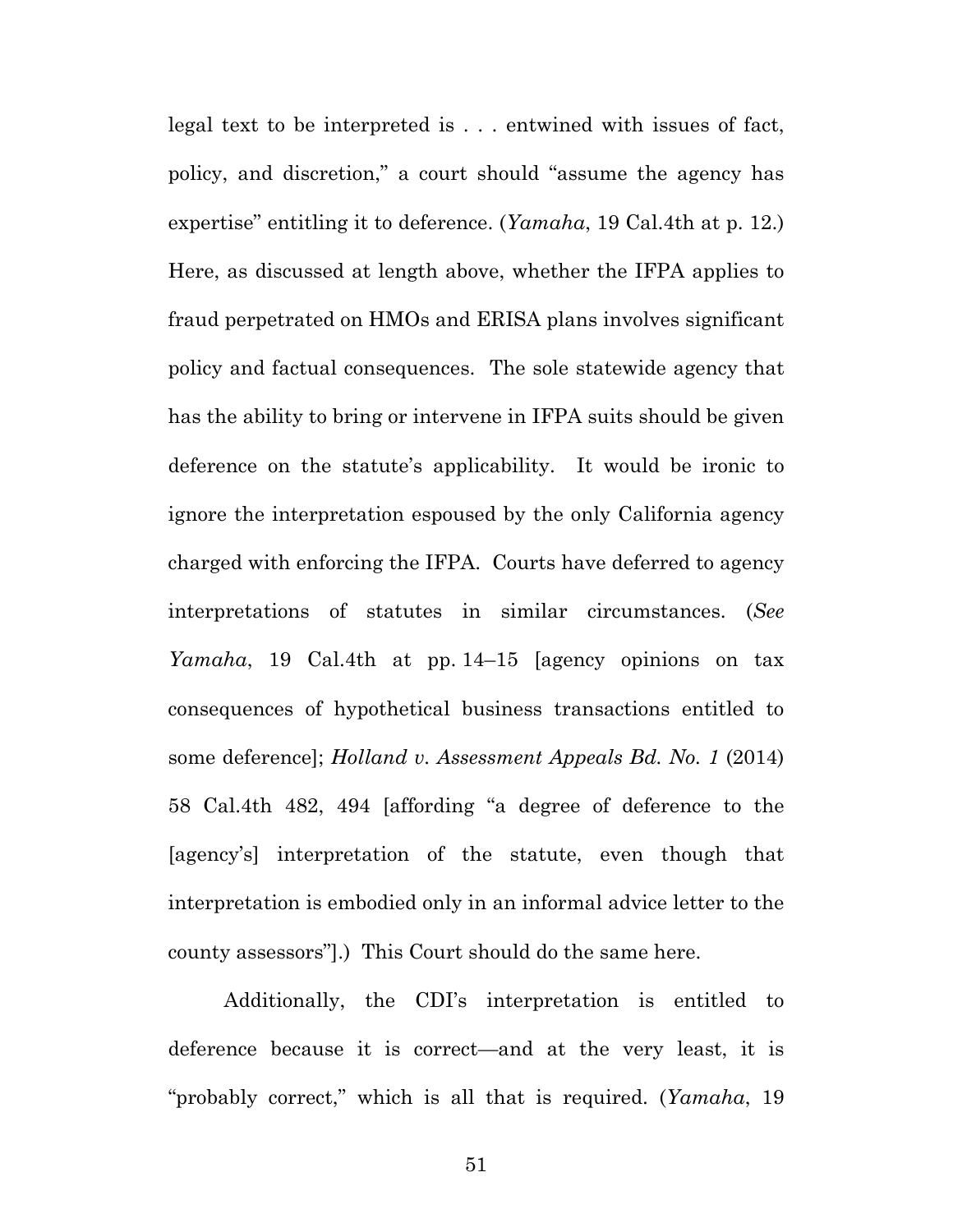legal text to be interpreted is . . . entwined with issues of fact, policy, and discretion," a court should "assume the agency has expertise" entitling it to deference. (*Yamaha*, 19 Cal.4th at p. 12.) Here, as discussed at length above, whether the IFPA applies to fraud perpetrated on HMOs and ERISA plans involves significant policy and factual consequences. The sole statewide agency that has the ability to bring or intervene in IFPA suits should be given deference on the statute's applicability. It would be ironic to ignore the interpretation espoused by the only California agency charged with enforcing the IFPA. Courts have deferred to agency interpretations of statutes in similar circumstances. (*See Yamaha*, 19 Cal.4th at pp. 14–15 [agency opinions on tax consequences of hypothetical business transactions entitled to some deference]; *Holland v. Assessment Appeals Bd. No. 1* (2014) 58 Cal.4th 482, 494 [affording "a degree of deference to the [agency's] interpretation of the statute, even though that interpretation is embodied only in an informal advice letter to the county assessors"].) This Court should do the same here.

Additionally, the CDI's interpretation is entitled to deference because it is correct—and at the very least, it is "probably correct," which is all that is required. (*Yamaha*, 19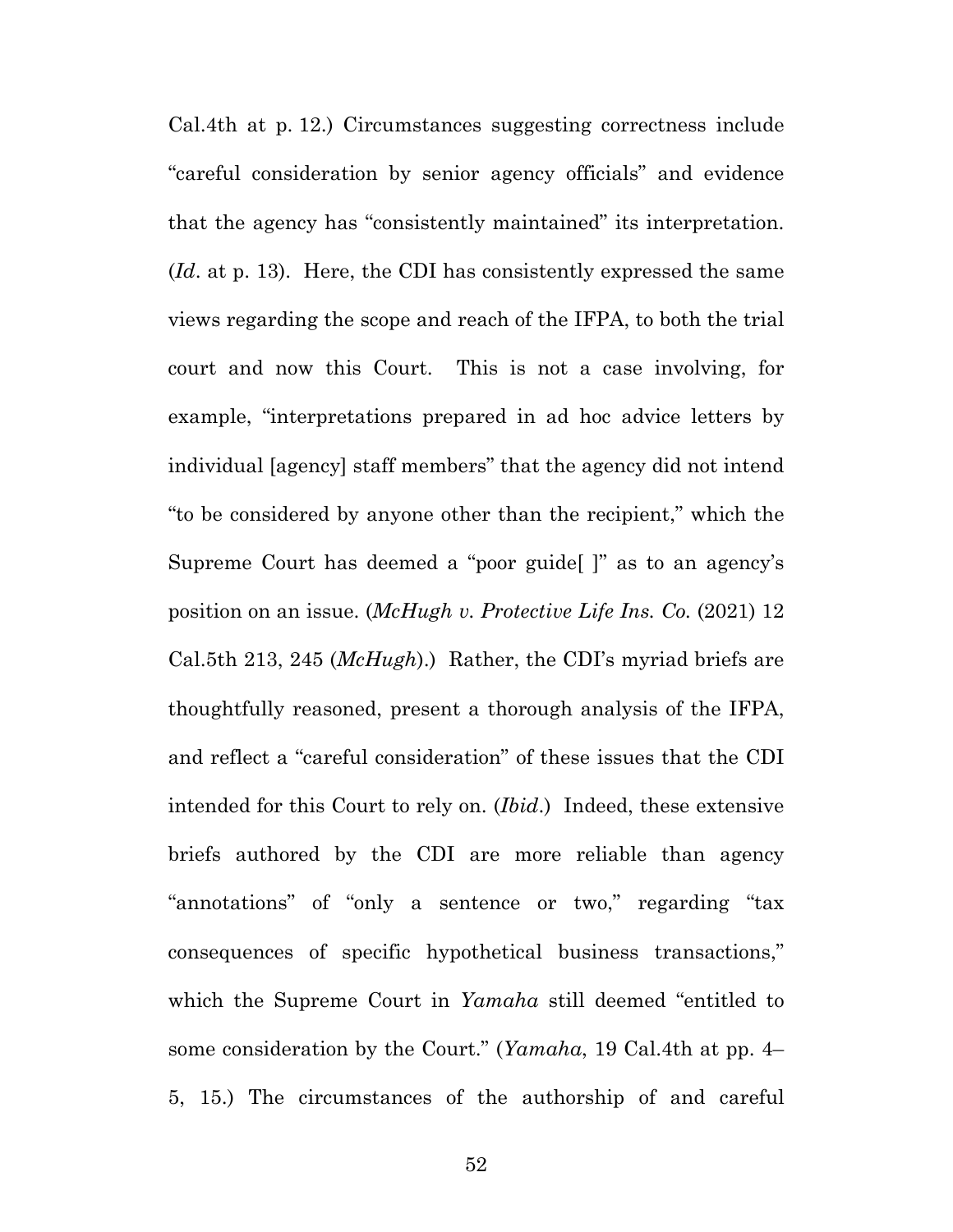Cal.4th at p. 12.) Circumstances suggesting correctness include "careful consideration by senior agency officials" and evidence that the agency has "consistently maintained" its interpretation. (*Id*. at p. 13). Here, the CDI has consistently expressed the same views regarding the scope and reach of the IFPA, to both the trial court and now this Court. This is not a case involving, for example, "interpretations prepared in ad hoc advice letters by individual [agency] staff members" that the agency did not intend "to be considered by anyone other than the recipient," which the Supreme Court has deemed a "poor guide[ ]" as to an agency's position on an issue. (*McHugh v. Protective Life Ins. Co.* (2021) 12 Cal.5th 213, 245 (*McHugh*).) Rather, the CDI's myriad briefs are thoughtfully reasoned, present a thorough analysis of the IFPA, and reflect a "careful consideration" of these issues that the CDI intended for this Court to rely on. (*Ibid*.) Indeed, these extensive briefs authored by the CDI are more reliable than agency "annotations" of "only a sentence or two," regarding "tax consequences of specific hypothetical business transactions," which the Supreme Court in *Yamaha* still deemed "entitled to some consideration by the Court." (*Yamaha*, 19 Cal.4th at pp. 4–5, 15.) The circumstances of the authorship of and careful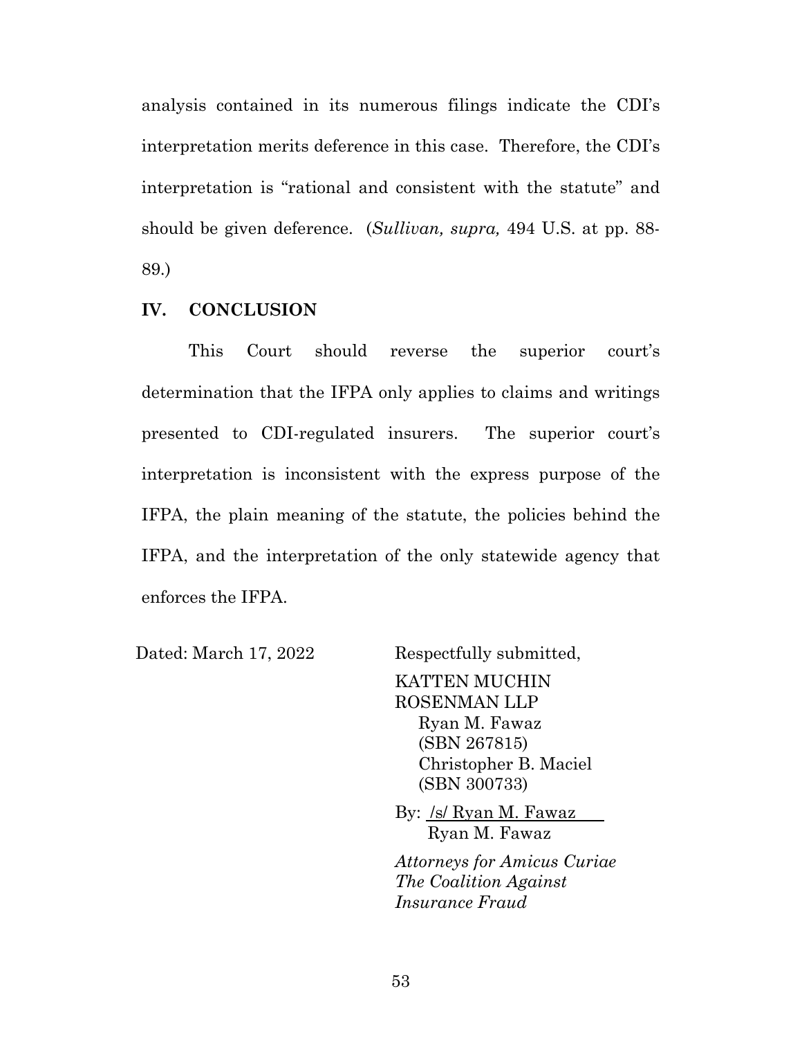analysis contained in its numerous filings indicate the CDI's interpretation merits deference in this case. Therefore, the CDI's interpretation is "rational and consistent with the statute" and should be given deference. (*Sullivan, supra,* 494 U.S. at pp. 88-89.)

## IV. CONCLUSION

This Court should reverse the superior court's determination that the IFPA only applies to claims and writings presented to CDI-regulated insurers. The superior court's interpretation is inconsistent with the express purpose of the IFPA, the plain meaning of the statute, the policies behind the IFPA, and the interpretation of the only statewide agency that enforces the IFPA.

Dated: March 17, 2022

Respectfully submitted,

KATTEN MUCHIN ROSENMAN LLP
Ryan M. Fawaz (SBN 267815)
Christopher B. Maciel (SBN 300733)

By: /s/ Ryan M. Fawaz
Ryan M. Fawaz

*Attorneys for Amicus Curiae The Coalition Against Insurance Fraud*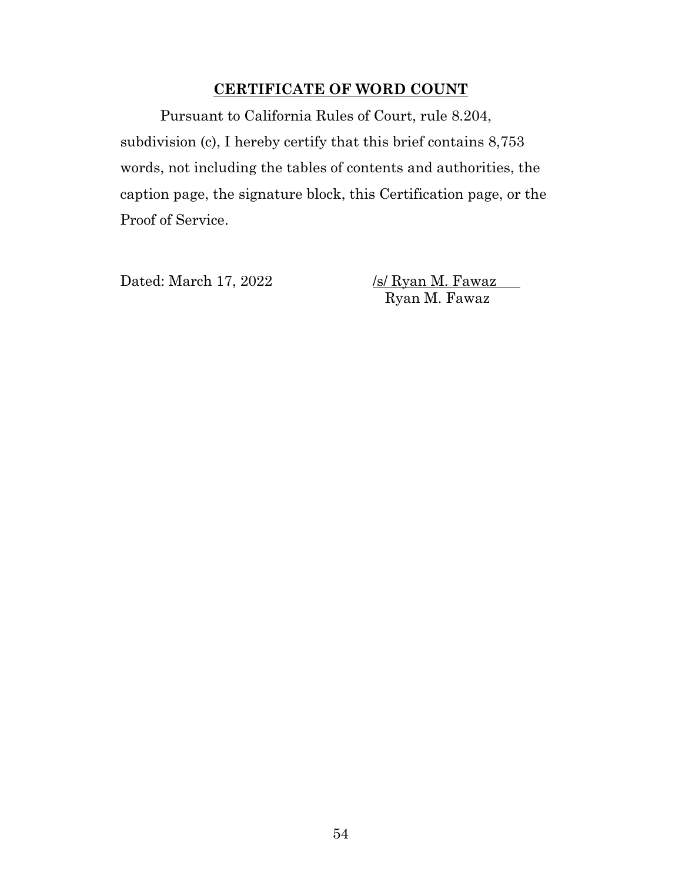## **CERTIFICATE OF WORD COUNT**

Pursuant to California Rules of Court, rule 8.204, subdivision (c), I hereby certify that this brief contains 8,753 words, not including the tables of contents and authorities, the caption page, the signature block, this Certification page, or the Proof of Service.

Dated: March 17, 2022

/s/ Ryan M. Fawaz
Ryan M. Fawaz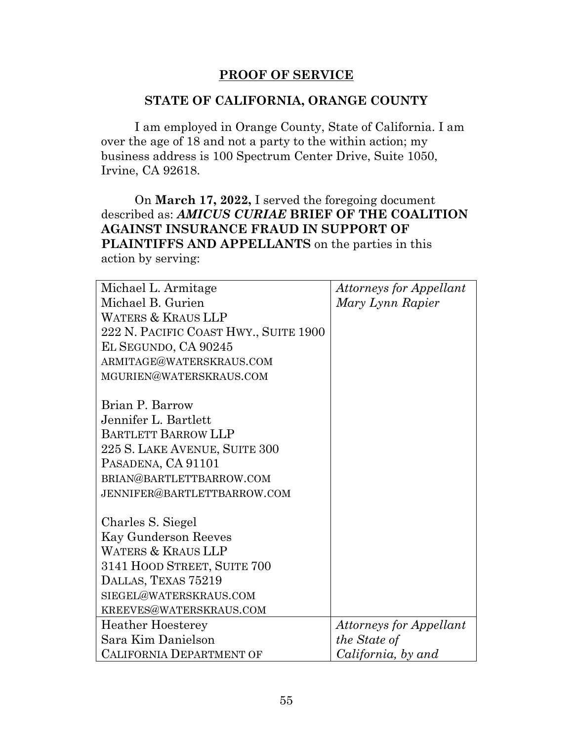**PROOF OF SERVICE**

**STATE OF CALIFORNIA, ORANGE COUNTY**

I am employed in Orange County, State of California. I am over the age of 18 and not a party to the within action; my business address is 100 Spectrum Center Drive, Suite 1050, Irvine, CA 92618.

On **March 17, 2022,** I served the foregoing document described as: ***AMICUS CURIAE* BRIEF OF THE COALITION AGAINST INSURANCE FRAUD IN SUPPORT OF PLAINTIFFS AND APPELLANTS** on the parties in this action by serving:

| | |
|---|---|
| Michael L. Armitage<br>Michael B. Gurien<br>WATERS & KRAUS LLP<br>222 N. PACIFIC COAST HWY., SUITE 1900<br>EL SEGUNDO, CA 90245<br>ARMITAGE@WATERSKRAUS.COM<br>MGURIEN@WATERSKRAUS.COM<br><br>Brian P. Barrow<br>Jennifer L. Bartlett<br>BARTLETT BARROW LLP<br>225 S. LAKE AVENUE, SUITE 300<br>PASADENA, CA 91101<br>BRIAN@BARTLETTBARROW.COM<br>JENNIFER@BARTLETTBARROW.COM<br><br>Charles S. Siegel<br>Kay Gunderson Reeves<br>WATERS & KRAUS LLP<br>3141 HOOD STREET, SUITE 700<br>DALLAS, TEXAS 75219<br>SIEGEL@WATERSKRAUS.COM<br>KREEVES@WATERSKRAUS.COM | *Attorneys for Appellant Mary Lynn Rapier* |
| Heather Hoesterey<br>Sara Kim Danielson<br>CALIFORNIA DEPARTMENT OF | *Attorneys for Appellant the State of California, by and* |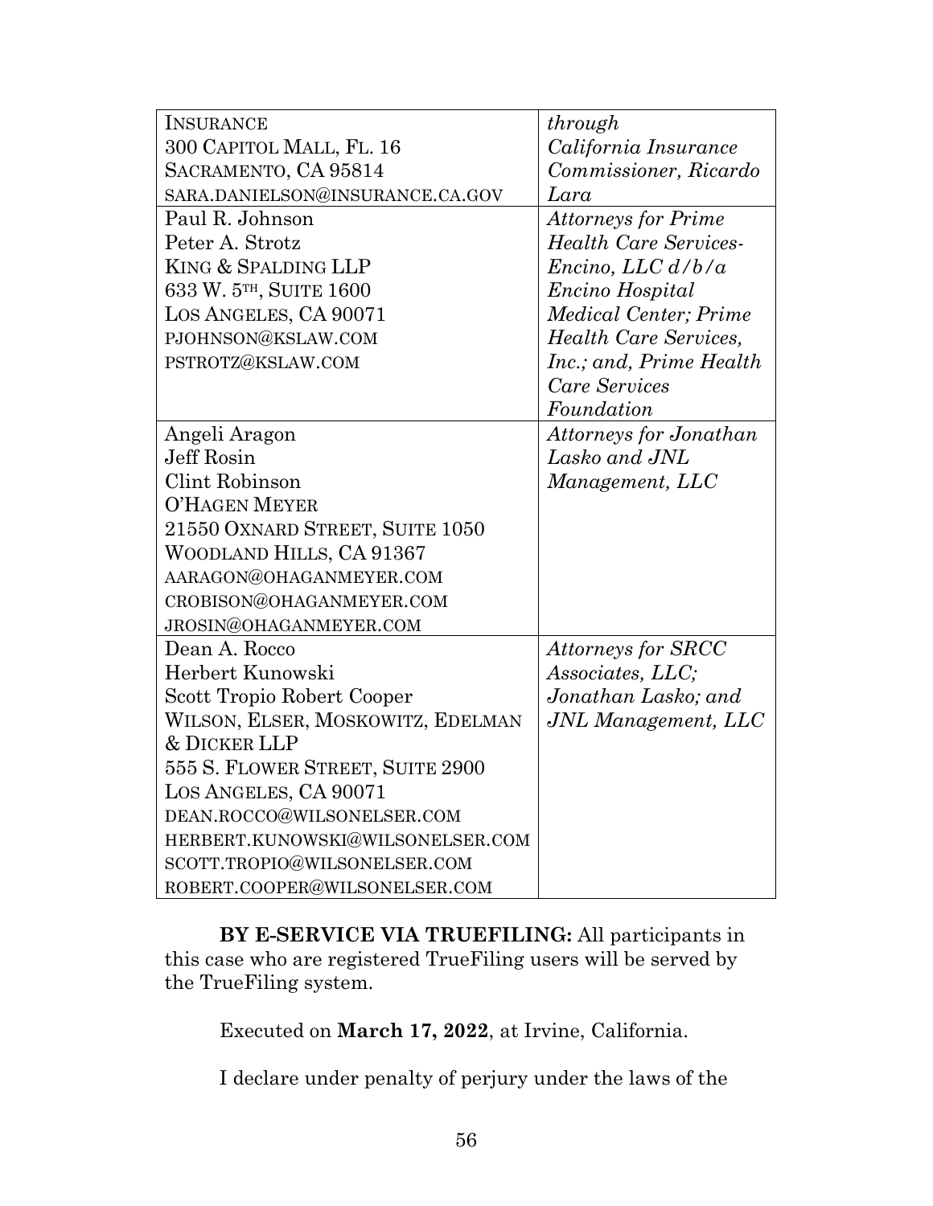| | |
|---|---|
| INSURANCE<br>300 CAPITOL MALL, FL. 16<br>SACRAMENTO, CA 95814<br>SARA.DANIELSON@INSURANCE.CA.GOV | *through California Insurance Commissioner, Ricardo Lara* |
| Paul R. Johnson<br>Peter A. Strotz<br>KING & SPALDING LLP<br>633 W. 5TH, SUITE 1600<br>LOS ANGELES, CA 90071<br>PJOHNSON@KSLAW.COM<br>PSTROTZ@KSLAW.COM | *Attorneys for Prime Health Care Services-Encino, LLC d/b/a Encino Hospital Medical Center; Prime Health Care Services, Inc.; and, Prime Health Care Services Foundation* |
| Angeli Aragon<br>Jeff Rosin<br>Clint Robinson<br>O'HAGEN MEYER<br>21550 OXNARD STREET, SUITE 1050<br>WOODLAND HILLS, CA 91367<br>AARAGON@OHAGANMEYER.COM<br>CROBISON@OHAGANMEYER.COM<br>JROSIN@OHAGANMEYER.COM | *Attorneys for Jonathan Lasko and JNL Management, LLC* |
| Dean A. Rocco<br>Herbert Kunowski<br>Scott Tropio Robert Cooper<br>WILSON, ELSER, MOSKOWITZ, EDELMAN & DICKER LLP<br>555 S. FLOWER STREET, SUITE 2900<br>LOS ANGELES, CA 90071<br>DEAN.ROCCO@WILSONELSER.COM<br>HERBERT.KUNOWSKI@WILSONELSER.COM<br>SCOTT.TROPIO@WILSONELSER.COM<br>ROBERT.COOPER@WILSONELSER.COM | *Attorneys for SRCC Associates, LLC; Jonathan Lasko; and JNL Management, LLC* |

**BY E-SERVICE VIA TRUEFILING:** All participants in this case who are registered TrueFiling users will be served by the TrueFiling system.

Executed on **March 17, 2022**, at Irvine, California.

I declare under penalty of perjury under the laws of the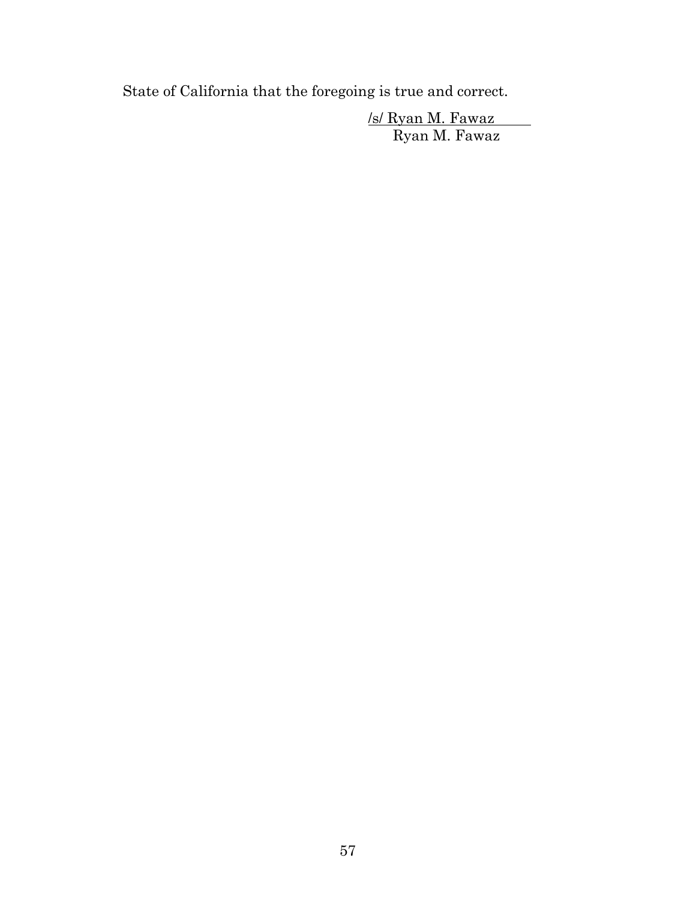State of California that the foregoing is true and correct.

/s/ Ryan M. Fawaz
Ryan M. Fawaz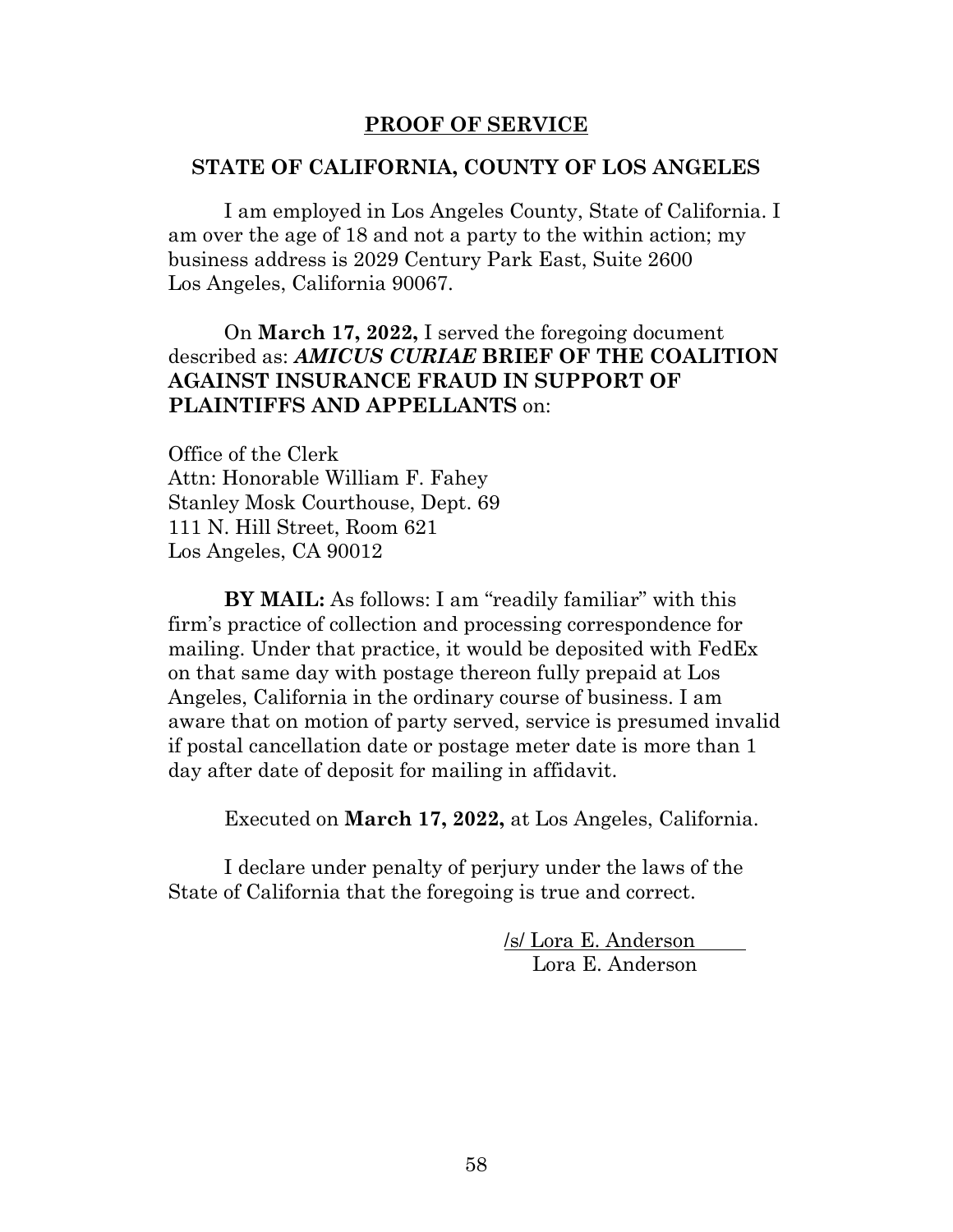## PROOF OF SERVICE

### STATE OF CALIFORNIA, COUNTY OF LOS ANGELES

I am employed in Los Angeles County, State of California. I am over the age of 18 and not a party to the within action; my business address is 2029 Century Park East, Suite 2600 Los Angeles, California 90067.

On **March 17, 2022,** I served the foregoing document described as: ***AMICUS CURIAE* BRIEF OF THE COALITION AGAINST INSURANCE FRAUD IN SUPPORT OF PLAINTIFFS AND APPELLANTS** on:

Office of the Clerk
Attn: Honorable William F. Fahey
Stanley Mosk Courthouse, Dept. 69
111 N. Hill Street, Room 621
Los Angeles, CA 90012

**BY MAIL:** As follows: I am "readily familiar" with this firm's practice of collection and processing correspondence for mailing. Under that practice, it would be deposited with FedEx on that same day with postage thereon fully prepaid at Los Angeles, California in the ordinary course of business. I am aware that on motion of party served, service is presumed invalid if postal cancellation date or postage meter date is more than 1 day after date of deposit for mailing in affidavit.

Executed on **March 17, 2022,** at Los Angeles, California.

I declare under penalty of perjury under the laws of the State of California that the foregoing is true and correct.

/s/ Lora E. Anderson
Lora E. Anderson